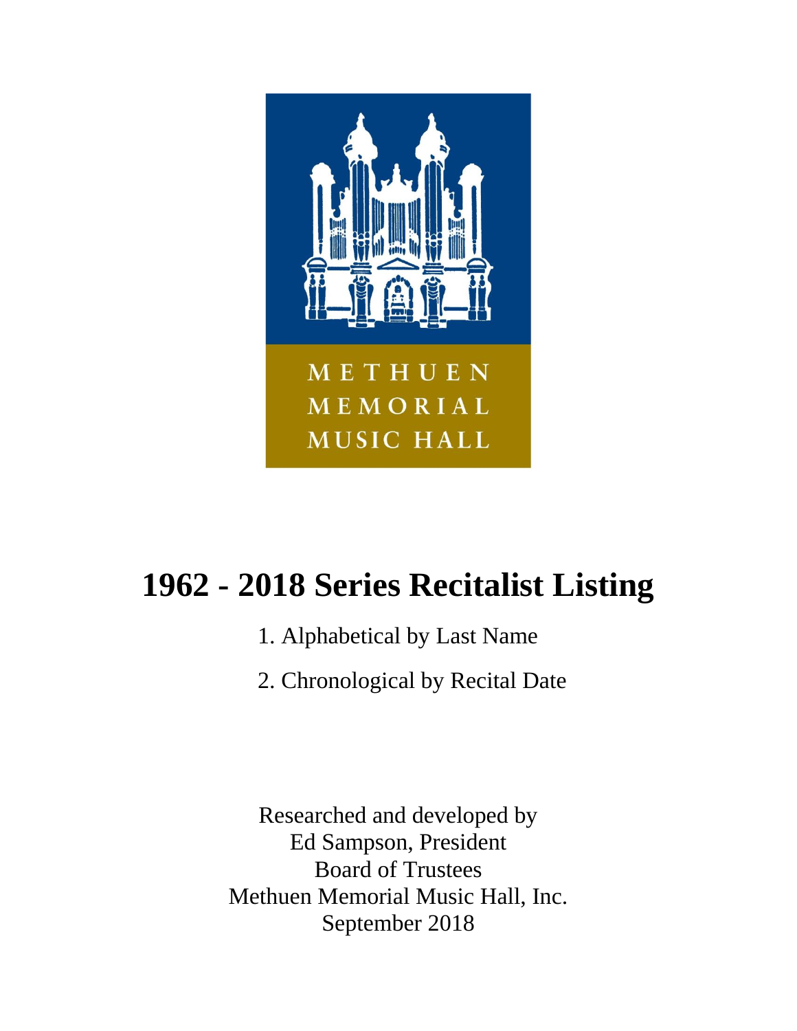METHUEN
MEMORIAL
MUSIC HALL

# 1962 - 2018 Series Recitalist Listing

1. Alphabetical by Last Name
2. Chronological by Recital Date

Researched and developed by
Ed Sampson, President
Board of Trustees
Methuen Memorial Music Hall, Inc.
September 2018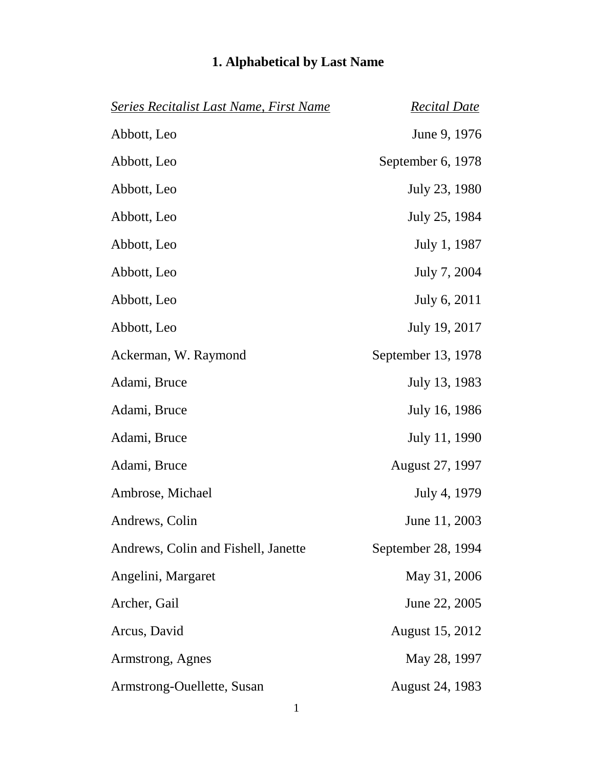# 1. Alphabetical by Last Name

| *Series Recitalist Last Name, First Name* | *Recital Date* |
|---|---|
| Abbott, Leo | June 9, 1976 |
| Abbott, Leo | September 6, 1978 |
| Abbott, Leo | July 23, 1980 |
| Abbott, Leo | July 25, 1984 |
| Abbott, Leo | July 1, 1987 |
| Abbott, Leo | July 7, 2004 |
| Abbott, Leo | July 6, 2011 |
| Abbott, Leo | July 19, 2017 |
| Ackerman, W. Raymond | September 13, 1978 |
| Adami, Bruce | July 13, 1983 |
| Adami, Bruce | July 16, 1986 |
| Adami, Bruce | July 11, 1990 |
| Adami, Bruce | August 27, 1997 |
| Ambrose, Michael | July 4, 1979 |
| Andrews, Colin | June 11, 2003 |
| Andrews, Colin and Fishell, Janette | September 28, 1994 |
| Angelini, Margaret | May 31, 2006 |
| Archer, Gail | June 22, 2005 |
| Arcus, David | August 15, 2012 |
| Armstrong, Agnes | May 28, 1997 |
| Armstrong-Ouellette, Susan | August 24, 1983 |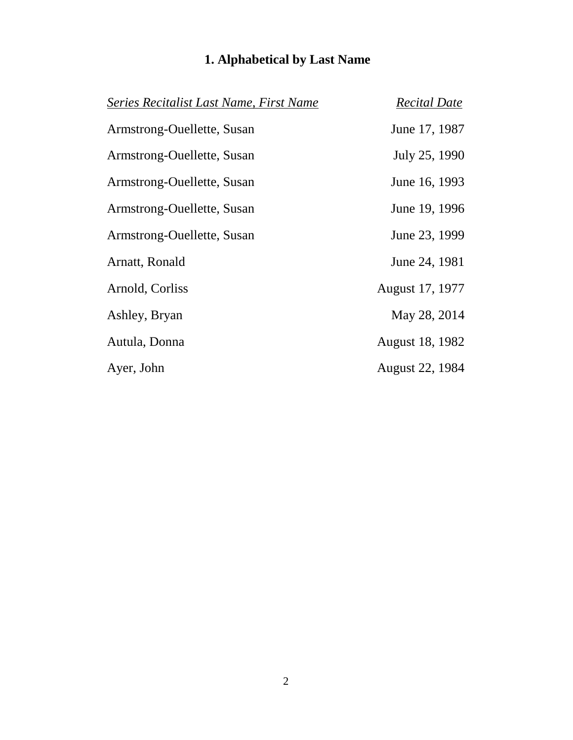# 1. Alphabetical by Last Name

| *Series Recitalist Last Name, First Name* | *Recital Date* |
| --- | --- |
| Armstrong-Ouellette, Susan | June 17, 1987 |
| Armstrong-Ouellette, Susan | July 25, 1990 |
| Armstrong-Ouellette, Susan | June 16, 1993 |
| Armstrong-Ouellette, Susan | June 19, 1996 |
| Armstrong-Ouellette, Susan | June 23, 1999 |
| Arnatt, Ronald | June 24, 1981 |
| Arnold, Corliss | August 17, 1977 |
| Ashley, Bryan | May 28, 2014 |
| Autula, Donna | August 18, 1982 |
| Ayer, John | August 22, 1984 |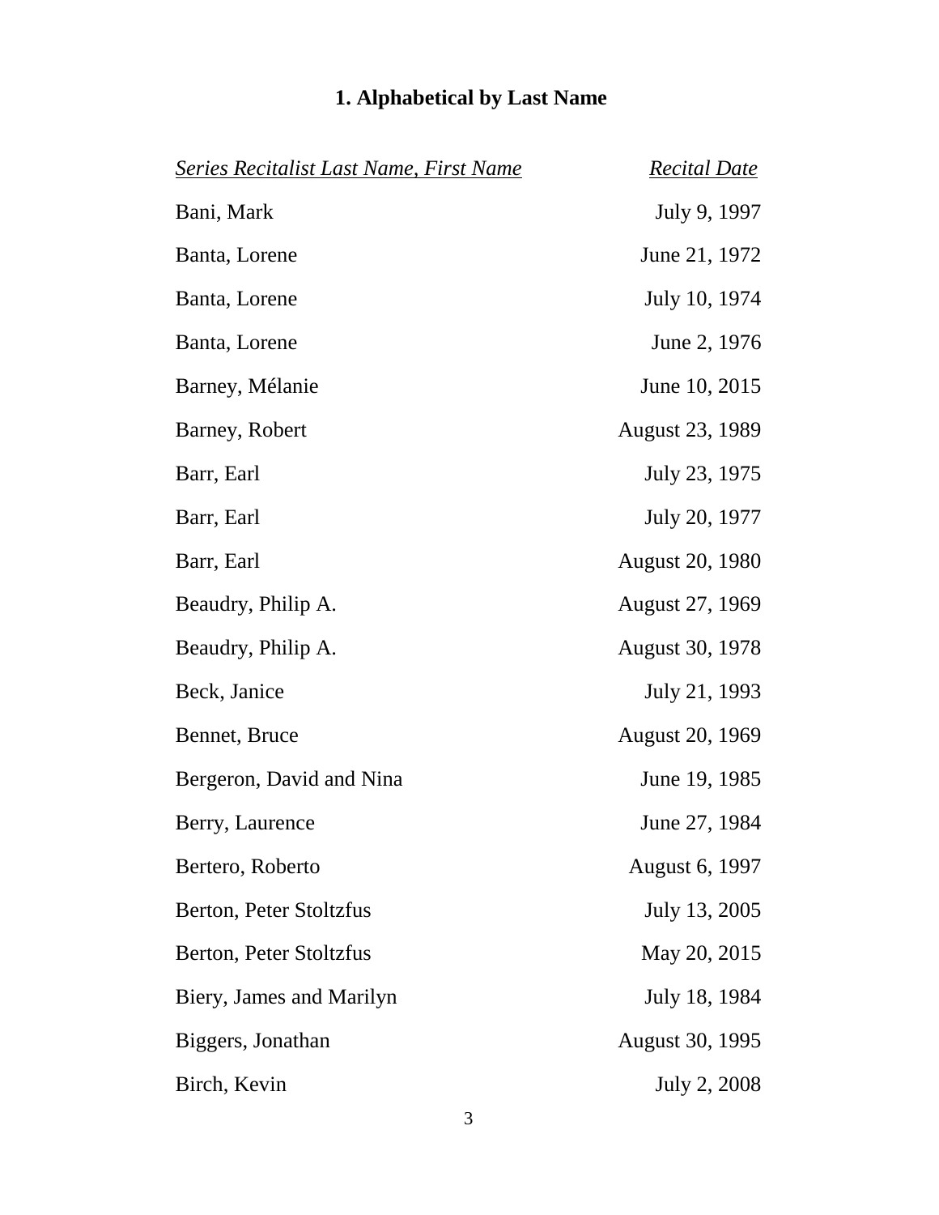# 1. Alphabetical by Last Name

| *Series Recitalist Last Name, First Name* | *Recital Date* |
|---|---|
| Bani, Mark | July 9, 1997 |
| Banta, Lorene | June 21, 1972 |
| Banta, Lorene | July 10, 1974 |
| Banta, Lorene | June 2, 1976 |
| Barney, Mélanie | June 10, 2015 |
| Barney, Robert | August 23, 1989 |
| Barr, Earl | July 23, 1975 |
| Barr, Earl | July 20, 1977 |
| Barr, Earl | August 20, 1980 |
| Beaudry, Philip A. | August 27, 1969 |
| Beaudry, Philip A. | August 30, 1978 |
| Beck, Janice | July 21, 1993 |
| Bennet, Bruce | August 20, 1969 |
| Bergeron, David and Nina | June 19, 1985 |
| Berry, Laurence | June 27, 1984 |
| Bertero, Roberto | August 6, 1997 |
| Berton, Peter Stoltzfus | July 13, 2005 |
| Berton, Peter Stoltzfus | May 20, 2015 |
| Biery, James and Marilyn | July 18, 1984 |
| Biggers, Jonathan | August 30, 1995 |
| Birch, Kevin | July 2, 2008 |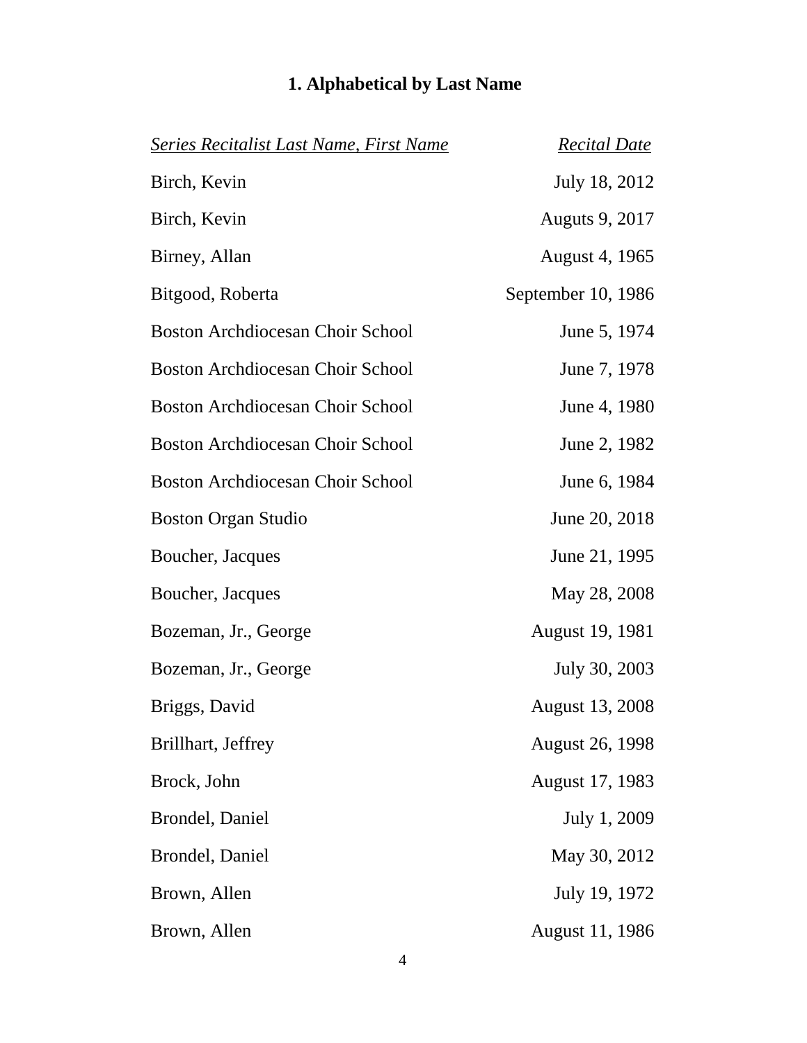## 1. Alphabetical by Last Name

| *Series Recitalist Last Name, First Name* | *Recital Date* |
|---|---|
| Birch, Kevin | July 18, 2012 |
| Birch, Kevin | Auguts 9, 2017 |
| Birney, Allan | August 4, 1965 |
| Bitgood, Roberta | September 10, 1986 |
| Boston Archdiocesan Choir School | June 5, 1974 |
| Boston Archdiocesan Choir School | June 7, 1978 |
| Boston Archdiocesan Choir School | June 4, 1980 |
| Boston Archdiocesan Choir School | June 2, 1982 |
| Boston Archdiocesan Choir School | June 6, 1984 |
| Boston Organ Studio | June 20, 2018 |
| Boucher, Jacques | June 21, 1995 |
| Boucher, Jacques | May 28, 2008 |
| Bozeman, Jr., George | August 19, 1981 |
| Bozeman, Jr., George | July 30, 2003 |
| Briggs, David | August 13, 2008 |
| Brillhart, Jeffrey | August 26, 1998 |
| Brock, John | August 17, 1983 |
| Brondel, Daniel | July 1, 2009 |
| Brondel, Daniel | May 30, 2012 |
| Brown, Allen | July 19, 1972 |
| Brown, Allen | August 11, 1986 |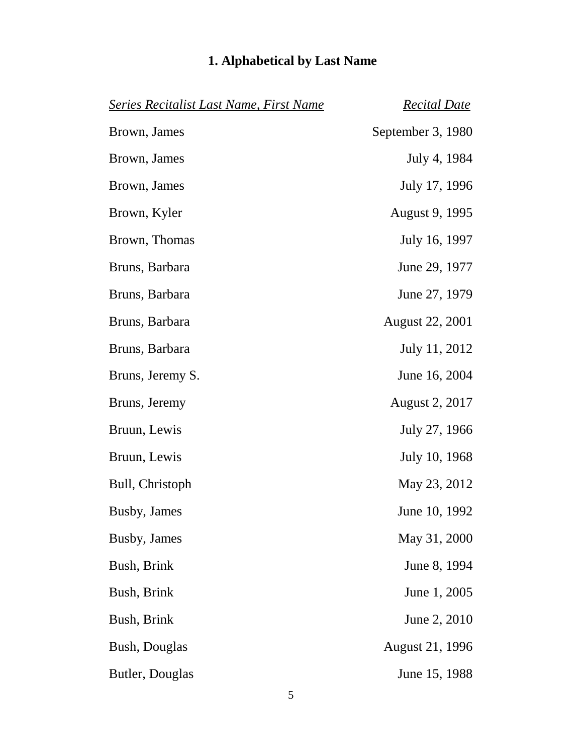## 1. Alphabetical by Last Name

| *Series Recitalist Last Name, First Name* | *Recital Date* |
|---|---|
| Brown, James | September 3, 1980 |
| Brown, James | July 4, 1984 |
| Brown, James | July 17, 1996 |
| Brown, Kyler | August 9, 1995 |
| Brown, Thomas | July 16, 1997 |
| Bruns, Barbara | June 29, 1977 |
| Bruns, Barbara | June 27, 1979 |
| Bruns, Barbara | August 22, 2001 |
| Bruns, Barbara | July 11, 2012 |
| Bruns, Jeremy S. | June 16, 2004 |
| Bruns, Jeremy | August 2, 2017 |
| Bruun, Lewis | July 27, 1966 |
| Bruun, Lewis | July 10, 1968 |
| Bull, Christoph | May 23, 2012 |
| Busby, James | June 10, 1992 |
| Busby, James | May 31, 2000 |
| Bush, Brink | June 8, 1994 |
| Bush, Brink | June 1, 2005 |
| Bush, Brink | June 2, 2010 |
| Bush, Douglas | August 21, 1996 |
| Butler, Douglas | June 15, 1988 |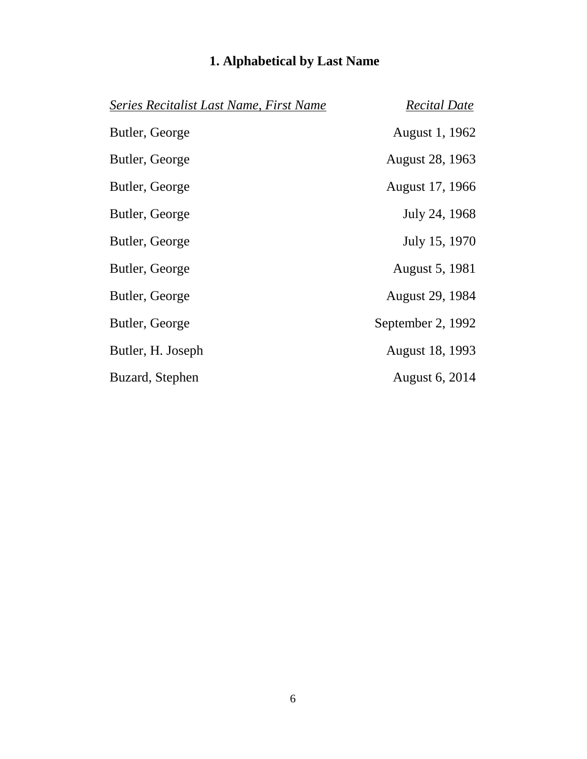## 1. Alphabetical by Last Name

| *Series Recitalist Last Name, First Name* | *Recital Date* |
|---|---|
| Butler, George | August 1, 1962 |
| Butler, George | August 28, 1963 |
| Butler, George | August 17, 1966 |
| Butler, George | July 24, 1968 |
| Butler, George | July 15, 1970 |
| Butler, George | August 5, 1981 |
| Butler, George | August 29, 1984 |
| Butler, George | September 2, 1992 |
| Butler, H. Joseph | August 18, 1993 |
| Buzard, Stephen | August 6, 2014 |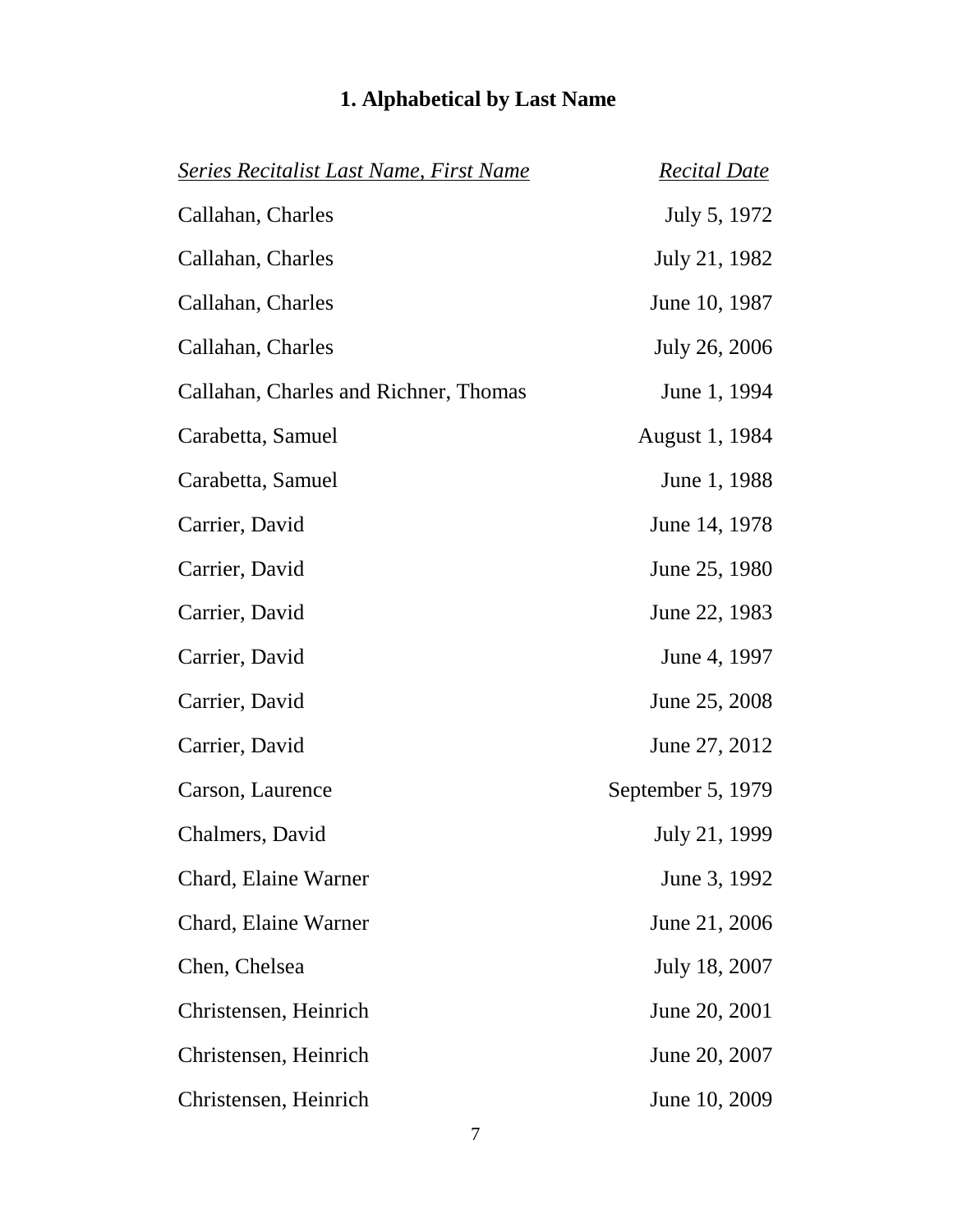## 1. Alphabetical by Last Name

| *Series Recitalist Last Name, First Name* | *Recital Date* |
|---|---|
| Callahan, Charles | July 5, 1972 |
| Callahan, Charles | July 21, 1982 |
| Callahan, Charles | June 10, 1987 |
| Callahan, Charles | July 26, 2006 |
| Callahan, Charles and Richner, Thomas | June 1, 1994 |
| Carabetta, Samuel | August 1, 1984 |
| Carabetta, Samuel | June 1, 1988 |
| Carrier, David | June 14, 1978 |
| Carrier, David | June 25, 1980 |
| Carrier, David | June 22, 1983 |
| Carrier, David | June 4, 1997 |
| Carrier, David | June 25, 2008 |
| Carrier, David | June 27, 2012 |
| Carson, Laurence | September 5, 1979 |
| Chalmers, David | July 21, 1999 |
| Chard, Elaine Warner | June 3, 1992 |
| Chard, Elaine Warner | June 21, 2006 |
| Chen, Chelsea | July 18, 2007 |
| Christensen, Heinrich | June 20, 2001 |
| Christensen, Heinrich | June 20, 2007 |
| Christensen, Heinrich | June 10, 2009 |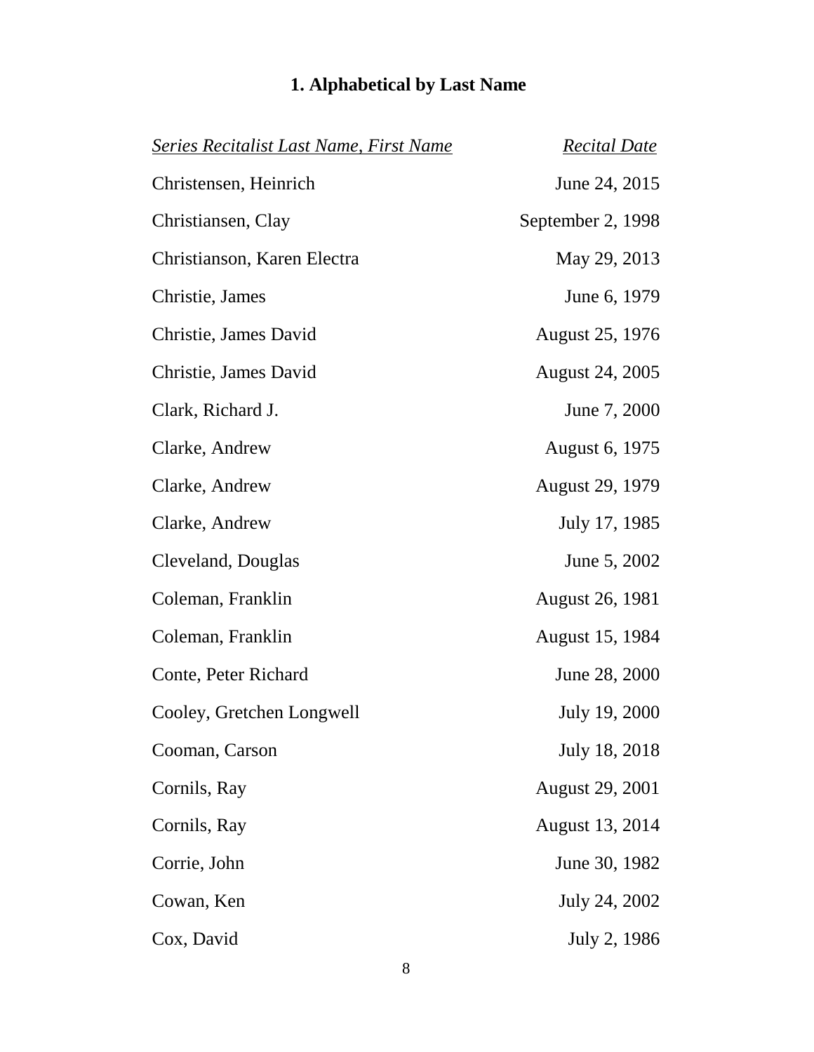# 1. Alphabetical by Last Name

| *Series Recitalist Last Name, First Name* | *Recital Date* |
|---|---|
| Christensen, Heinrich | June 24, 2015 |
| Christiansen, Clay | September 2, 1998 |
| Christianson, Karen Electra | May 29, 2013 |
| Christie, James | June 6, 1979 |
| Christie, James David | August 25, 1976 |
| Christie, James David | August 24, 2005 |
| Clark, Richard J. | June 7, 2000 |
| Clarke, Andrew | August 6, 1975 |
| Clarke, Andrew | August 29, 1979 |
| Clarke, Andrew | July 17, 1985 |
| Cleveland, Douglas | June 5, 2002 |
| Coleman, Franklin | August 26, 1981 |
| Coleman, Franklin | August 15, 1984 |
| Conte, Peter Richard | June 28, 2000 |
| Cooley, Gretchen Longwell | July 19, 2000 |
| Cooman, Carson | July 18, 2018 |
| Cornils, Ray | August 29, 2001 |
| Cornils, Ray | August 13, 2014 |
| Corrie, John | June 30, 1982 |
| Cowan, Ken | July 24, 2002 |
| Cox, David | July 2, 1986 |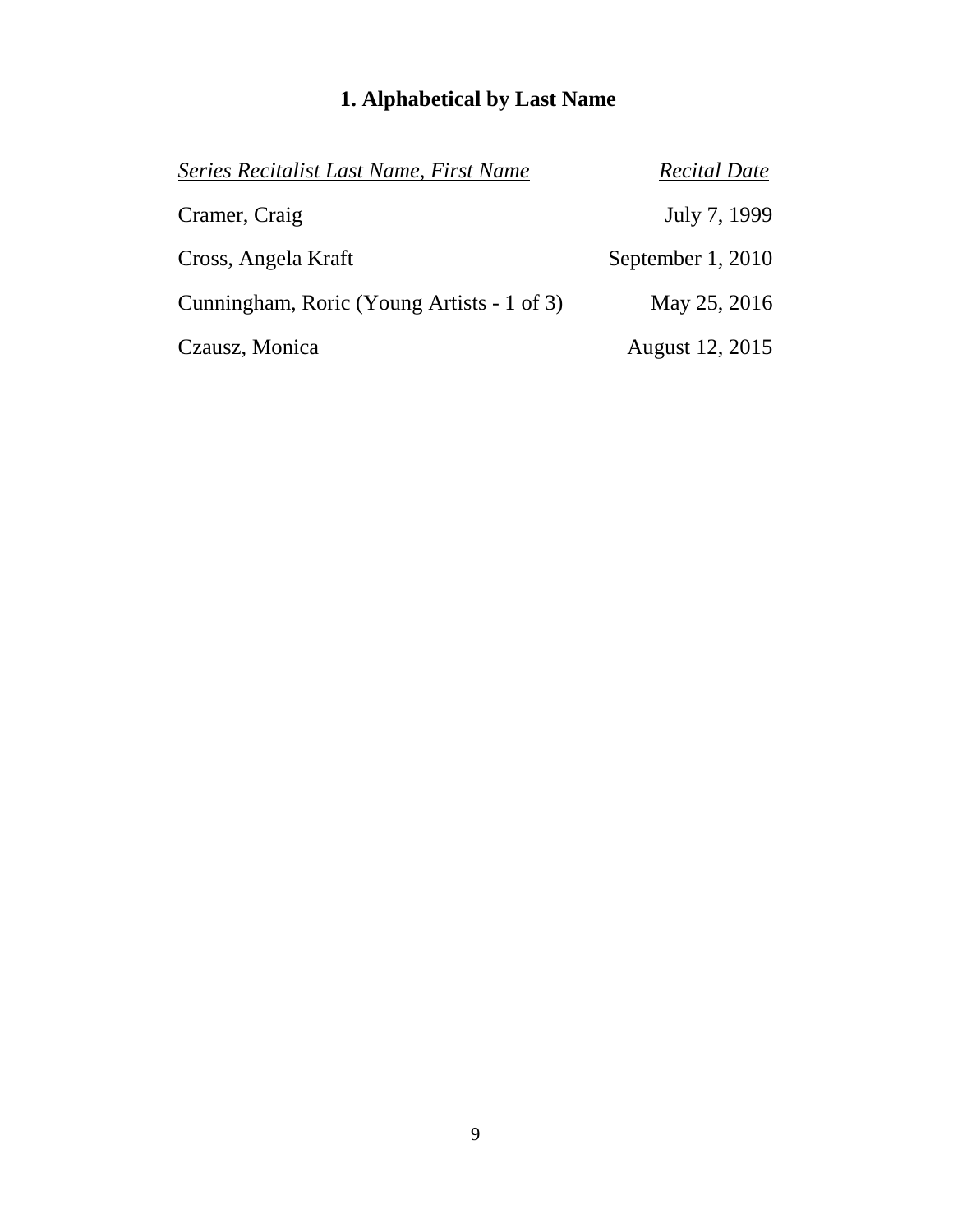## 1. Alphabetical by Last Name

| *Series Recitalist Last Name, First Name* | *Recital Date* |
| --- | --- |
| Cramer, Craig | July 7, 1999 |
| Cross, Angela Kraft | September 1, 2010 |
| Cunningham, Roric (Young Artists - 1 of 3) | May 25, 2016 |
| Czausz, Monica | August 12, 2015 |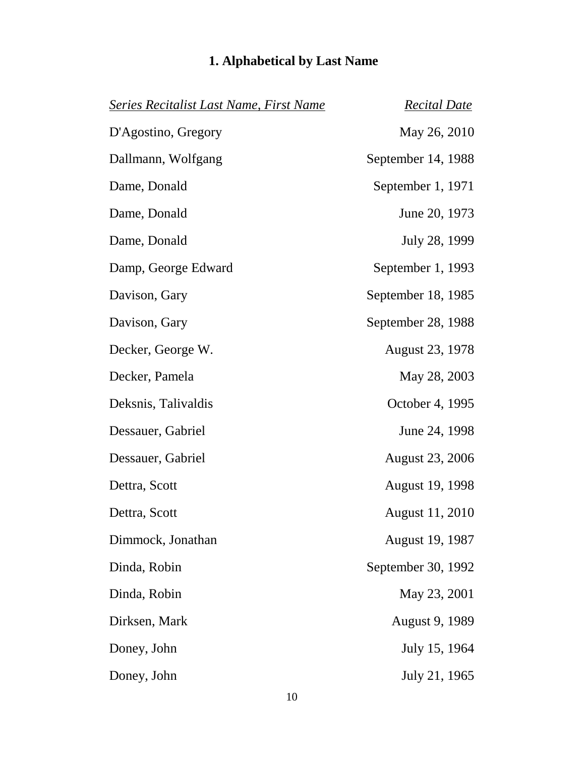## 1. Alphabetical by Last Name

| *Series Recitalist Last Name, First Name* | *Recital Date* |
|---|---|
| D'Agostino, Gregory | May 26, 2010 |
| Dallmann, Wolfgang | September 14, 1988 |
| Dame, Donald | September 1, 1971 |
| Dame, Donald | June 20, 1973 |
| Dame, Donald | July 28, 1999 |
| Damp, George Edward | September 1, 1993 |
| Davison, Gary | September 18, 1985 |
| Davison, Gary | September 28, 1988 |
| Decker, George W. | August 23, 1978 |
| Decker, Pamela | May 28, 2003 |
| Deksnis, Talivaldis | October 4, 1995 |
| Dessauer, Gabriel | June 24, 1998 |
| Dessauer, Gabriel | August 23, 2006 |
| Dettra, Scott | August 19, 1998 |
| Dettra, Scott | August 11, 2010 |
| Dimmock, Jonathan | August 19, 1987 |
| Dinda, Robin | September 30, 1992 |
| Dinda, Robin | May 23, 2001 |
| Dirksen, Mark | August 9, 1989 |
| Doney, John | July 15, 1964 |
| Doney, John | July 21, 1965 |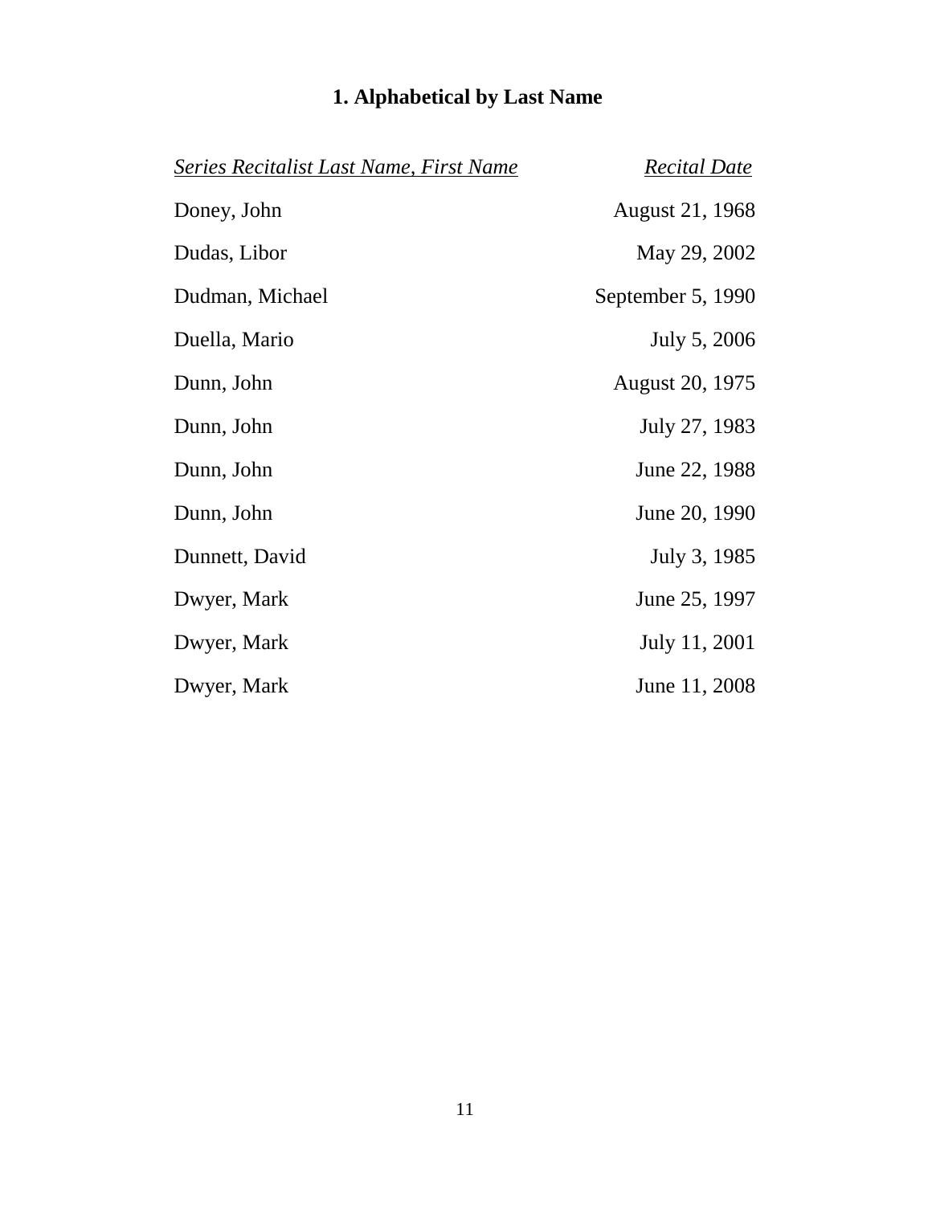# 1. Alphabetical by Last Name

| *Series Recitalist Last Name, First Name* | *Recital Date* |
| --- | --- |
| Doney, John | August 21, 1968 |
| Dudas, Libor | May 29, 2002 |
| Dudman, Michael | September 5, 1990 |
| Duella, Mario | July 5, 2006 |
| Dunn, John | August 20, 1975 |
| Dunn, John | July 27, 1983 |
| Dunn, John | June 22, 1988 |
| Dunn, John | June 20, 1990 |
| Dunnett, David | July 3, 1985 |
| Dwyer, Mark | June 25, 1997 |
| Dwyer, Mark | July 11, 2001 |
| Dwyer, Mark | June 11, 2008 |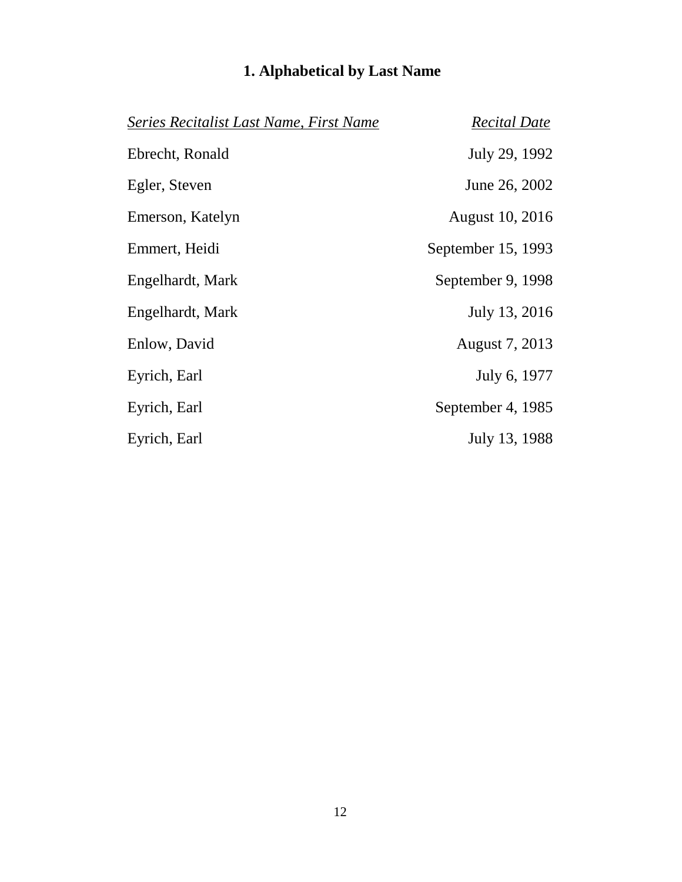## 1. Alphabetical by Last Name

| *Series Recitalist Last Name, First Name* | *Recital Date* |
|---|---|
| Ebrecht, Ronald | July 29, 1992 |
| Egler, Steven | June 26, 2002 |
| Emerson, Katelyn | August 10, 2016 |
| Emmert, Heidi | September 15, 1993 |
| Engelhardt, Mark | September 9, 1998 |
| Engelhardt, Mark | July 13, 2016 |
| Enlow, David | August 7, 2013 |
| Eyrich, Earl | July 6, 1977 |
| Eyrich, Earl | September 4, 1985 |
| Eyrich, Earl | July 13, 1988 |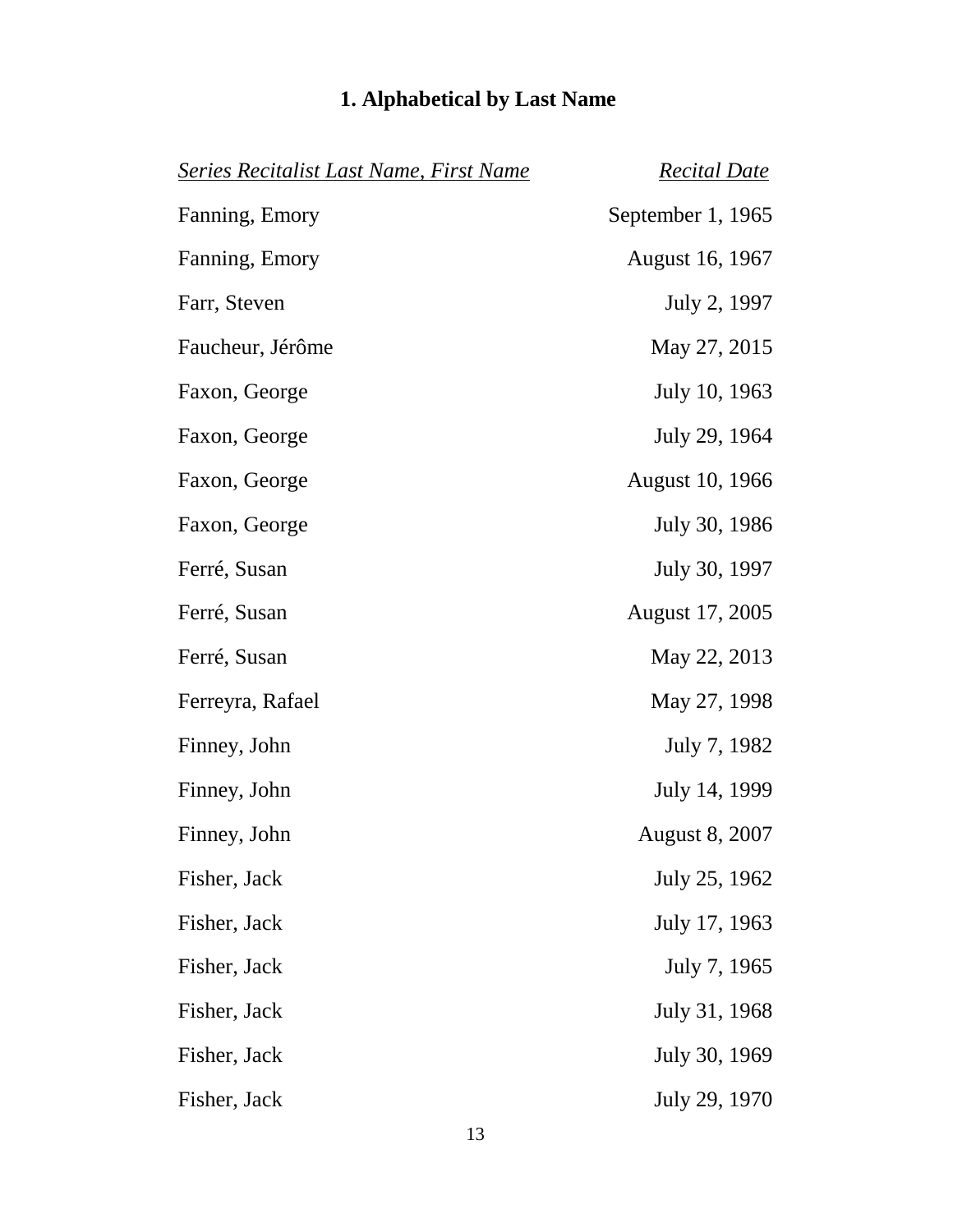## 1. Alphabetical by Last Name

| *Series Recitalist Last Name, First Name* | *Recital Date* |
|---|---|
| Fanning, Emory | September 1, 1965 |
| Fanning, Emory | August 16, 1967 |
| Farr, Steven | July 2, 1997 |
| Faucheur, Jérôme | May 27, 2015 |
| Faxon, George | July 10, 1963 |
| Faxon, George | July 29, 1964 |
| Faxon, George | August 10, 1966 |
| Faxon, George | July 30, 1986 |
| Ferré, Susan | July 30, 1997 |
| Ferré, Susan | August 17, 2005 |
| Ferré, Susan | May 22, 2013 |
| Ferreyra, Rafael | May 27, 1998 |
| Finney, John | July 7, 1982 |
| Finney, John | July 14, 1999 |
| Finney, John | August 8, 2007 |
| Fisher, Jack | July 25, 1962 |
| Fisher, Jack | July 17, 1963 |
| Fisher, Jack | July 7, 1965 |
| Fisher, Jack | July 31, 1968 |
| Fisher, Jack | July 30, 1969 |
| Fisher, Jack | July 29, 1970 |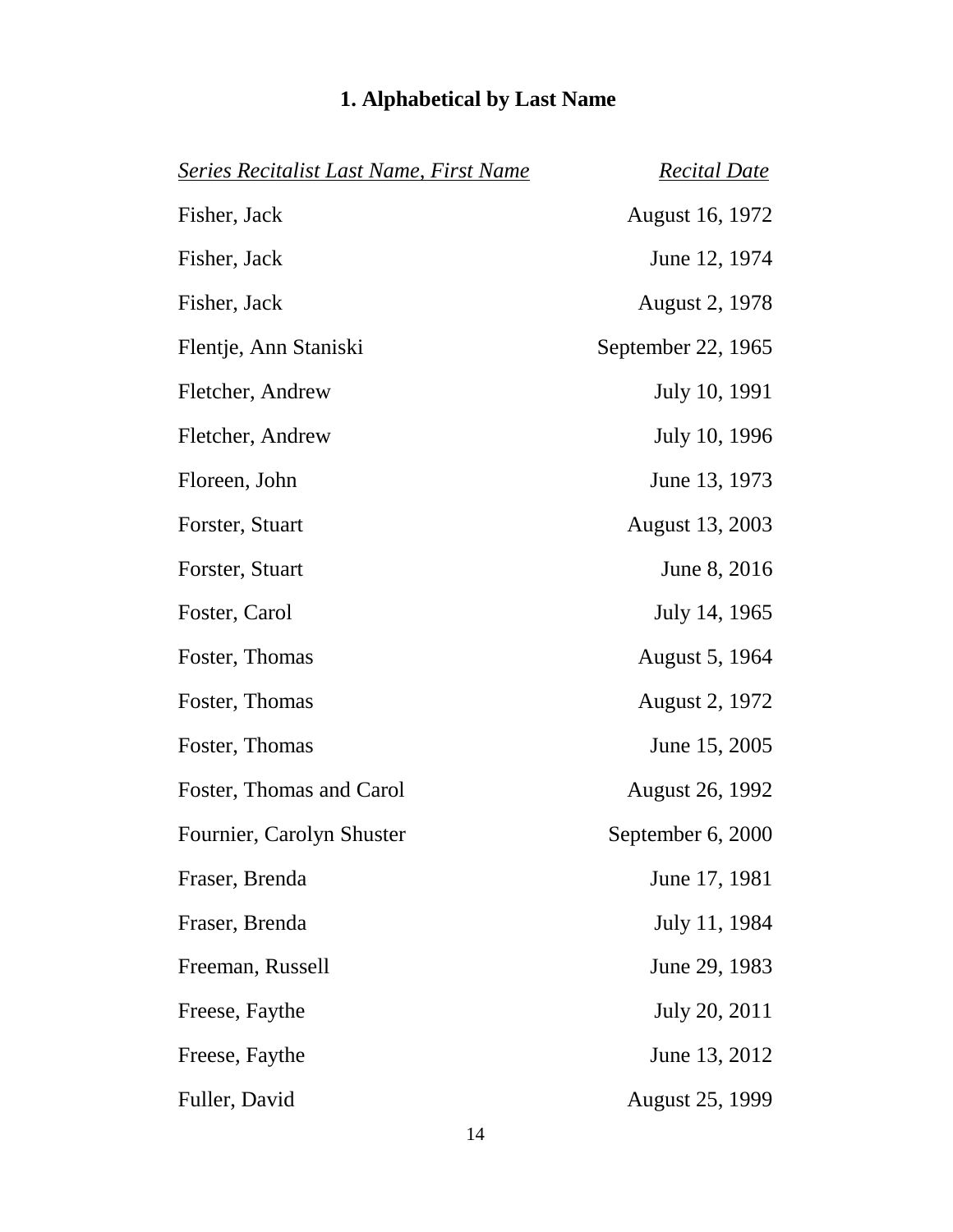## 1. Alphabetical by Last Name

| *Series Recitalist Last Name, First Name* | *Recital Date* |
|---|---|
| Fisher, Jack | August 16, 1972 |
| Fisher, Jack | June 12, 1974 |
| Fisher, Jack | August 2, 1978 |
| Flentje, Ann Staniski | September 22, 1965 |
| Fletcher, Andrew | July 10, 1991 |
| Fletcher, Andrew | July 10, 1996 |
| Floreen, John | June 13, 1973 |
| Forster, Stuart | August 13, 2003 |
| Forster, Stuart | June 8, 2016 |
| Foster, Carol | July 14, 1965 |
| Foster, Thomas | August 5, 1964 |
| Foster, Thomas | August 2, 1972 |
| Foster, Thomas | June 15, 2005 |
| Foster, Thomas and Carol | August 26, 1992 |
| Fournier, Carolyn Shuster | September 6, 2000 |
| Fraser, Brenda | June 17, 1981 |
| Fraser, Brenda | July 11, 1984 |
| Freeman, Russell | June 29, 1983 |
| Freese, Faythe | July 20, 2011 |
| Freese, Faythe | June 13, 2012 |
| Fuller, David | August 25, 1999 |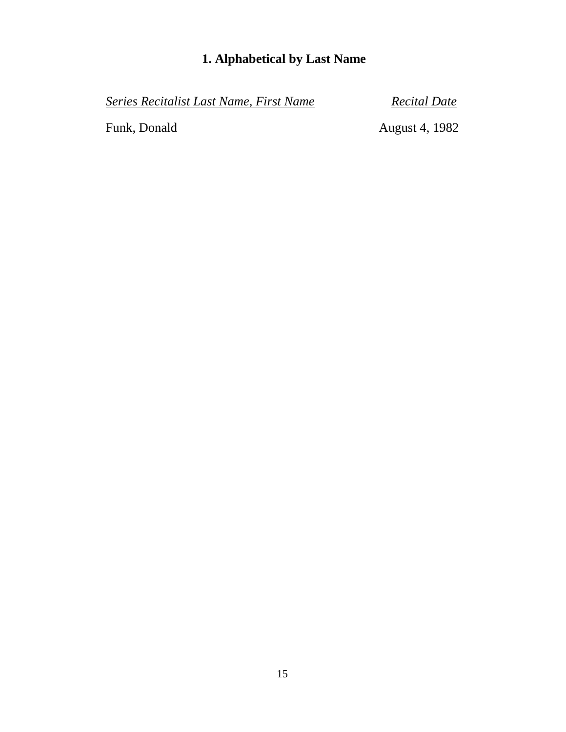## 1. Alphabetical by Last Name

| *Series Recitalist Last Name, First Name* | *Recital Date* |
|---|---|
| Funk, Donald | August 4, 1982 |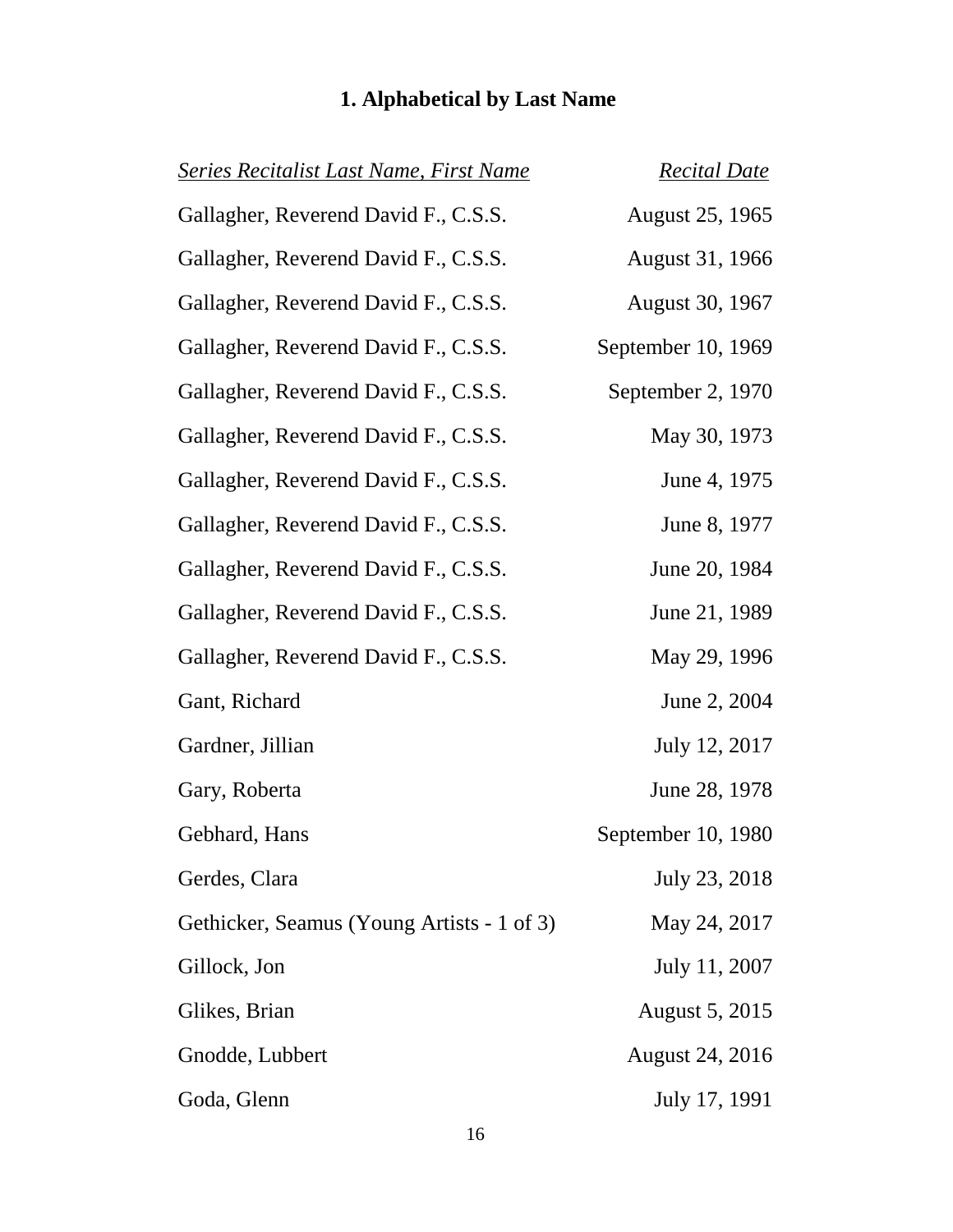## 1. Alphabetical by Last Name

| *Series Recitalist Last Name, First Name* | *Recital Date* |
| --- | --- |
| Gallagher, Reverend David F., C.S.S. | August 25, 1965 |
| Gallagher, Reverend David F., C.S.S. | August 31, 1966 |
| Gallagher, Reverend David F., C.S.S. | August 30, 1967 |
| Gallagher, Reverend David F., C.S.S. | September 10, 1969 |
| Gallagher, Reverend David F., C.S.S. | September 2, 1970 |
| Gallagher, Reverend David F., C.S.S. | May 30, 1973 |
| Gallagher, Reverend David F., C.S.S. | June 4, 1975 |
| Gallagher, Reverend David F., C.S.S. | June 8, 1977 |
| Gallagher, Reverend David F., C.S.S. | June 20, 1984 |
| Gallagher, Reverend David F., C.S.S. | June 21, 1989 |
| Gallagher, Reverend David F., C.S.S. | May 29, 1996 |
| Gant, Richard | June 2, 2004 |
| Gardner, Jillian | July 12, 2017 |
| Gary, Roberta | June 28, 1978 |
| Gebhard, Hans | September 10, 1980 |
| Gerdes, Clara | July 23, 2018 |
| Gethicker, Seamus (Young Artists - 1 of 3) | May 24, 2017 |
| Gillock, Jon | July 11, 2007 |
| Glikes, Brian | August 5, 2015 |
| Gnodde, Lubbert | August 24, 2016 |
| Goda, Glenn | July 17, 1991 |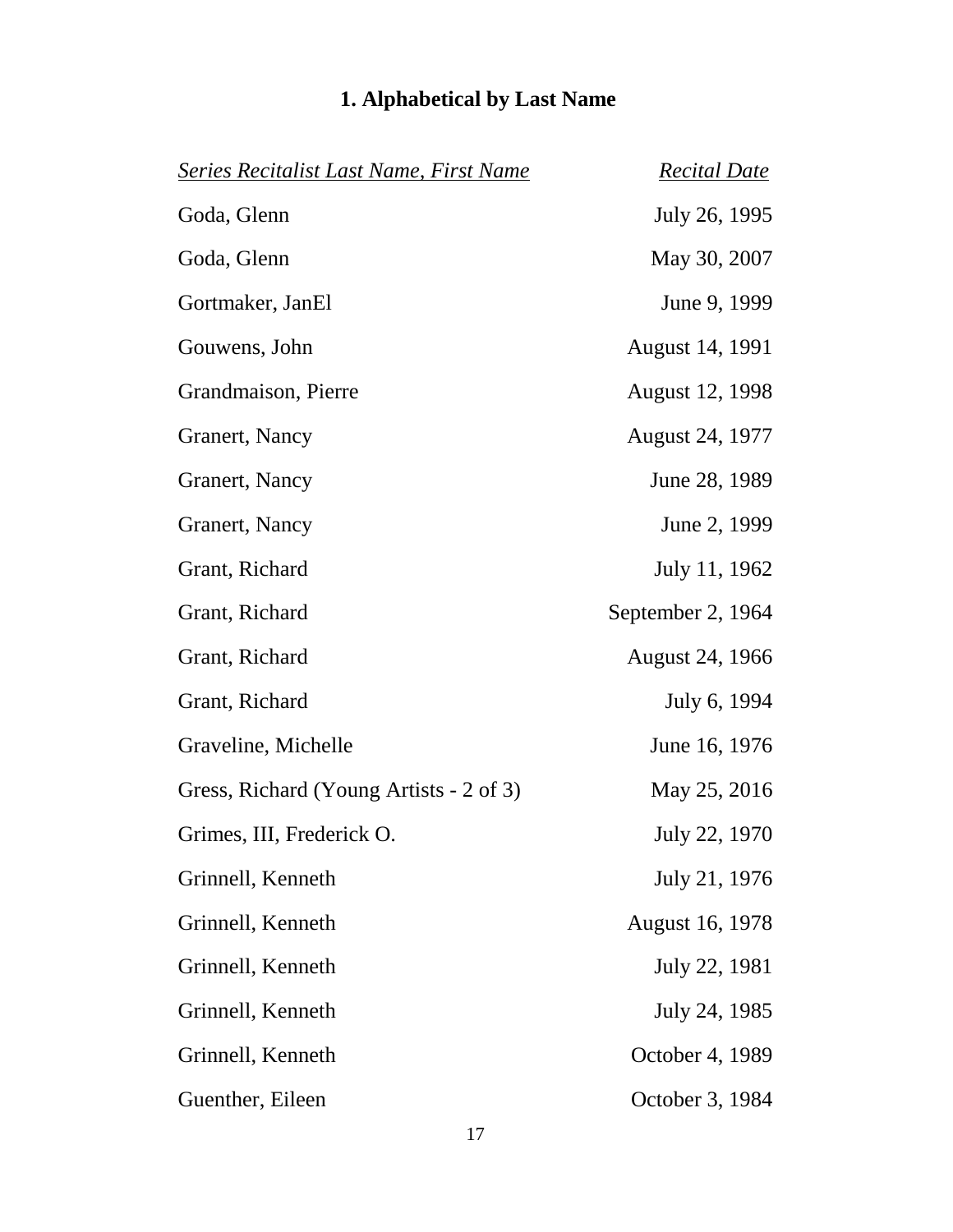# 1. Alphabetical by Last Name

| *Series Recitalist Last Name, First Name* | *Recital Date* |
|---|---|
| Goda, Glenn | July 26, 1995 |
| Goda, Glenn | May 30, 2007 |
| Gortmaker, JanEl | June 9, 1999 |
| Gouwens, John | August 14, 1991 |
| Grandmaison, Pierre | August 12, 1998 |
| Granert, Nancy | August 24, 1977 |
| Granert, Nancy | June 28, 1989 |
| Granert, Nancy | June 2, 1999 |
| Grant, Richard | July 11, 1962 |
| Grant, Richard | September 2, 1964 |
| Grant, Richard | August 24, 1966 |
| Grant, Richard | July 6, 1994 |
| Graveline, Michelle | June 16, 1976 |
| Gress, Richard (Young Artists - 2 of 3) | May 25, 2016 |
| Grimes, III, Frederick O. | July 22, 1970 |
| Grinnell, Kenneth | July 21, 1976 |
| Grinnell, Kenneth | August 16, 1978 |
| Grinnell, Kenneth | July 22, 1981 |
| Grinnell, Kenneth | July 24, 1985 |
| Grinnell, Kenneth | October 4, 1989 |
| Guenther, Eileen | October 3, 1984 |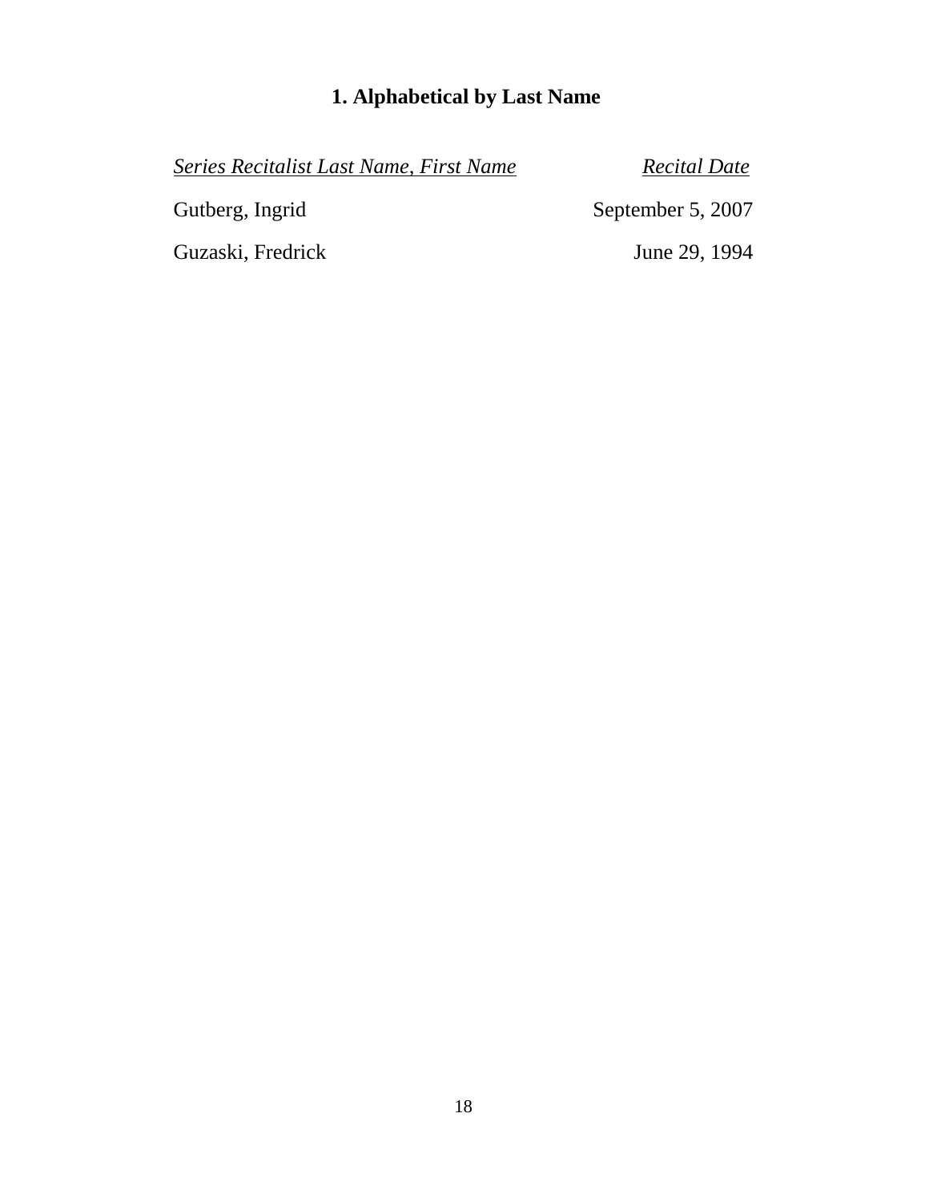## 1. Alphabetical by Last Name

| *Series Recitalist Last Name, First Name* | *Recital Date* |
|---|---|
| Gutberg, Ingrid | September 5, 2007 |
| Guzaski, Fredrick | June 29, 1994 |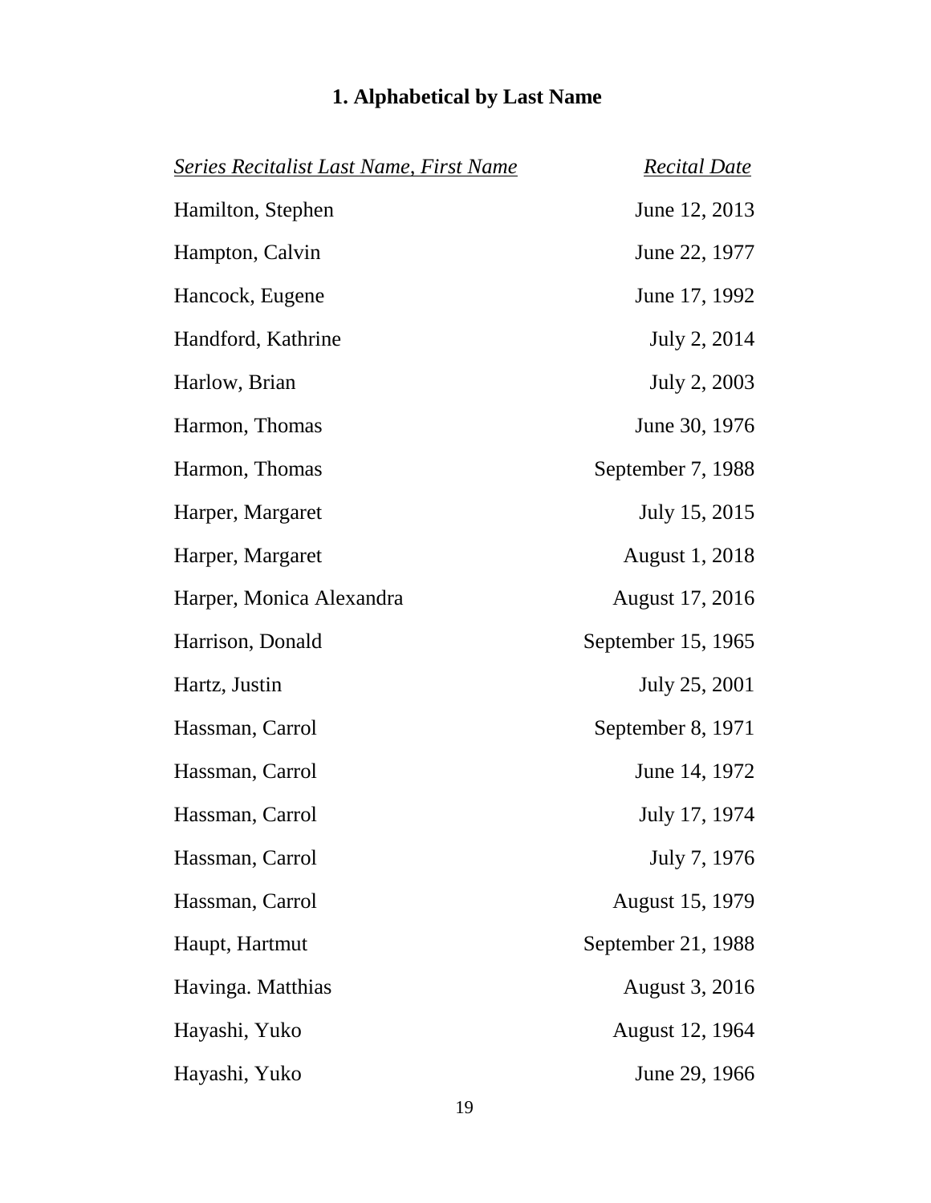## 1. Alphabetical by Last Name

| *Series Recitalist Last Name, First Name* | *Recital Date* |
|---|---|
| Hamilton, Stephen | June 12, 2013 |
| Hampton, Calvin | June 22, 1977 |
| Hancock, Eugene | June 17, 1992 |
| Handford, Kathrine | July 2, 2014 |
| Harlow, Brian | July 2, 2003 |
| Harmon, Thomas | June 30, 1976 |
| Harmon, Thomas | September 7, 1988 |
| Harper, Margaret | July 15, 2015 |
| Harper, Margaret | August 1, 2018 |
| Harper, Monica Alexandra | August 17, 2016 |
| Harrison, Donald | September 15, 1965 |
| Hartz, Justin | July 25, 2001 |
| Hassman, Carrol | September 8, 1971 |
| Hassman, Carrol | June 14, 1972 |
| Hassman, Carrol | July 17, 1974 |
| Hassman, Carrol | July 7, 1976 |
| Hassman, Carrol | August 15, 1979 |
| Haupt, Hartmut | September 21, 1988 |
| Havinga. Matthias | August 3, 2016 |
| Hayashi, Yuko | August 12, 1964 |
| Hayashi, Yuko | June 29, 1966 |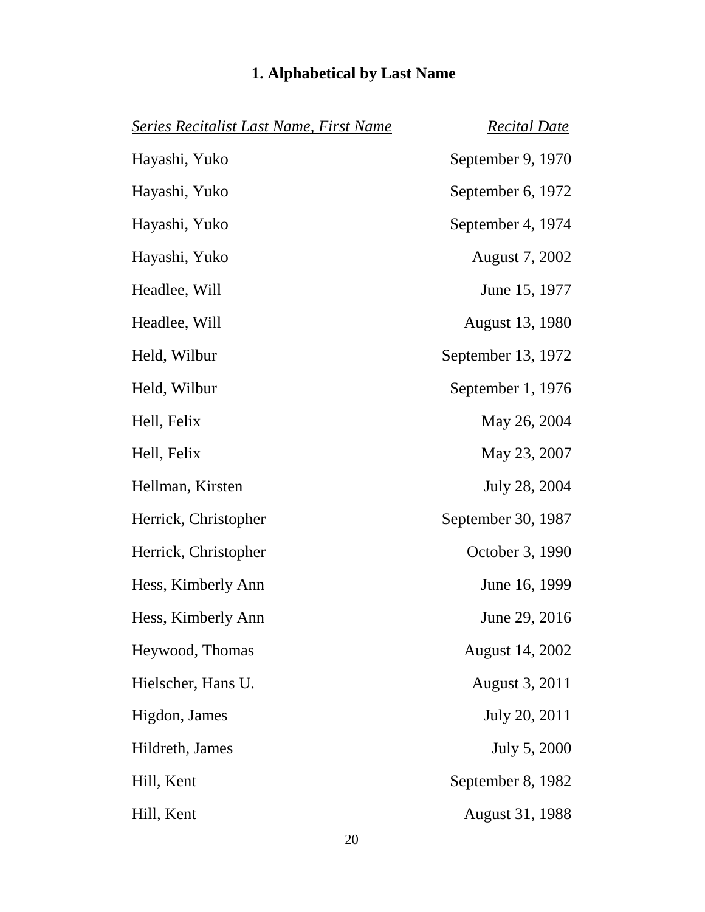## 1. Alphabetical by Last Name

| *Series Recitalist Last Name, First Name* | *Recital Date* |
|---|---|
| Hayashi, Yuko | September 9, 1970 |
| Hayashi, Yuko | September 6, 1972 |
| Hayashi, Yuko | September 4, 1974 |
| Hayashi, Yuko | August 7, 2002 |
| Headlee, Will | June 15, 1977 |
| Headlee, Will | August 13, 1980 |
| Held, Wilbur | September 13, 1972 |
| Held, Wilbur | September 1, 1976 |
| Hell, Felix | May 26, 2004 |
| Hell, Felix | May 23, 2007 |
| Hellman, Kirsten | July 28, 2004 |
| Herrick, Christopher | September 30, 1987 |
| Herrick, Christopher | October 3, 1990 |
| Hess, Kimberly Ann | June 16, 1999 |
| Hess, Kimberly Ann | June 29, 2016 |
| Heywood, Thomas | August 14, 2002 |
| Hielscher, Hans U. | August 3, 2011 |
| Higdon, James | July 20, 2011 |
| Hildreth, James | July 5, 2000 |
| Hill, Kent | September 8, 1982 |
| Hill, Kent | August 31, 1988 |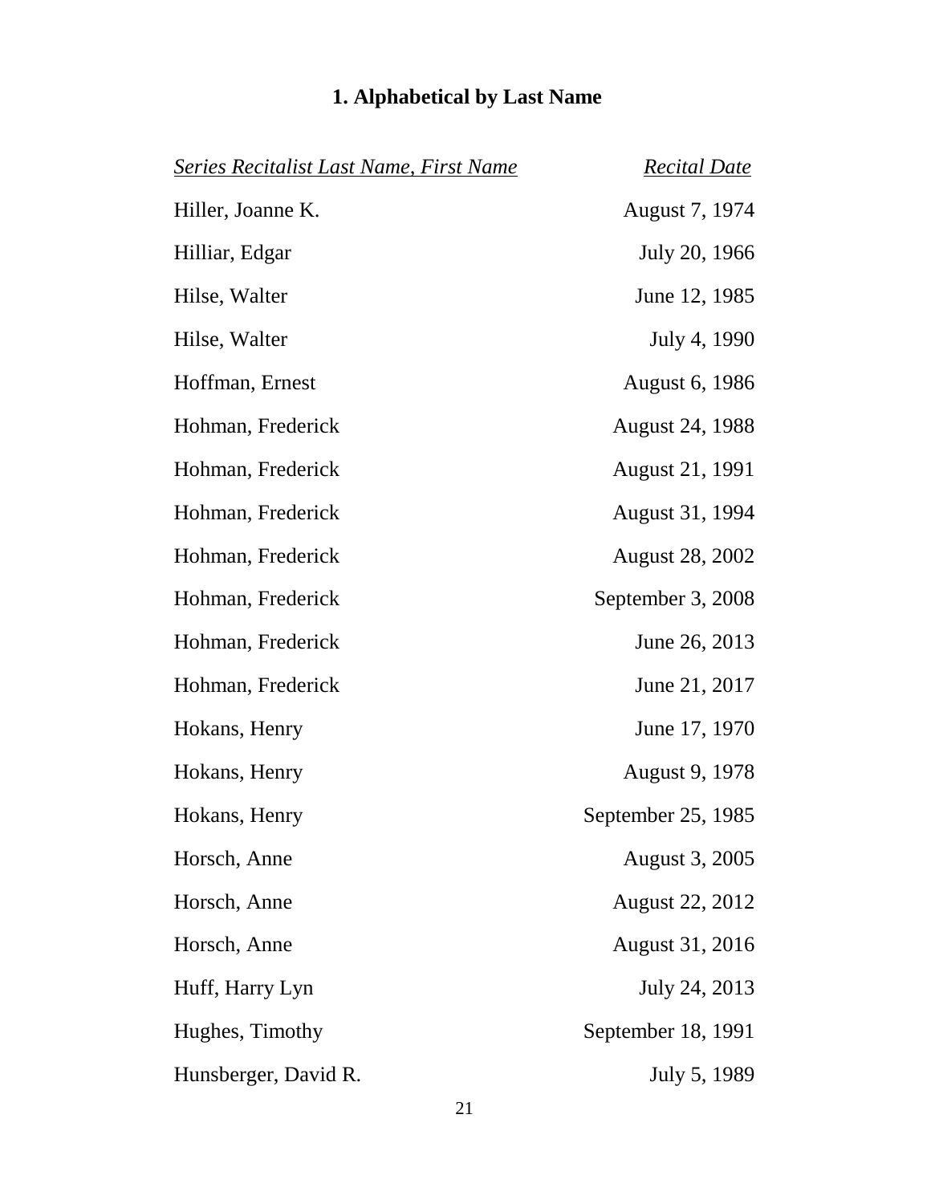## 1. Alphabetical by Last Name

| *Series Recitalist Last Name, First Name* | *Recital Date* |
| --- | --- |
| Hiller, Joanne K. | August 7, 1974 |
| Hilliar, Edgar | July 20, 1966 |
| Hilse, Walter | June 12, 1985 |
| Hilse, Walter | July 4, 1990 |
| Hoffman, Ernest | August 6, 1986 |
| Hohman, Frederick | August 24, 1988 |
| Hohman, Frederick | August 21, 1991 |
| Hohman, Frederick | August 31, 1994 |
| Hohman, Frederick | August 28, 2002 |
| Hohman, Frederick | September 3, 2008 |
| Hohman, Frederick | June 26, 2013 |
| Hohman, Frederick | June 21, 2017 |
| Hokans, Henry | June 17, 1970 |
| Hokans, Henry | August 9, 1978 |
| Hokans, Henry | September 25, 1985 |
| Horsch, Anne | August 3, 2005 |
| Horsch, Anne | August 22, 2012 |
| Horsch, Anne | August 31, 2016 |
| Huff, Harry Lyn | July 24, 2013 |
| Hughes, Timothy | September 18, 1991 |
| Hunsberger, David R. | July 5, 1989 |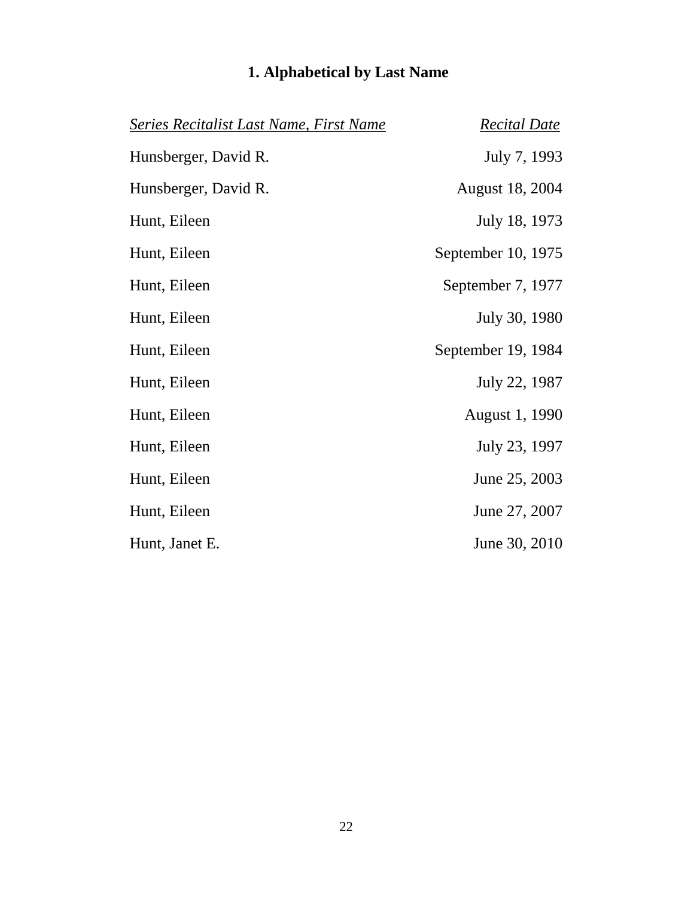## 1. Alphabetical by Last Name

| *Series Recitalist Last Name, First Name* | *Recital Date* |
|---|---|
| Hunsberger, David R. | July 7, 1993 |
| Hunsberger, David R. | August 18, 2004 |
| Hunt, Eileen | July 18, 1973 |
| Hunt, Eileen | September 10, 1975 |
| Hunt, Eileen | September 7, 1977 |
| Hunt, Eileen | July 30, 1980 |
| Hunt, Eileen | September 19, 1984 |
| Hunt, Eileen | July 22, 1987 |
| Hunt, Eileen | August 1, 1990 |
| Hunt, Eileen | July 23, 1997 |
| Hunt, Eileen | June 25, 2003 |
| Hunt, Eileen | June 27, 2007 |
| Hunt, Janet E. | June 30, 2010 |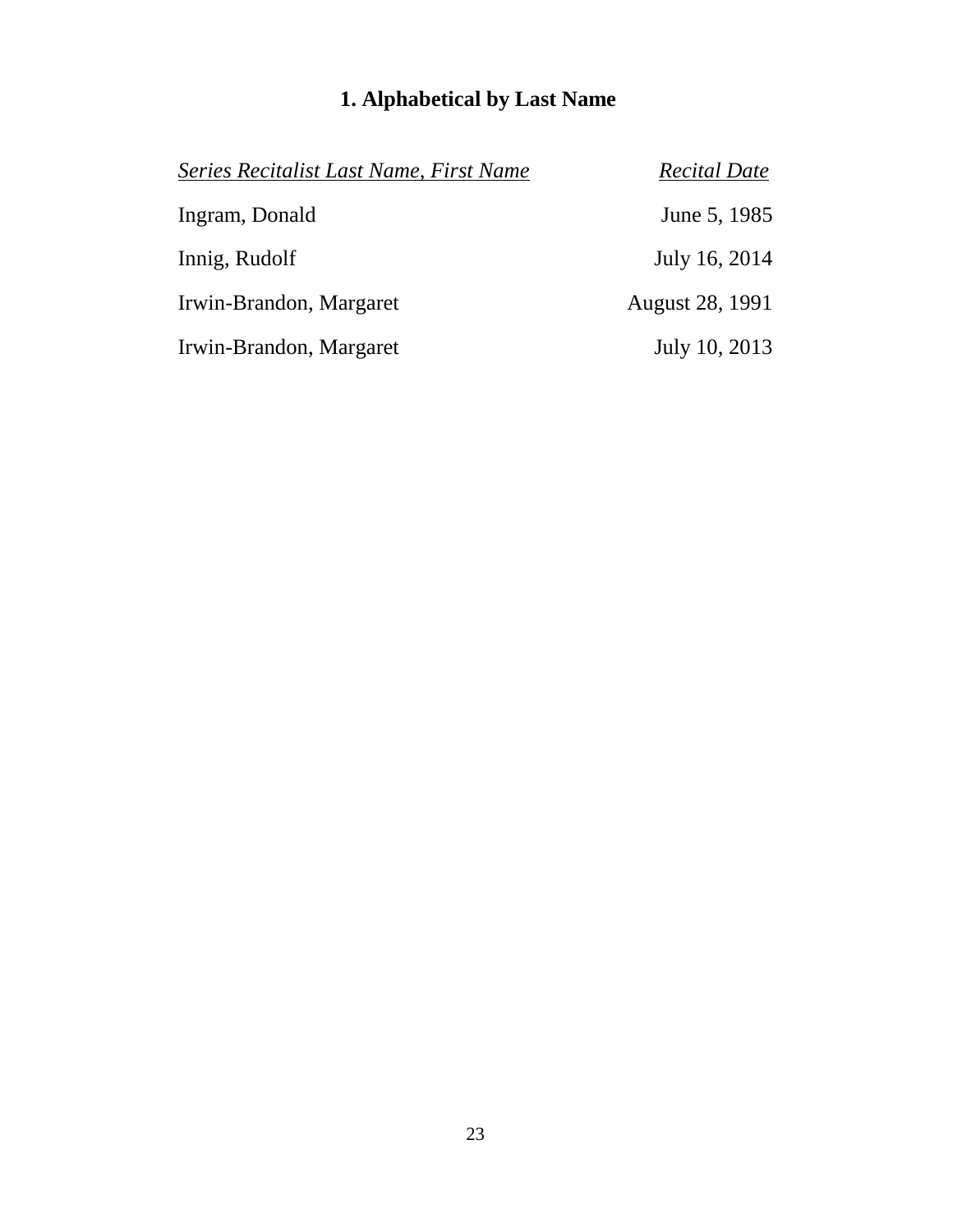## 1. Alphabetical by Last Name

| *Series Recitalist Last Name, First Name* | *Recital Date* |
|---|---|
| Ingram, Donald | June 5, 1985 |
| Innig, Rudolf | July 16, 2014 |
| Irwin-Brandon, Margaret | August 28, 1991 |
| Irwin-Brandon, Margaret | July 10, 2013 |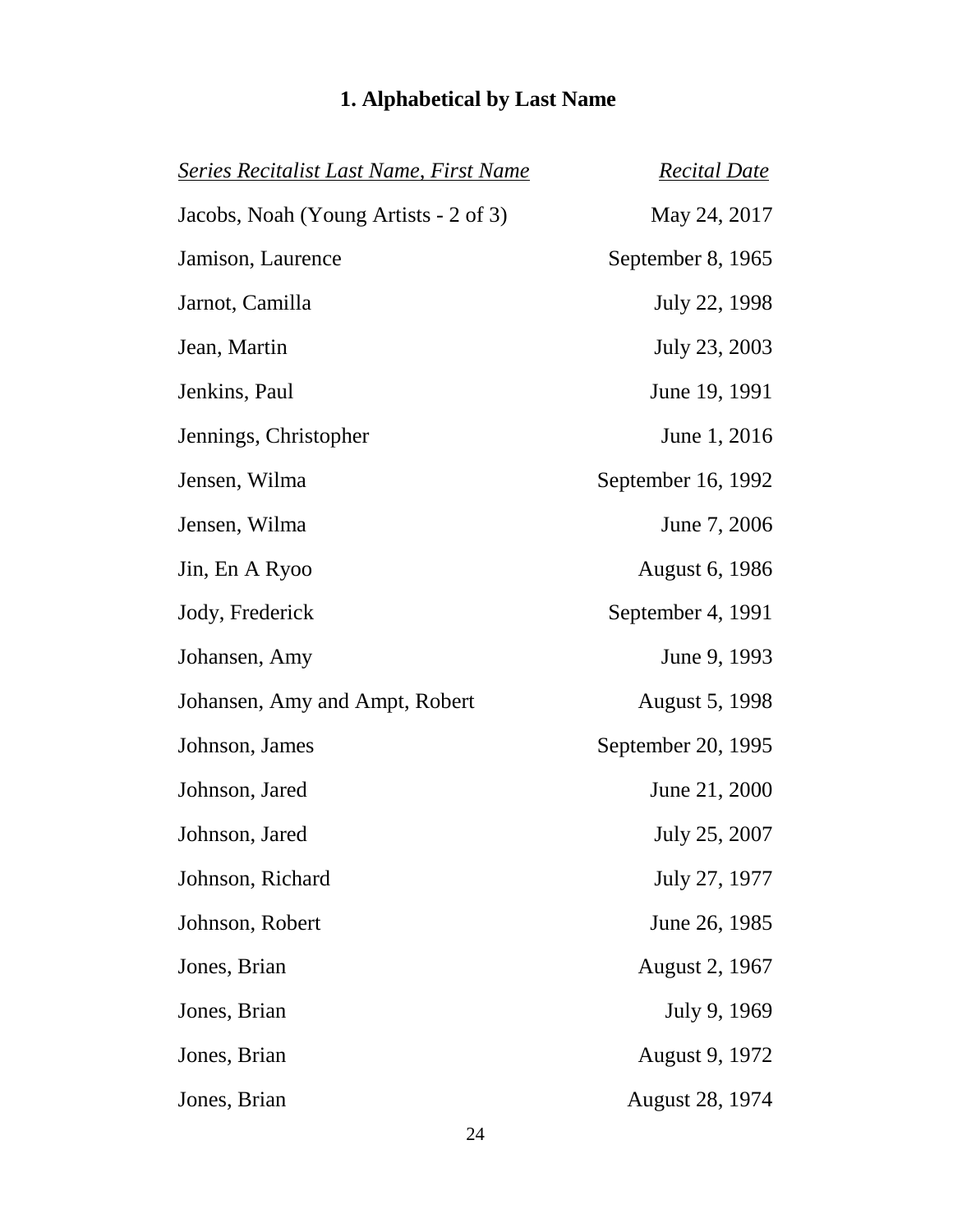## 1. Alphabetical by Last Name

| *Series Recitalist Last Name, First Name* | *Recital Date* |
|---|---|
| Jacobs, Noah (Young Artists - 2 of 3) | May 24, 2017 |
| Jamison, Laurence | September 8, 1965 |
| Jarnot, Camilla | July 22, 1998 |
| Jean, Martin | July 23, 2003 |
| Jenkins, Paul | June 19, 1991 |
| Jennings, Christopher | June 1, 2016 |
| Jensen, Wilma | September 16, 1992 |
| Jensen, Wilma | June 7, 2006 |
| Jin, En A Ryoo | August 6, 1986 |
| Jody, Frederick | September 4, 1991 |
| Johansen, Amy | June 9, 1993 |
| Johansen, Amy and Ampt, Robert | August 5, 1998 |
| Johnson, James | September 20, 1995 |
| Johnson, Jared | June 21, 2000 |
| Johnson, Jared | July 25, 2007 |
| Johnson, Richard | July 27, 1977 |
| Johnson, Robert | June 26, 1985 |
| Jones, Brian | August 2, 1967 |
| Jones, Brian | July 9, 1969 |
| Jones, Brian | August 9, 1972 |
| Jones, Brian | August 28, 1974 |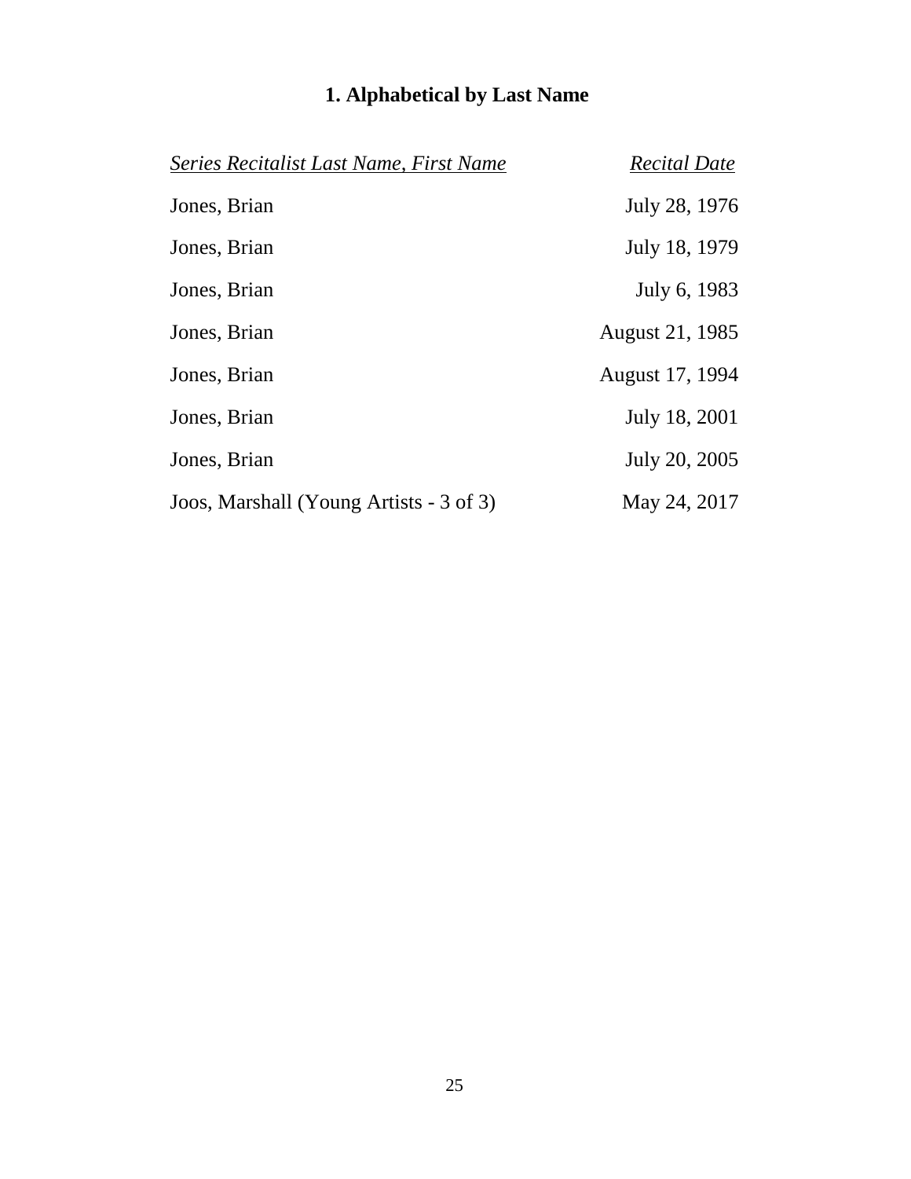# 1. Alphabetical by Last Name

| *Series Recitalist Last Name, First Name* | *Recital Date* |
|---|---|
| Jones, Brian | July 28, 1976 |
| Jones, Brian | July 18, 1979 |
| Jones, Brian | July 6, 1983 |
| Jones, Brian | August 21, 1985 |
| Jones, Brian | August 17, 1994 |
| Jones, Brian | July 18, 2001 |
| Jones, Brian | July 20, 2005 |
| Joos, Marshall (Young Artists - 3 of 3) | May 24, 2017 |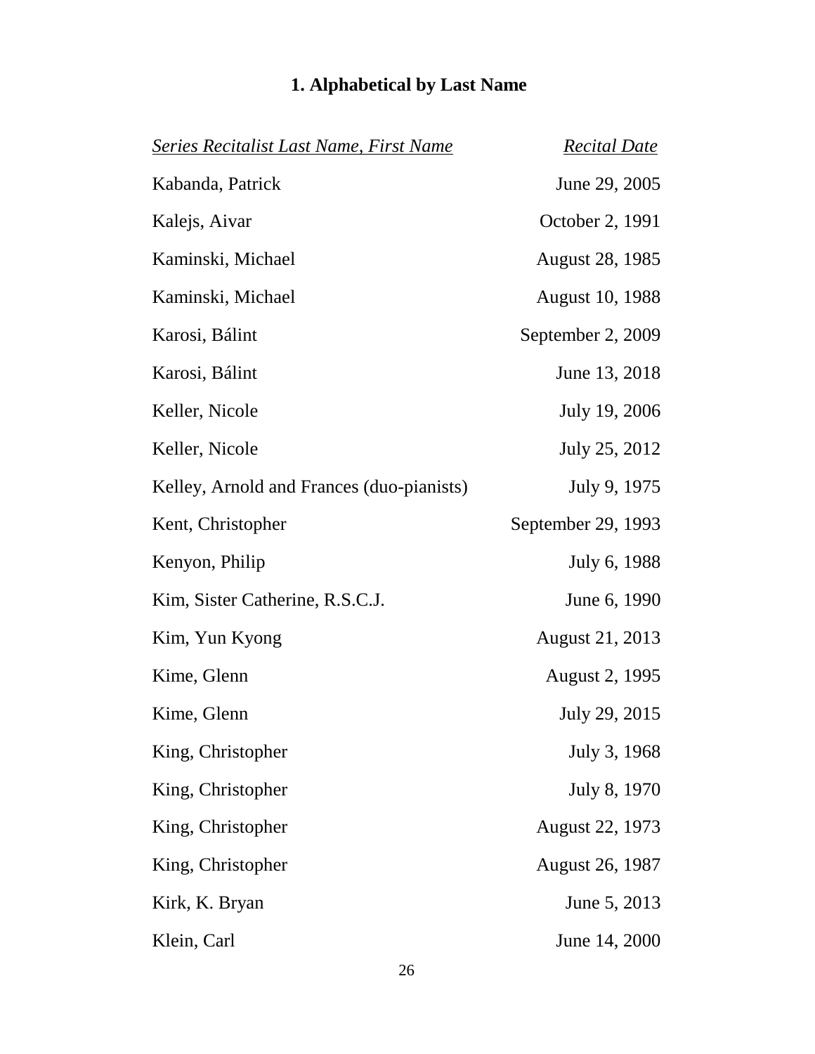## 1. Alphabetical by Last Name

| *Series Recitalist Last Name, First Name* | *Recital Date* |
|---|---|
| Kabanda, Patrick | June 29, 2005 |
| Kalejs, Aivar | October 2, 1991 |
| Kaminski, Michael | August 28, 1985 |
| Kaminski, Michael | August 10, 1988 |
| Karosi, Bálint | September 2, 2009 |
| Karosi, Bálint | June 13, 2018 |
| Keller, Nicole | July 19, 2006 |
| Keller, Nicole | July 25, 2012 |
| Kelley, Arnold and Frances (duo-pianists) | July 9, 1975 |
| Kent, Christopher | September 29, 1993 |
| Kenyon, Philip | July 6, 1988 |
| Kim, Sister Catherine, R.S.C.J. | June 6, 1990 |
| Kim, Yun Kyong | August 21, 2013 |
| Kime, Glenn | August 2, 1995 |
| Kime, Glenn | July 29, 2015 |
| King, Christopher | July 3, 1968 |
| King, Christopher | July 8, 1970 |
| King, Christopher | August 22, 1973 |
| King, Christopher | August 26, 1987 |
| Kirk, K. Bryan | June 5, 2013 |
| Klein, Carl | June 14, 2000 |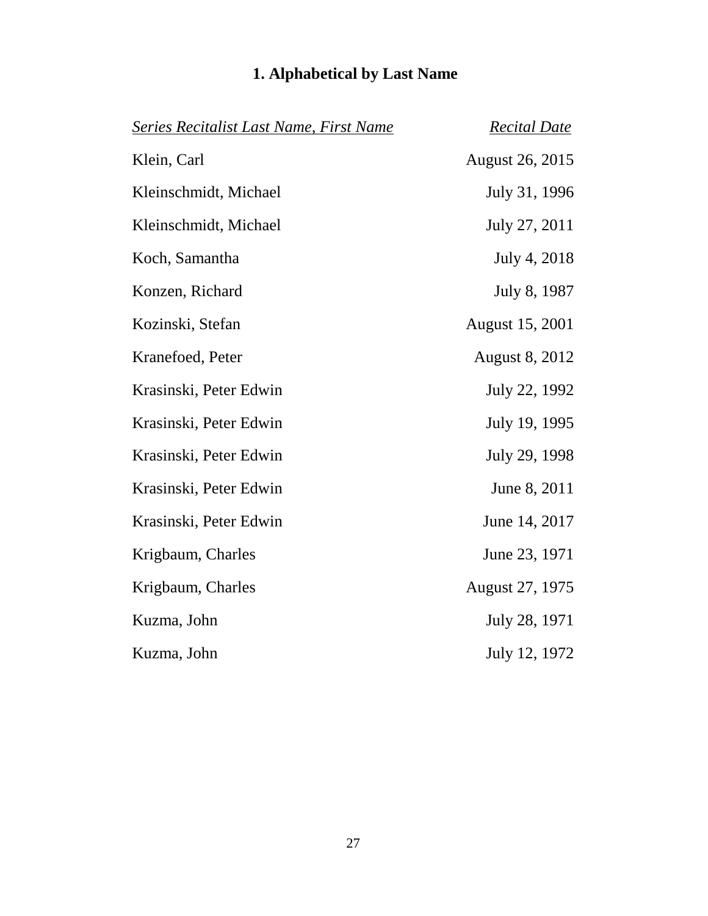## 1. Alphabetical by Last Name

| *Series Recitalist Last Name, First Name* | *Recital Date* |
|---|---|
| Klein, Carl | August 26, 2015 |
| Kleinschmidt, Michael | July 31, 1996 |
| Kleinschmidt, Michael | July 27, 2011 |
| Koch, Samantha | July 4, 2018 |
| Konzen, Richard | July 8, 1987 |
| Kozinski, Stefan | August 15, 2001 |
| Kranefoed, Peter | August 8, 2012 |
| Krasinski, Peter Edwin | July 22, 1992 |
| Krasinski, Peter Edwin | July 19, 1995 |
| Krasinski, Peter Edwin | July 29, 1998 |
| Krasinski, Peter Edwin | June 8, 2011 |
| Krasinski, Peter Edwin | June 14, 2017 |
| Krigbaum, Charles | June 23, 1971 |
| Krigbaum, Charles | August 27, 1975 |
| Kuzma, John | July 28, 1971 |
| Kuzma, John | July 12, 1972 |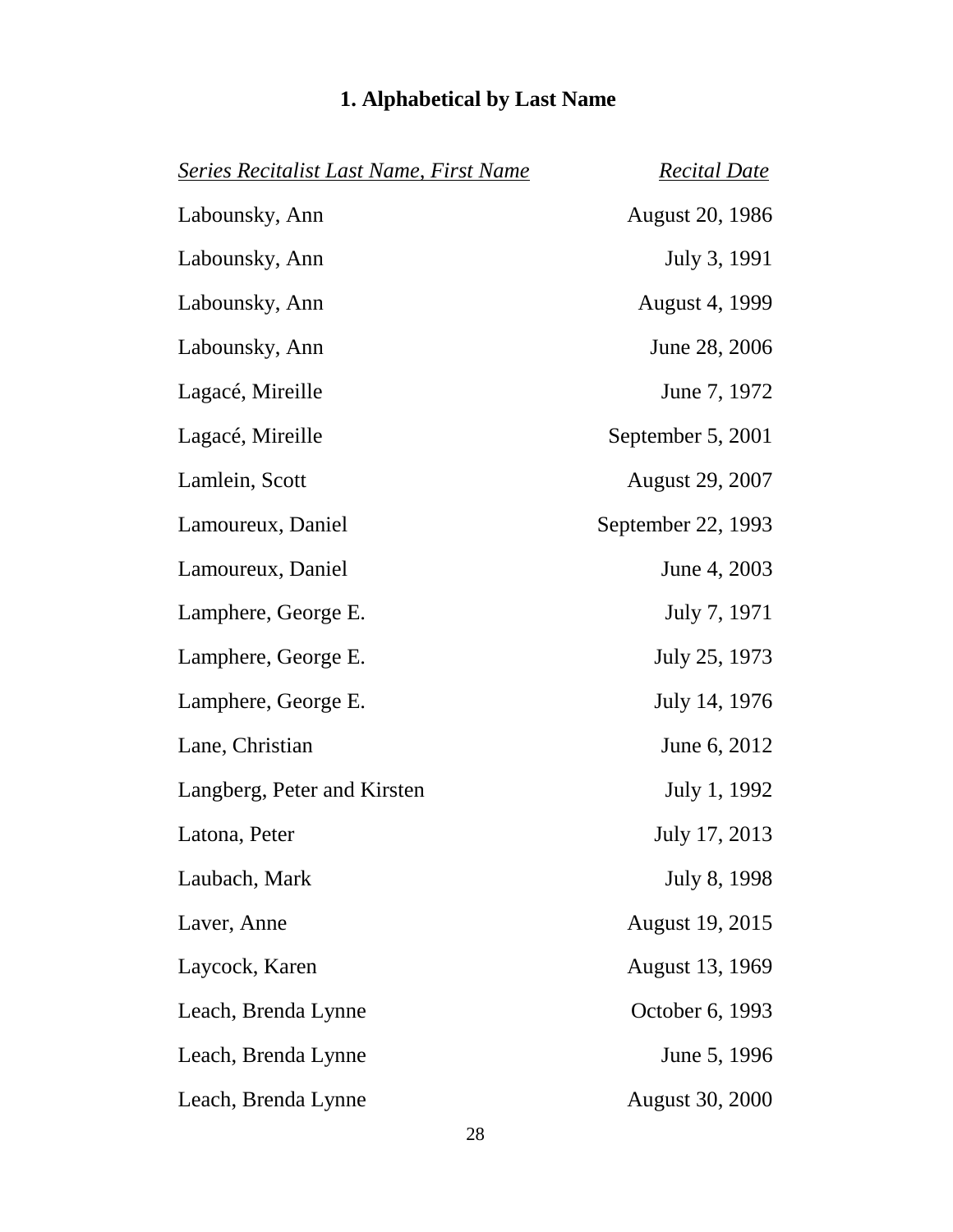## 1. Alphabetical by Last Name

| *Series Recitalist Last Name, First Name* | *Recital Date* |
|---|---|
| Labounsky, Ann | August 20, 1986 |
| Labounsky, Ann | July 3, 1991 |
| Labounsky, Ann | August 4, 1999 |
| Labounsky, Ann | June 28, 2006 |
| Lagacé, Mireille | June 7, 1972 |
| Lagacé, Mireille | September 5, 2001 |
| Lamlein, Scott | August 29, 2007 |
| Lamoureux, Daniel | September 22, 1993 |
| Lamoureux, Daniel | June 4, 2003 |
| Lamphere, George E. | July 7, 1971 |
| Lamphere, George E. | July 25, 1973 |
| Lamphere, George E. | July 14, 1976 |
| Lane, Christian | June 6, 2012 |
| Langberg, Peter and Kirsten | July 1, 1992 |
| Latona, Peter | July 17, 2013 |
| Laubach, Mark | July 8, 1998 |
| Laver, Anne | August 19, 2015 |
| Laycock, Karen | August 13, 1969 |
| Leach, Brenda Lynne | October 6, 1993 |
| Leach, Brenda Lynne | June 5, 1996 |
| Leach, Brenda Lynne | August 30, 2000 |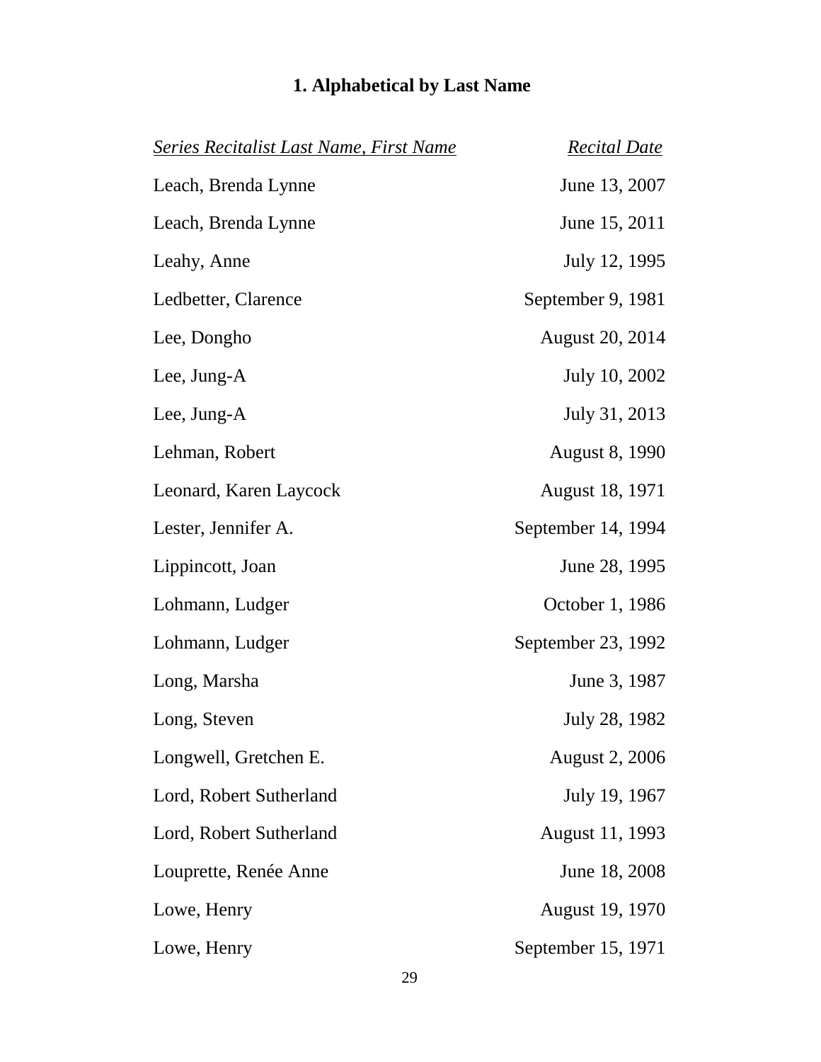## 1. Alphabetical by Last Name

| *Series Recitalist Last Name, First Name* | *Recital Date* |
|---|---|
| Leach, Brenda Lynne | June 13, 2007 |
| Leach, Brenda Lynne | June 15, 2011 |
| Leahy, Anne | July 12, 1995 |
| Ledbetter, Clarence | September 9, 1981 |
| Lee, Dongho | August 20, 2014 |
| Lee, Jung-A | July 10, 2002 |
| Lee, Jung-A | July 31, 2013 |
| Lehman, Robert | August 8, 1990 |
| Leonard, Karen Laycock | August 18, 1971 |
| Lester, Jennifer A. | September 14, 1994 |
| Lippincott, Joan | June 28, 1995 |
| Lohmann, Ludger | October 1, 1986 |
| Lohmann, Ludger | September 23, 1992 |
| Long, Marsha | June 3, 1987 |
| Long, Steven | July 28, 1982 |
| Longwell, Gretchen E. | August 2, 2006 |
| Lord, Robert Sutherland | July 19, 1967 |
| Lord, Robert Sutherland | August 11, 1993 |
| Louprette, Renée Anne | June 18, 2008 |
| Lowe, Henry | August 19, 1970 |
| Lowe, Henry | September 15, 1971 |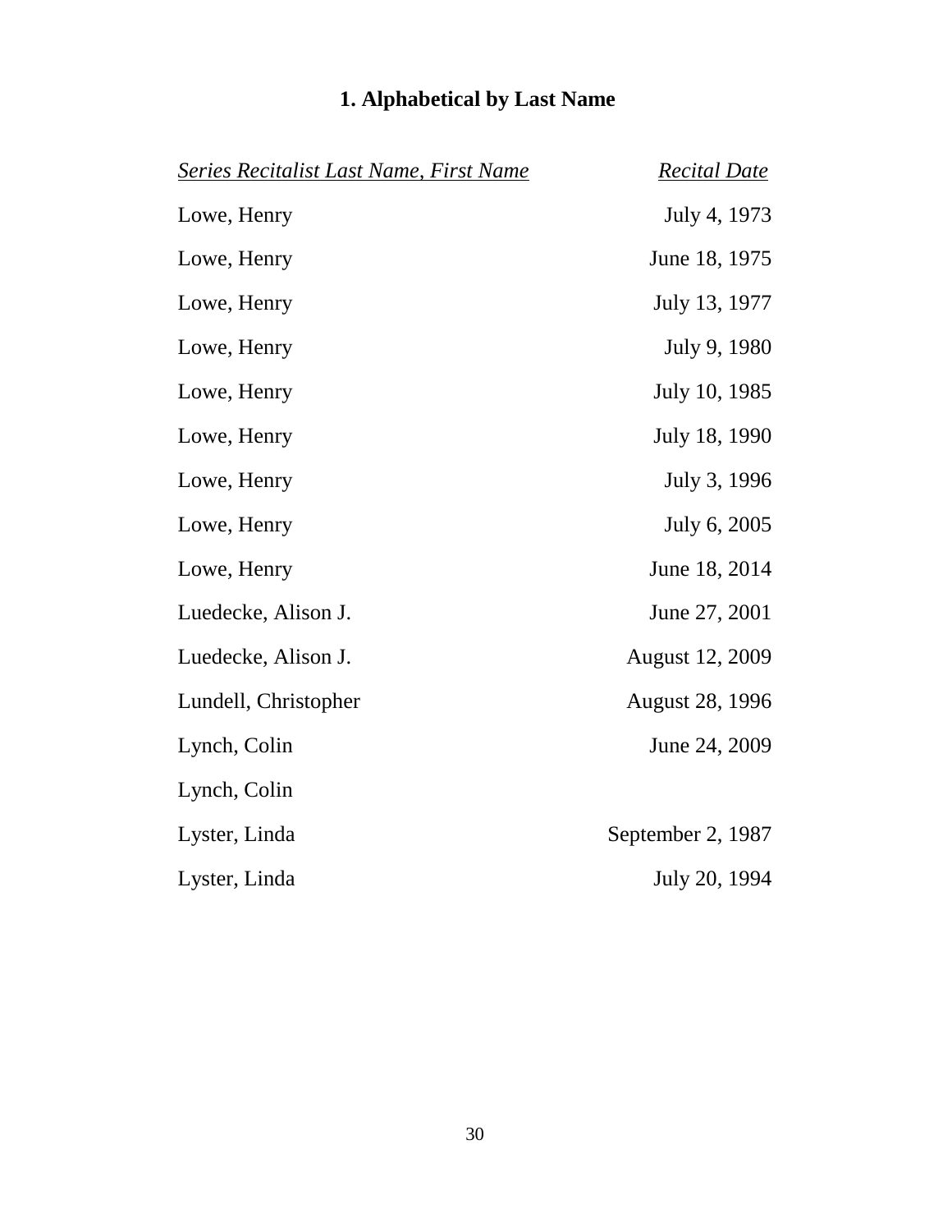## 1. Alphabetical by Last Name

| *Series Recitalist Last Name, First Name* | *Recital Date* |
| --- | --- |
| Lowe, Henry | July 4, 1973 |
| Lowe, Henry | June 18, 1975 |
| Lowe, Henry | July 13, 1977 |
| Lowe, Henry | July 9, 1980 |
| Lowe, Henry | July 10, 1985 |
| Lowe, Henry | July 18, 1990 |
| Lowe, Henry | July 3, 1996 |
| Lowe, Henry | July 6, 2005 |
| Lowe, Henry | June 18, 2014 |
| Luedecke, Alison J. | June 27, 2001 |
| Luedecke, Alison J. | August 12, 2009 |
| Lundell, Christopher | August 28, 1996 |
| Lynch, Colin | June 24, 2009 |
| Lynch, Colin | |
| Lyster, Linda | September 2, 1987 |
| Lyster, Linda | July 20, 1994 |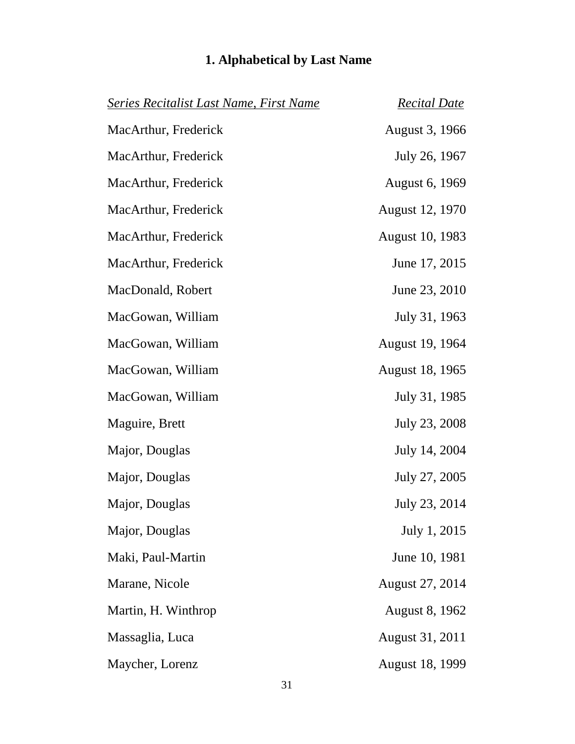## 1. Alphabetical by Last Name

| *Series Recitalist Last Name, First Name* | *Recital Date* |
| --- | --- |
| MacArthur, Frederick | August 3, 1966 |
| MacArthur, Frederick | July 26, 1967 |
| MacArthur, Frederick | August 6, 1969 |
| MacArthur, Frederick | August 12, 1970 |
| MacArthur, Frederick | August 10, 1983 |
| MacArthur, Frederick | June 17, 2015 |
| MacDonald, Robert | June 23, 2010 |
| MacGowan, William | July 31, 1963 |
| MacGowan, William | August 19, 1964 |
| MacGowan, William | August 18, 1965 |
| MacGowan, William | July 31, 1985 |
| Maguire, Brett | July 23, 2008 |
| Major, Douglas | July 14, 2004 |
| Major, Douglas | July 27, 2005 |
| Major, Douglas | July 23, 2014 |
| Major, Douglas | July 1, 2015 |
| Maki, Paul-Martin | June 10, 1981 |
| Marane, Nicole | August 27, 2014 |
| Martin, H. Winthrop | August 8, 1962 |
| Massaglia, Luca | August 31, 2011 |
| Maycher, Lorenz | August 18, 1999 |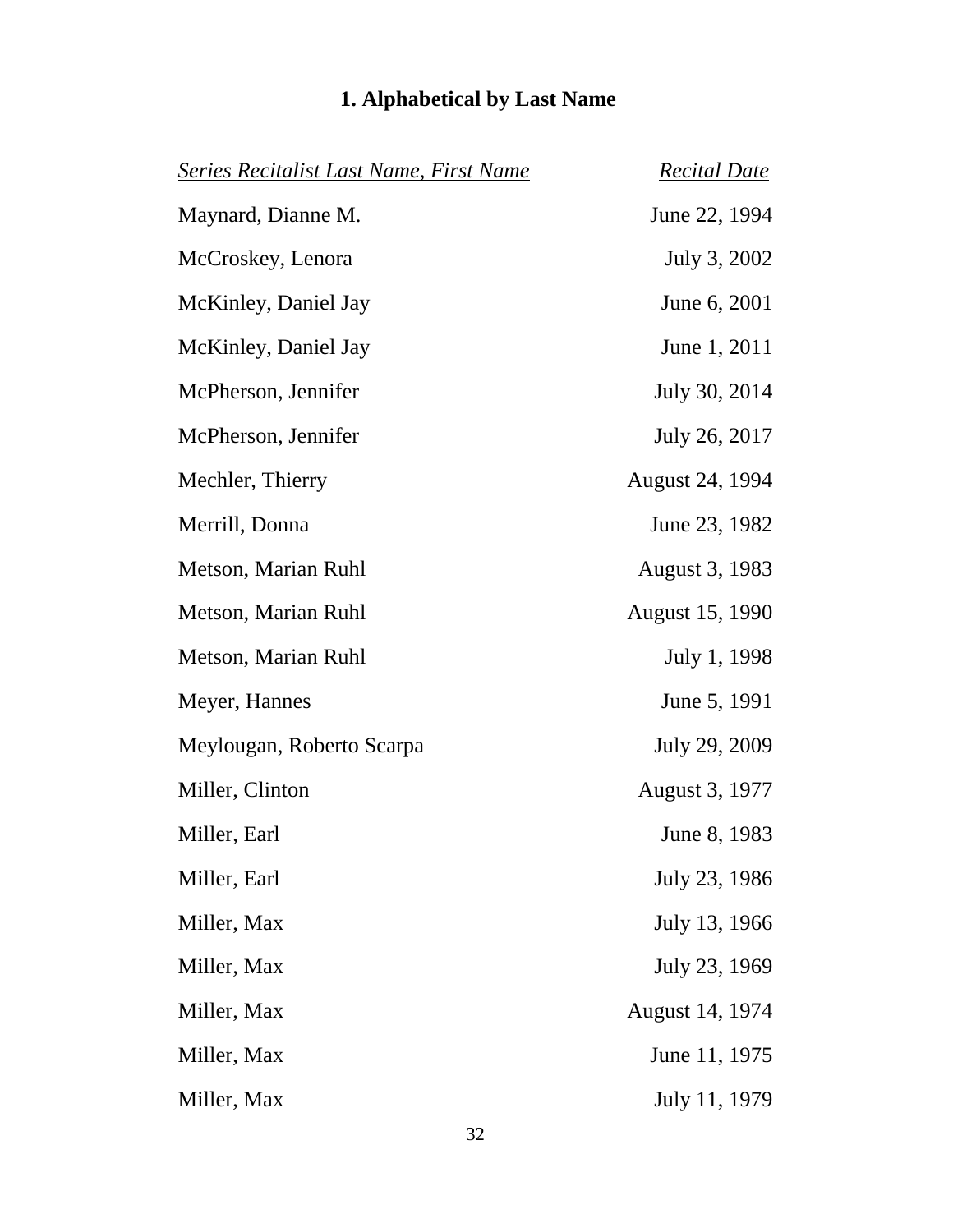## 1. Alphabetical by Last Name

| *Series Recitalist Last Name, First Name* | *Recital Date* |
| --- | --- |
| Maynard, Dianne M. | June 22, 1994 |
| McCroskey, Lenora | July 3, 2002 |
| McKinley, Daniel Jay | June 6, 2001 |
| McKinley, Daniel Jay | June 1, 2011 |
| McPherson, Jennifer | July 30, 2014 |
| McPherson, Jennifer | July 26, 2017 |
| Mechler, Thierry | August 24, 1994 |
| Merrill, Donna | June 23, 1982 |
| Metson, Marian Ruhl | August 3, 1983 |
| Metson, Marian Ruhl | August 15, 1990 |
| Metson, Marian Ruhl | July 1, 1998 |
| Meyer, Hannes | June 5, 1991 |
| Meylougan, Roberto Scarpa | July 29, 2009 |
| Miller, Clinton | August 3, 1977 |
| Miller, Earl | June 8, 1983 |
| Miller, Earl | July 23, 1986 |
| Miller, Max | July 13, 1966 |
| Miller, Max | July 23, 1969 |
| Miller, Max | August 14, 1974 |
| Miller, Max | June 11, 1975 |
| Miller, Max | July 11, 1979 |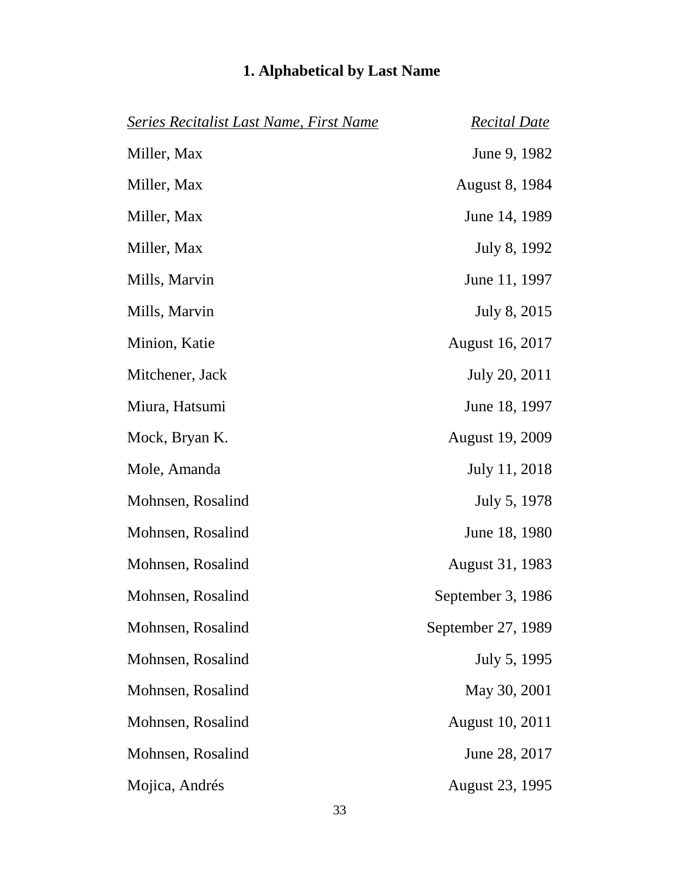## 1. Alphabetical by Last Name

| *Series Recitalist Last Name, First Name* | *Recital Date* |
| --- | --- |
| Miller, Max | June 9, 1982 |
| Miller, Max | August 8, 1984 |
| Miller, Max | June 14, 1989 |
| Miller, Max | July 8, 1992 |
| Mills, Marvin | June 11, 1997 |
| Mills, Marvin | July 8, 2015 |
| Minion, Katie | August 16, 2017 |
| Mitchener, Jack | July 20, 2011 |
| Miura, Hatsumi | June 18, 1997 |
| Mock, Bryan K. | August 19, 2009 |
| Mole, Amanda | July 11, 2018 |
| Mohnsen, Rosalind | July 5, 1978 |
| Mohnsen, Rosalind | June 18, 1980 |
| Mohnsen, Rosalind | August 31, 1983 |
| Mohnsen, Rosalind | September 3, 1986 |
| Mohnsen, Rosalind | September 27, 1989 |
| Mohnsen, Rosalind | July 5, 1995 |
| Mohnsen, Rosalind | May 30, 2001 |
| Mohnsen, Rosalind | August 10, 2011 |
| Mohnsen, Rosalind | June 28, 2017 |
| Mojica, Andrés | August 23, 1995 |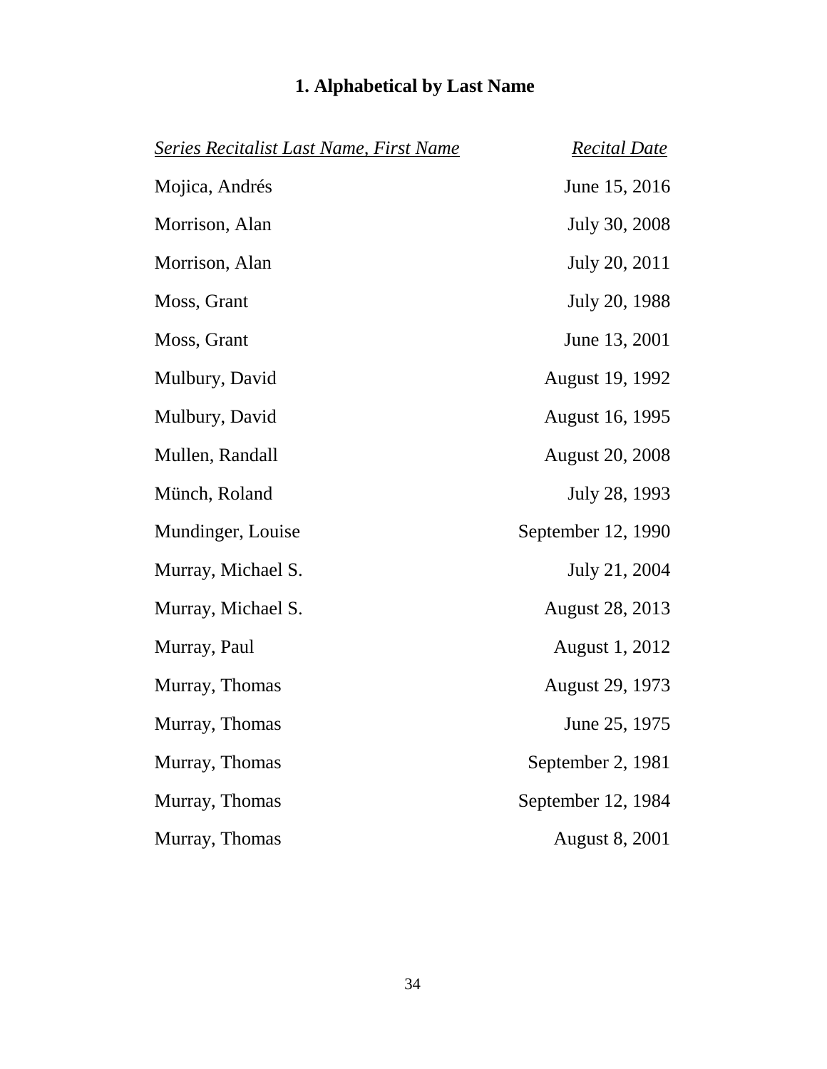## 1. Alphabetical by Last Name

| *Series Recitalist Last Name, First Name* | *Recital Date* |
|---|---|
| Mojica, Andrés | June 15, 2016 |
| Morrison, Alan | July 30, 2008 |
| Morrison, Alan | July 20, 2011 |
| Moss, Grant | July 20, 1988 |
| Moss, Grant | June 13, 2001 |
| Mulbury, David | August 19, 1992 |
| Mulbury, David | August 16, 1995 |
| Mullen, Randall | August 20, 2008 |
| Münch, Roland | July 28, 1993 |
| Mundinger, Louise | September 12, 1990 |
| Murray, Michael S. | July 21, 2004 |
| Murray, Michael S. | August 28, 2013 |
| Murray, Paul | August 1, 2012 |
| Murray, Thomas | August 29, 1973 |
| Murray, Thomas | June 25, 1975 |
| Murray, Thomas | September 2, 1981 |
| Murray, Thomas | September 12, 1984 |
| Murray, Thomas | August 8, 2001 |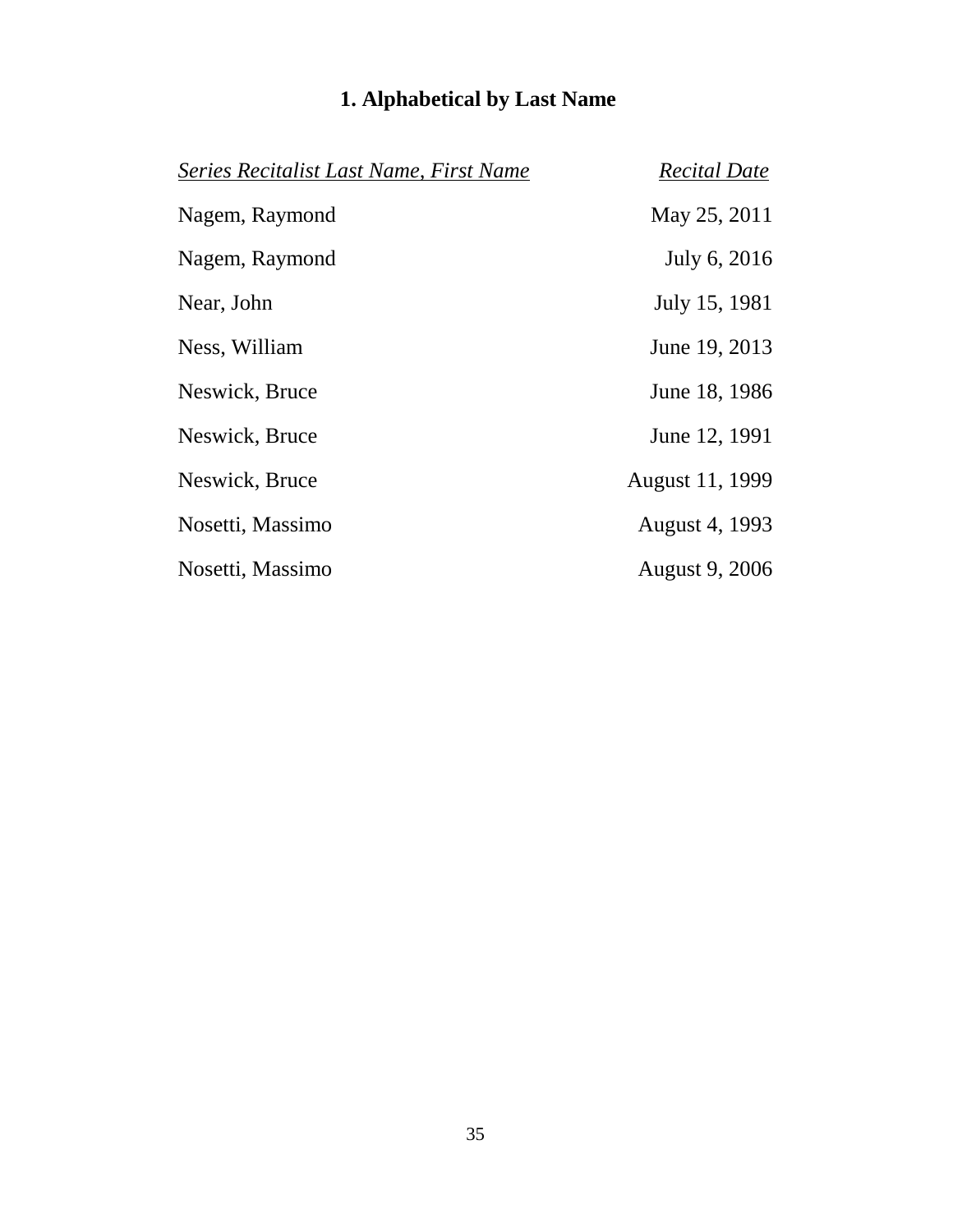## 1. Alphabetical by Last Name

| *Series Recitalist Last Name, First Name* | *Recital Date* |
|---|---|
| Nagem, Raymond | May 25, 2011 |
| Nagem, Raymond | July 6, 2016 |
| Near, John | July 15, 1981 |
| Ness, William | June 19, 2013 |
| Neswick, Bruce | June 18, 1986 |
| Neswick, Bruce | June 12, 1991 |
| Neswick, Bruce | August 11, 1999 |
| Nosetti, Massimo | August 4, 1993 |
| Nosetti, Massimo | August 9, 2006 |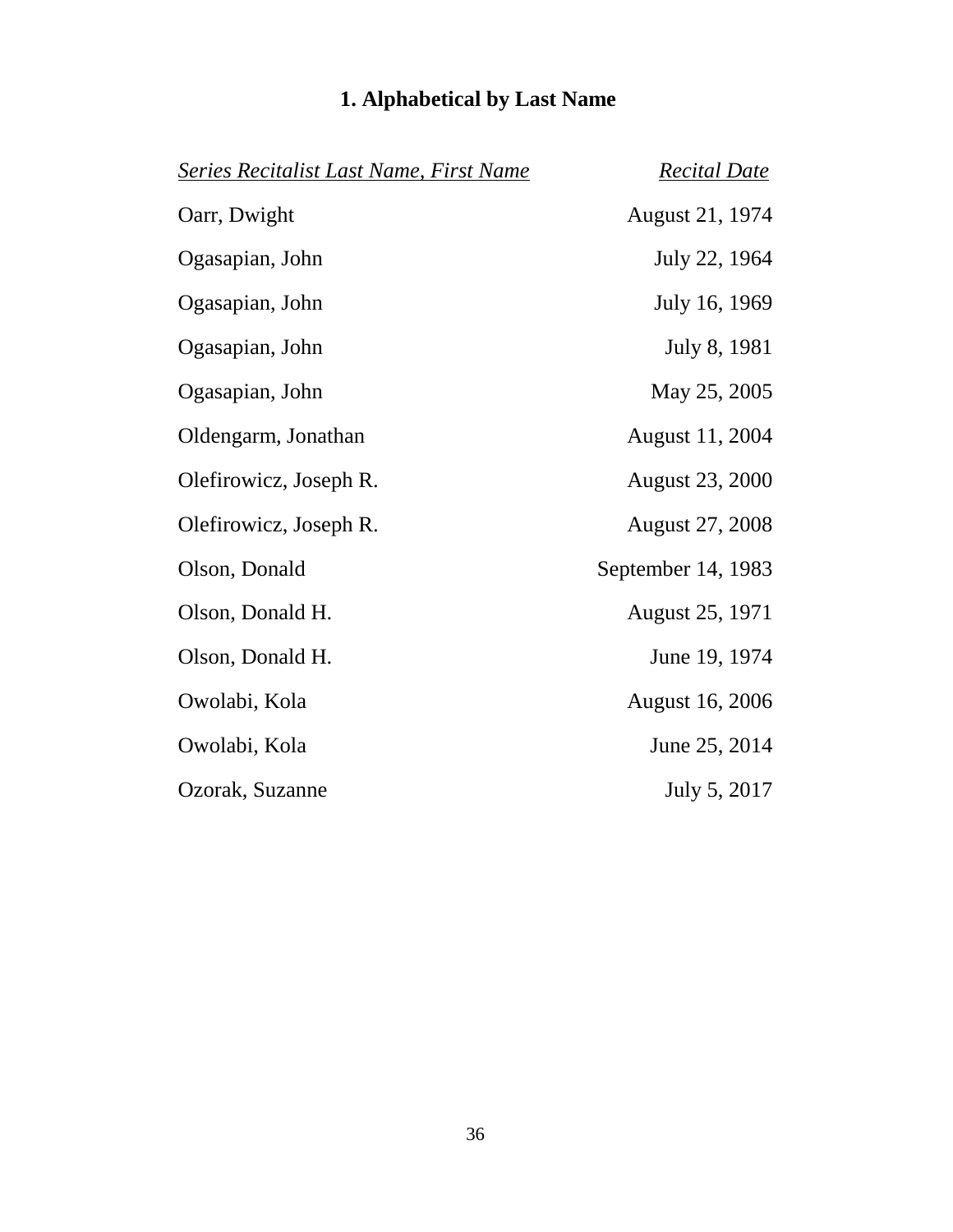## 1. Alphabetical by Last Name

| *Series Recitalist Last Name, First Name* | *Recital Date* |
|---|---|
| Oarr, Dwight | August 21, 1974 |
| Ogasapian, John | July 22, 1964 |
| Ogasapian, John | July 16, 1969 |
| Ogasapian, John | July 8, 1981 |
| Ogasapian, John | May 25, 2005 |
| Oldengarm, Jonathan | August 11, 2004 |
| Olefirowicz, Joseph R. | August 23, 2000 |
| Olefirowicz, Joseph R. | August 27, 2008 |
| Olson, Donald | September 14, 1983 |
| Olson, Donald H. | August 25, 1971 |
| Olson, Donald H. | June 19, 1974 |
| Owolabi, Kola | August 16, 2006 |
| Owolabi, Kola | June 25, 2014 |
| Ozorak, Suzanne | July 5, 2017 |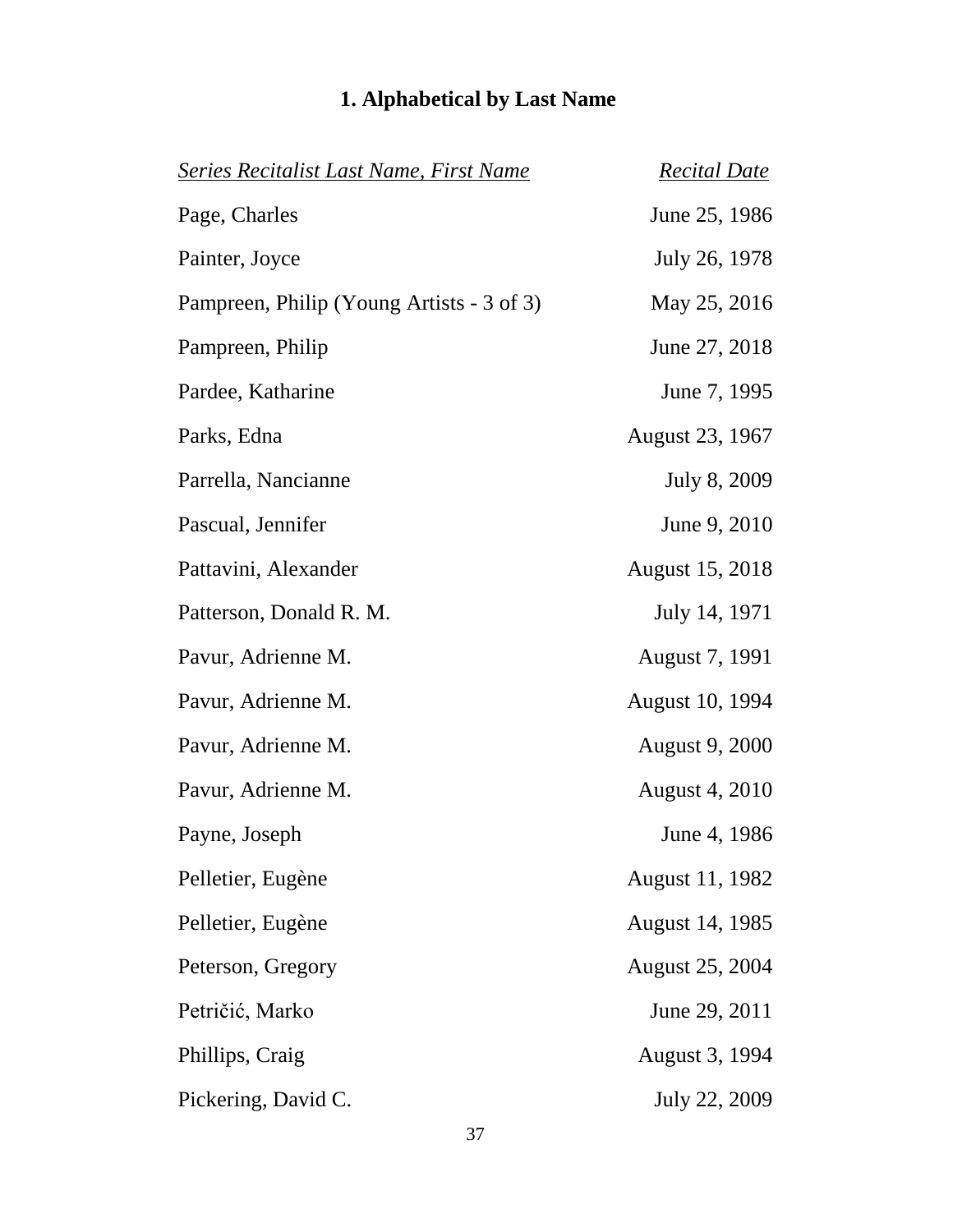## 1. Alphabetical by Last Name

| *Series Recitalist Last Name, First Name* | *Recital Date* |
| --- | --- |
| Page, Charles | June 25, 1986 |
| Painter, Joyce | July 26, 1978 |
| Pampreen, Philip (Young Artists - 3 of 3) | May 25, 2016 |
| Pampreen, Philip | June 27, 2018 |
| Pardee, Katharine | June 7, 1995 |
| Parks, Edna | August 23, 1967 |
| Parrella, Nancianne | July 8, 2009 |
| Pascual, Jennifer | June 9, 2010 |
| Pattavini, Alexander | August 15, 2018 |
| Patterson, Donald R. M. | July 14, 1971 |
| Pavur, Adrienne M. | August 7, 1991 |
| Pavur, Adrienne M. | August 10, 1994 |
| Pavur, Adrienne M. | August 9, 2000 |
| Pavur, Adrienne M. | August 4, 2010 |
| Payne, Joseph | June 4, 1986 |
| Pelletier, Eugène | August 11, 1982 |
| Pelletier, Eugène | August 14, 1985 |
| Peterson, Gregory | August 25, 2004 |
| Petričić, Marko | June 29, 2011 |
| Phillips, Craig | August 3, 1994 |
| Pickering, David C. | July 22, 2009 |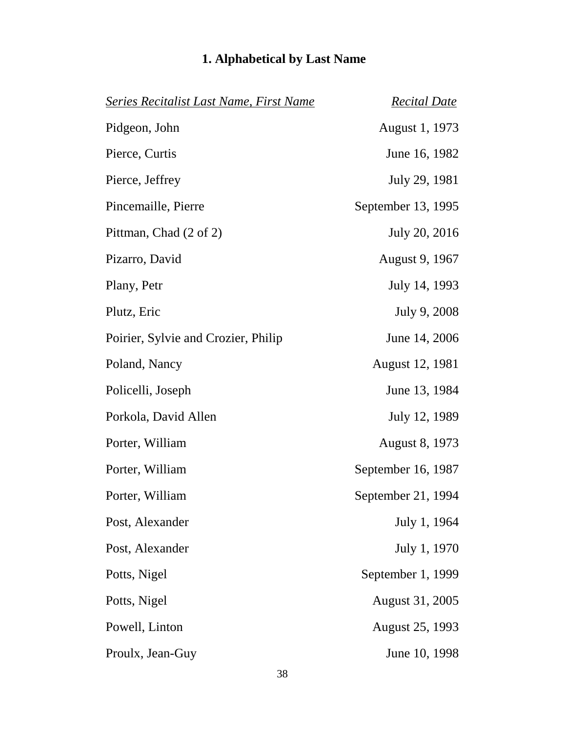## 1. Alphabetical by Last Name

| *Series Recitalist Last Name, First Name* | *Recital Date* |
|---|---|
| Pidgeon, John | August 1, 1973 |
| Pierce, Curtis | June 16, 1982 |
| Pierce, Jeffrey | July 29, 1981 |
| Pincemaille, Pierre | September 13, 1995 |
| Pittman, Chad (2 of 2) | July 20, 2016 |
| Pizarro, David | August 9, 1967 |
| Plany, Petr | July 14, 1993 |
| Plutz, Eric | July 9, 2008 |
| Poirier, Sylvie and Crozier, Philip | June 14, 2006 |
| Poland, Nancy | August 12, 1981 |
| Policelli, Joseph | June 13, 1984 |
| Porkola, David Allen | July 12, 1989 |
| Porter, William | August 8, 1973 |
| Porter, William | September 16, 1987 |
| Porter, William | September 21, 1994 |
| Post, Alexander | July 1, 1964 |
| Post, Alexander | July 1, 1970 |
| Potts, Nigel | September 1, 1999 |
| Potts, Nigel | August 31, 2005 |
| Powell, Linton | August 25, 1993 |
| Proulx, Jean-Guy | June 10, 1998 |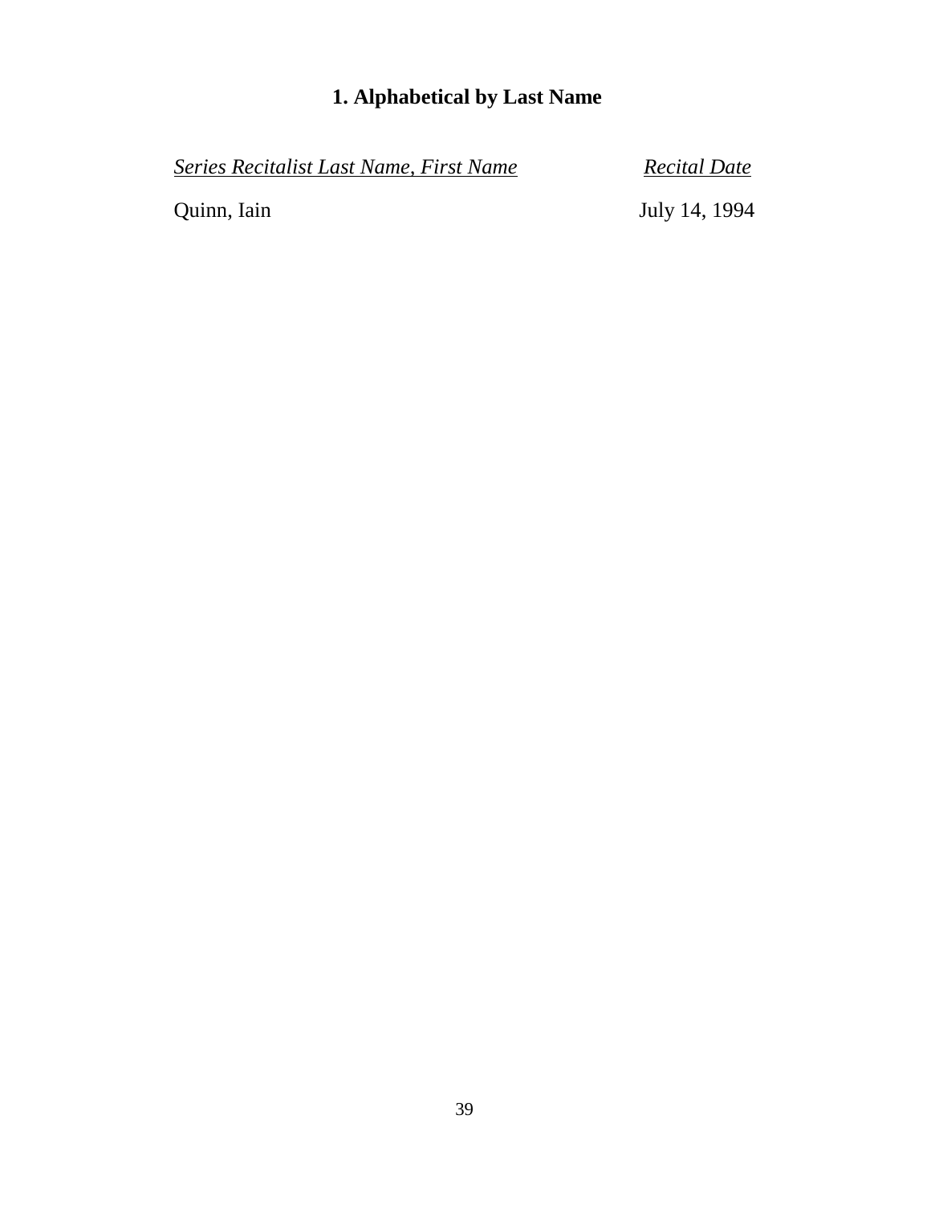## 1. Alphabetical by Last Name

| *Series Recitalist Last Name, First Name* | *Recital Date* |
| --- | --- |
| Quinn, Iain | July 14, 1994 |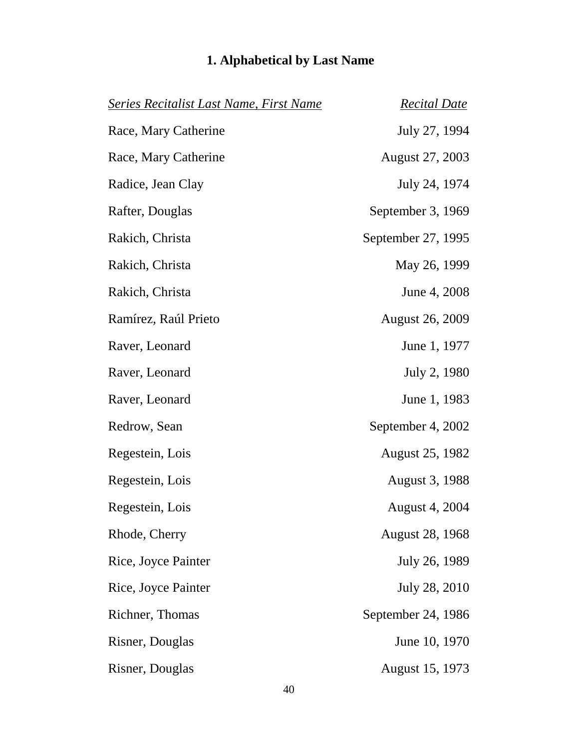## 1. Alphabetical by Last Name

| *Series Recitalist Last Name, First Name* | *Recital Date* |
| --- | --- |
| Race, Mary Catherine | July 27, 1994 |
| Race, Mary Catherine | August 27, 2003 |
| Radice, Jean Clay | July 24, 1974 |
| Rafter, Douglas | September 3, 1969 |
| Rakich, Christa | September 27, 1995 |
| Rakich, Christa | May 26, 1999 |
| Rakich, Christa | June 4, 2008 |
| Ramírez, Raúl Prieto | August 26, 2009 |
| Raver, Leonard | June 1, 1977 |
| Raver, Leonard | July 2, 1980 |
| Raver, Leonard | June 1, 1983 |
| Redrow, Sean | September 4, 2002 |
| Regestein, Lois | August 25, 1982 |
| Regestein, Lois | August 3, 1988 |
| Regestein, Lois | August 4, 2004 |
| Rhode, Cherry | August 28, 1968 |
| Rice, Joyce Painter | July 26, 1989 |
| Rice, Joyce Painter | July 28, 2010 |
| Richner, Thomas | September 24, 1986 |
| Risner, Douglas | June 10, 1970 |
| Risner, Douglas | August 15, 1973 |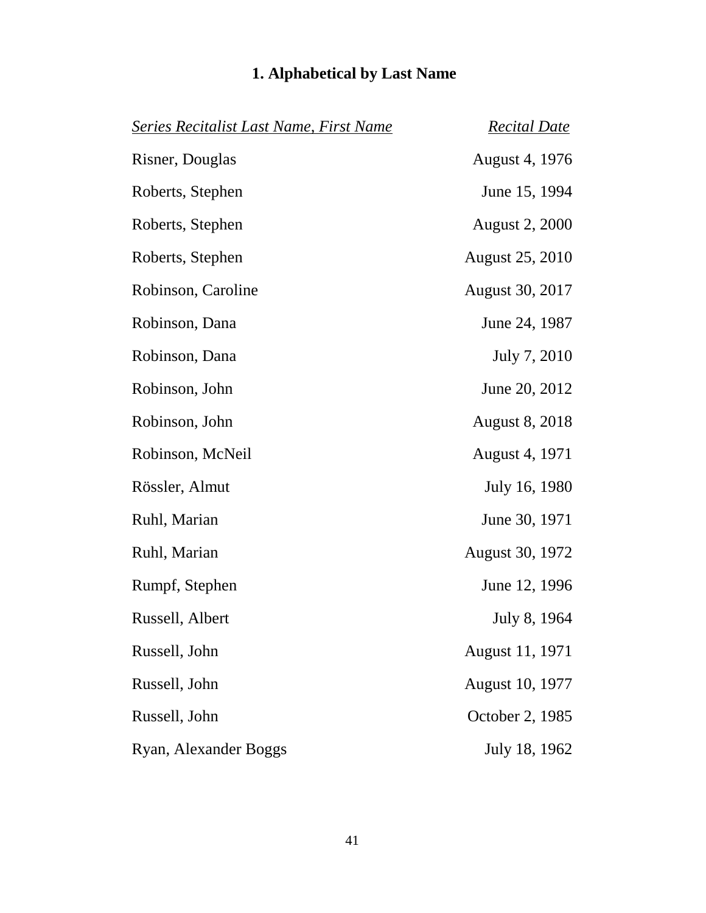## 1. Alphabetical by Last Name

| *Series Recitalist Last Name, First Name* | *Recital Date* |
|---|---|
| Risner, Douglas | August 4, 1976 |
| Roberts, Stephen | June 15, 1994 |
| Roberts, Stephen | August 2, 2000 |
| Roberts, Stephen | August 25, 2010 |
| Robinson, Caroline | August 30, 2017 |
| Robinson, Dana | June 24, 1987 |
| Robinson, Dana | July 7, 2010 |
| Robinson, John | June 20, 2012 |
| Robinson, John | August 8, 2018 |
| Robinson, McNeil | August 4, 1971 |
| Rössler, Almut | July 16, 1980 |
| Ruhl, Marian | June 30, 1971 |
| Ruhl, Marian | August 30, 1972 |
| Rumpf, Stephen | June 12, 1996 |
| Russell, Albert | July 8, 1964 |
| Russell, John | August 11, 1971 |
| Russell, John | August 10, 1977 |
| Russell, John | October 2, 1985 |
| Ryan, Alexander Boggs | July 18, 1962 |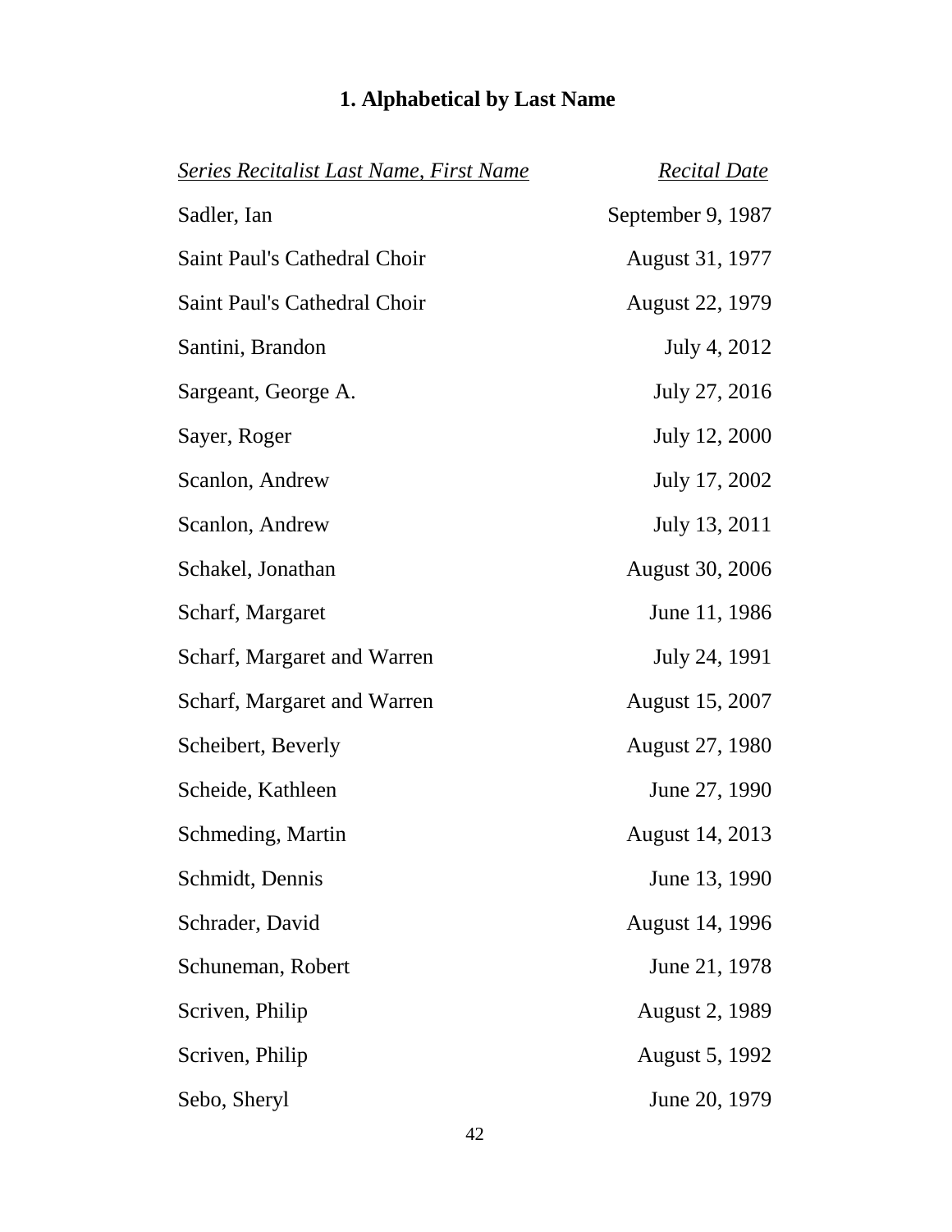## 1. Alphabetical by Last Name

| *Series Recitalist Last Name, First Name* | *Recital Date* |
|---|---|
| Sadler, Ian | September 9, 1987 |
| Saint Paul's Cathedral Choir | August 31, 1977 |
| Saint Paul's Cathedral Choir | August 22, 1979 |
| Santini, Brandon | July 4, 2012 |
| Sargeant, George A. | July 27, 2016 |
| Sayer, Roger | July 12, 2000 |
| Scanlon, Andrew | July 17, 2002 |
| Scanlon, Andrew | July 13, 2011 |
| Schakel, Jonathan | August 30, 2006 |
| Scharf, Margaret | June 11, 1986 |
| Scharf, Margaret and Warren | July 24, 1991 |
| Scharf, Margaret and Warren | August 15, 2007 |
| Scheibert, Beverly | August 27, 1980 |
| Scheide, Kathleen | June 27, 1990 |
| Schmeding, Martin | August 14, 2013 |
| Schmidt, Dennis | June 13, 1990 |
| Schrader, David | August 14, 1996 |
| Schuneman, Robert | June 21, 1978 |
| Scriven, Philip | August 2, 1989 |
| Scriven, Philip | August 5, 1992 |
| Sebo, Sheryl | June 20, 1979 |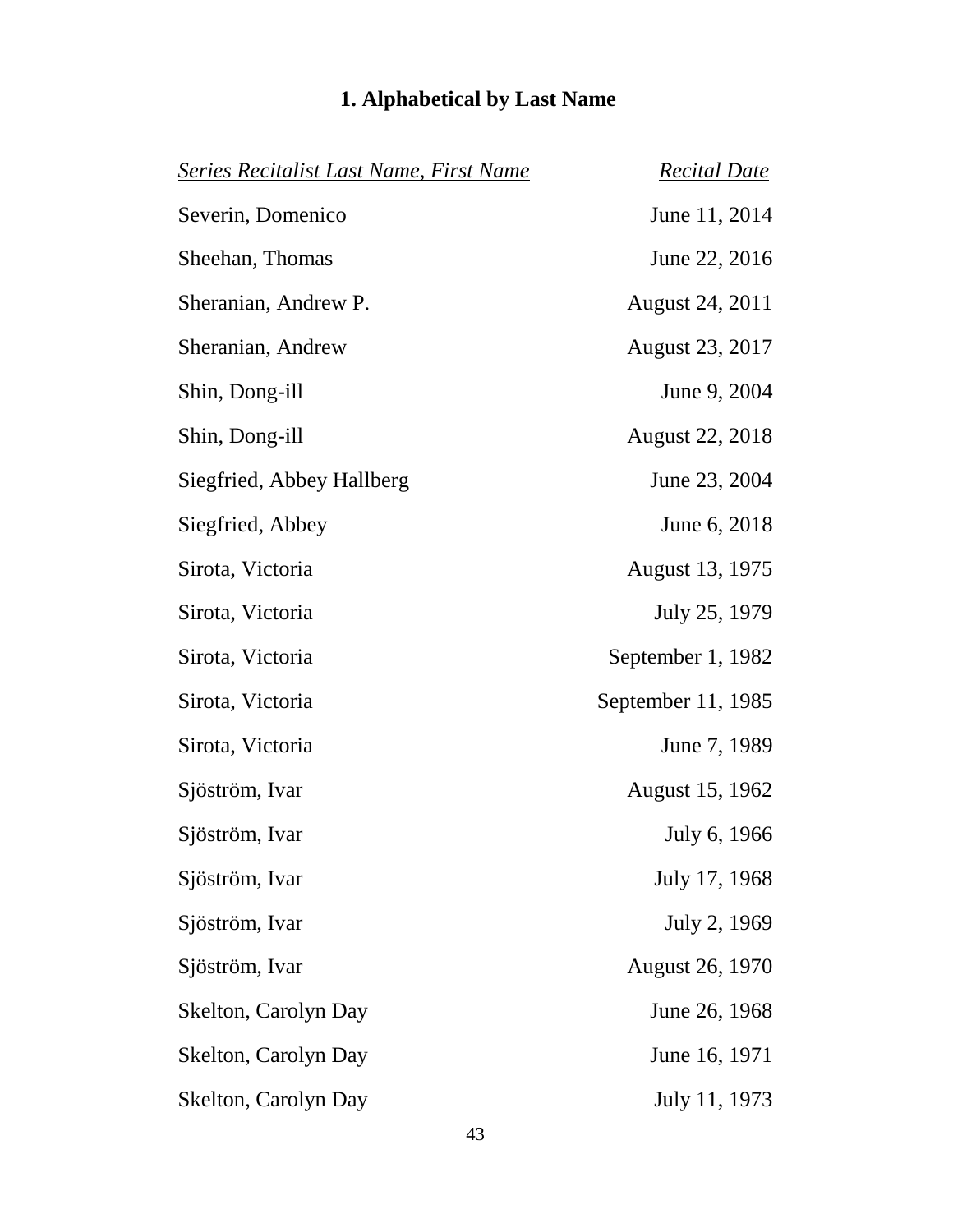## 1. Alphabetical by Last Name

| *Series Recitalist Last Name, First Name* | *Recital Date* |
|---|---|
| Severin, Domenico | June 11, 2014 |
| Sheehan, Thomas | June 22, 2016 |
| Sheranian, Andrew P. | August 24, 2011 |
| Sheranian, Andrew | August 23, 2017 |
| Shin, Dong-ill | June 9, 2004 |
| Shin, Dong-ill | August 22, 2018 |
| Siegfried, Abbey Hallberg | June 23, 2004 |
| Siegfried, Abbey | June 6, 2018 |
| Sirota, Victoria | August 13, 1975 |
| Sirota, Victoria | July 25, 1979 |
| Sirota, Victoria | September 1, 1982 |
| Sirota, Victoria | September 11, 1985 |
| Sirota, Victoria | June 7, 1989 |
| Sjöström, Ivar | August 15, 1962 |
| Sjöström, Ivar | July 6, 1966 |
| Sjöström, Ivar | July 17, 1968 |
| Sjöström, Ivar | July 2, 1969 |
| Sjöström, Ivar | August 26, 1970 |
| Skelton, Carolyn Day | June 26, 1968 |
| Skelton, Carolyn Day | June 16, 1971 |
| Skelton, Carolyn Day | July 11, 1973 |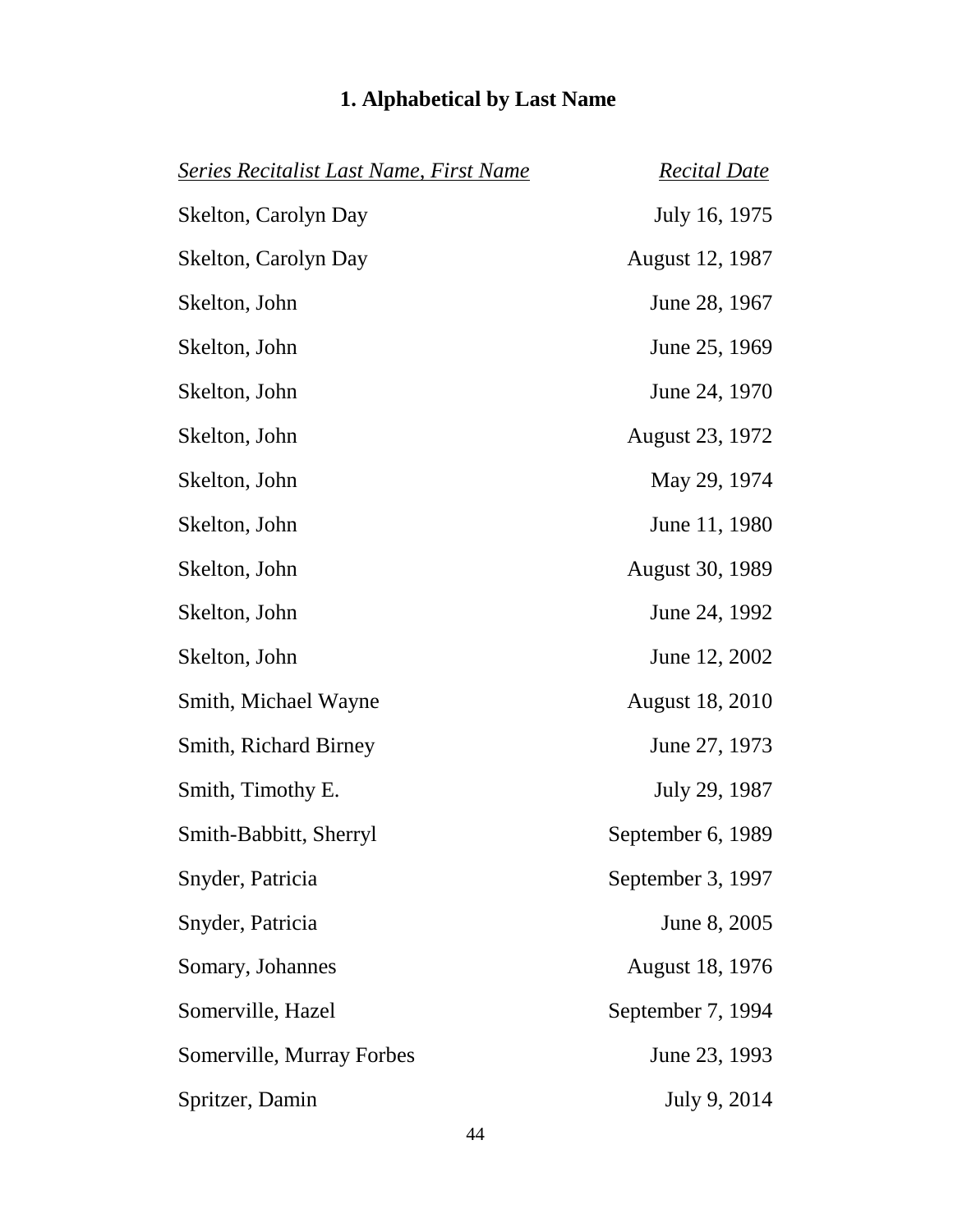## 1. Alphabetical by Last Name

| *Series Recitalist Last Name, First Name* | *Recital Date* |
|---|---|
| Skelton, Carolyn Day | July 16, 1975 |
| Skelton, Carolyn Day | August 12, 1987 |
| Skelton, John | June 28, 1967 |
| Skelton, John | June 25, 1969 |
| Skelton, John | June 24, 1970 |
| Skelton, John | August 23, 1972 |
| Skelton, John | May 29, 1974 |
| Skelton, John | June 11, 1980 |
| Skelton, John | August 30, 1989 |
| Skelton, John | June 24, 1992 |
| Skelton, John | June 12, 2002 |
| Smith, Michael Wayne | August 18, 2010 |
| Smith, Richard Birney | June 27, 1973 |
| Smith, Timothy E. | July 29, 1987 |
| Smith-Babbitt, Sherryl | September 6, 1989 |
| Snyder, Patricia | September 3, 1997 |
| Snyder, Patricia | June 8, 2005 |
| Somary, Johannes | August 18, 1976 |
| Somerville, Hazel | September 7, 1994 |
| Somerville, Murray Forbes | June 23, 1993 |
| Spritzer, Damin | July 9, 2014 |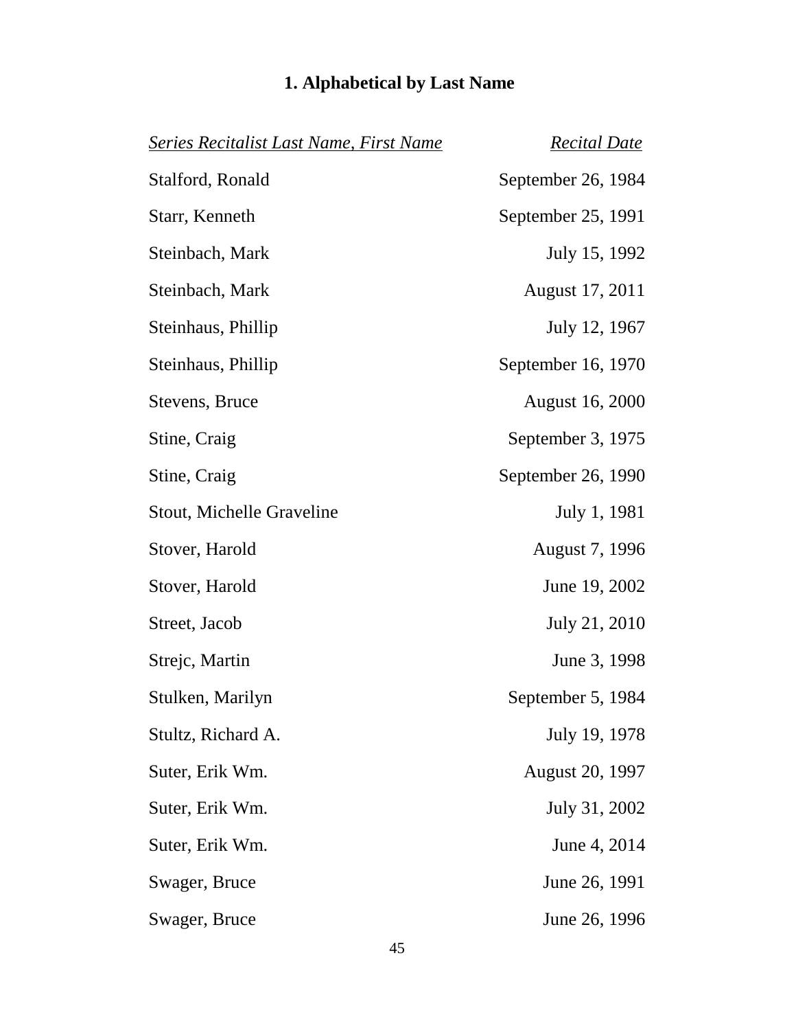## 1. Alphabetical by Last Name

| *Series Recitalist Last Name, First Name* | *Recital Date* |
|---|---|
| Stalford, Ronald | September 26, 1984 |
| Starr, Kenneth | September 25, 1991 |
| Steinbach, Mark | July 15, 1992 |
| Steinbach, Mark | August 17, 2011 |
| Steinhaus, Phillip | July 12, 1967 |
| Steinhaus, Phillip | September 16, 1970 |
| Stevens, Bruce | August 16, 2000 |
| Stine, Craig | September 3, 1975 |
| Stine, Craig | September 26, 1990 |
| Stout, Michelle Graveline | July 1, 1981 |
| Stover, Harold | August 7, 1996 |
| Stover, Harold | June 19, 2002 |
| Street, Jacob | July 21, 2010 |
| Strejc, Martin | June 3, 1998 |
| Stulken, Marilyn | September 5, 1984 |
| Stultz, Richard A. | July 19, 1978 |
| Suter, Erik Wm. | August 20, 1997 |
| Suter, Erik Wm. | July 31, 2002 |
| Suter, Erik Wm. | June 4, 2014 |
| Swager, Bruce | June 26, 1991 |
| Swager, Bruce | June 26, 1996 |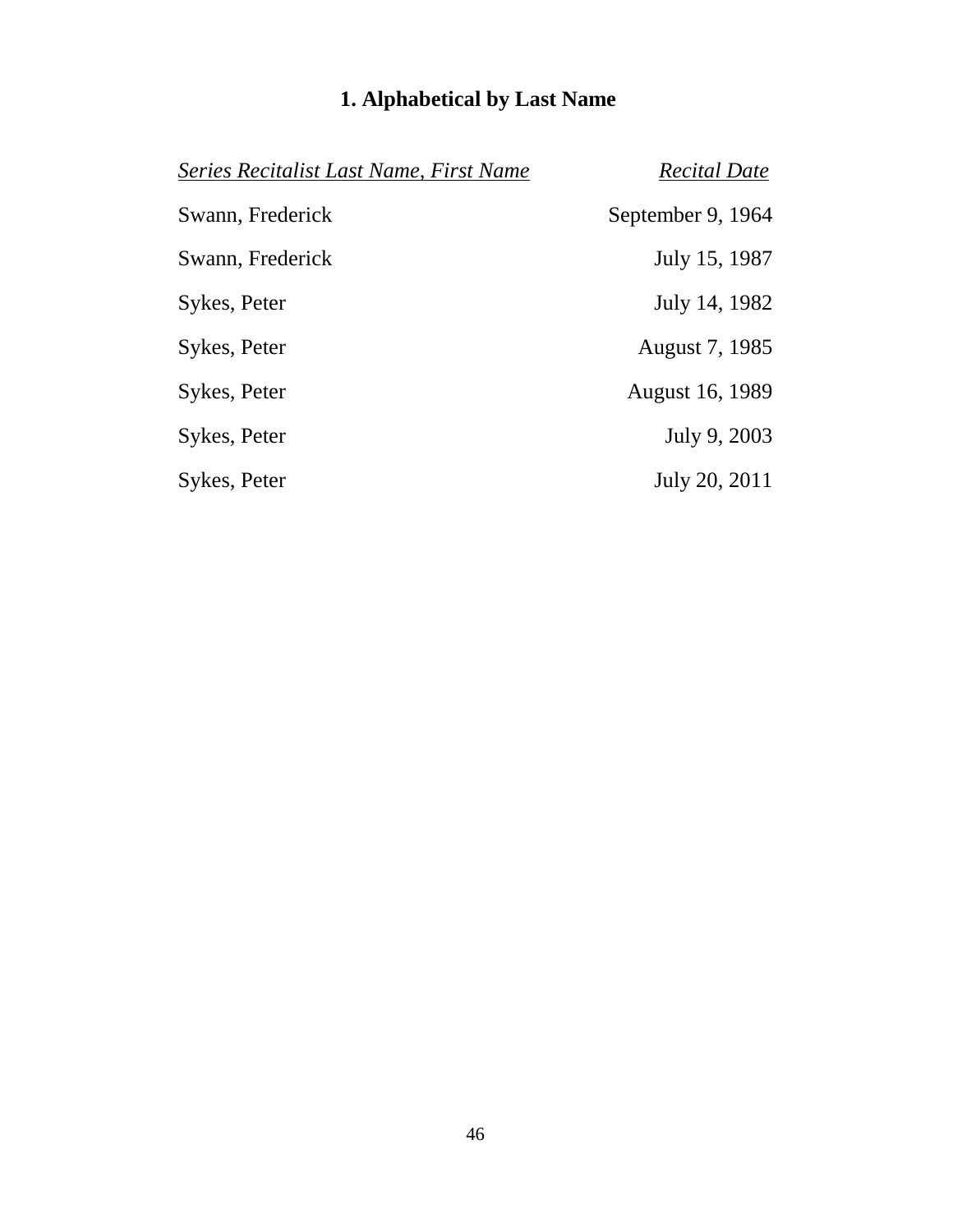## 1. Alphabetical by Last Name

| *Series Recitalist Last Name, First Name* | *Recital Date* |
|---|---|
| Swann, Frederick | September 9, 1964 |
| Swann, Frederick | July 15, 1987 |
| Sykes, Peter | July 14, 1982 |
| Sykes, Peter | August 7, 1985 |
| Sykes, Peter | August 16, 1989 |
| Sykes, Peter | July 9, 2003 |
| Sykes, Peter | July 20, 2011 |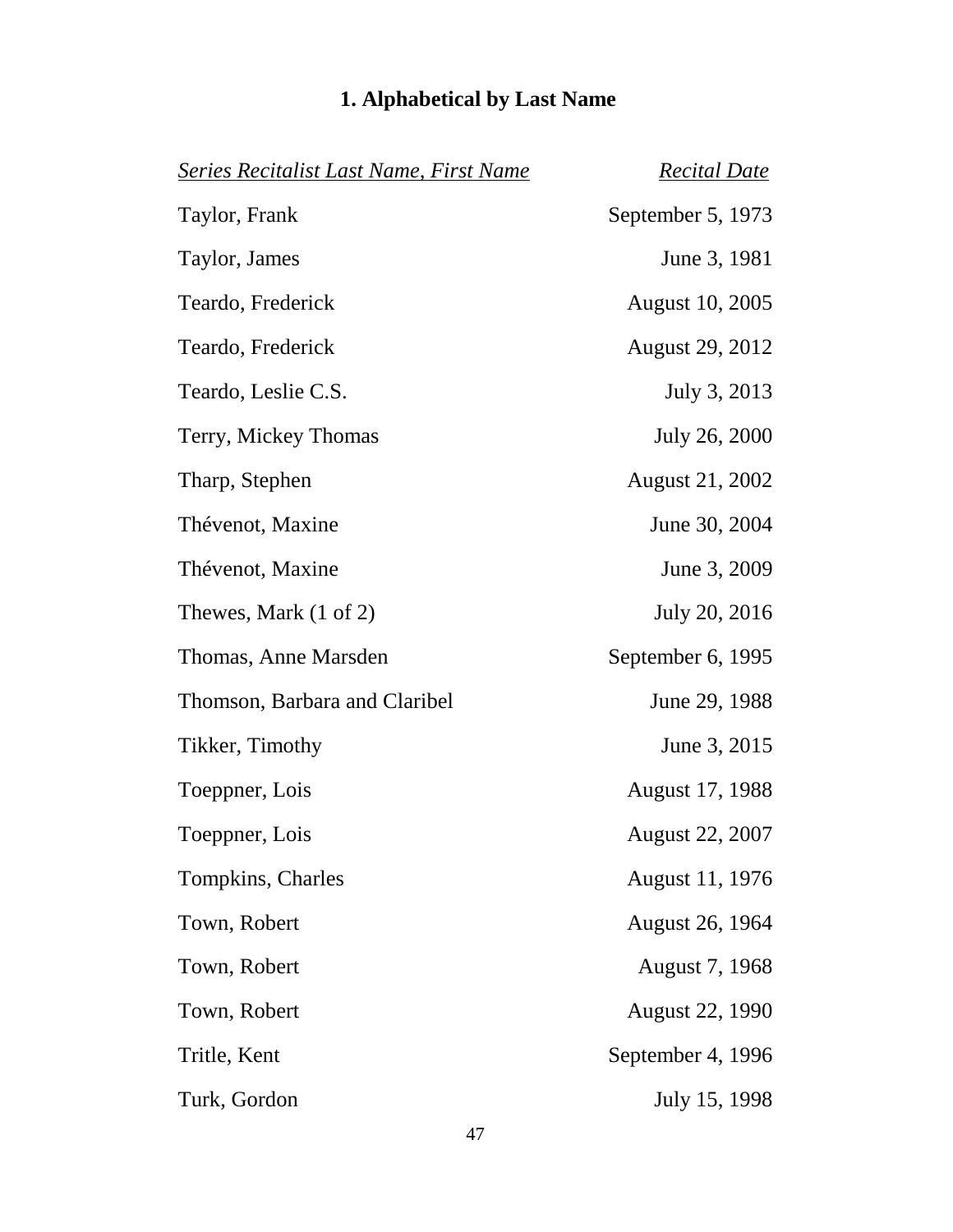### 1. Alphabetical by Last Name

| *Series Recitalist Last Name, First Name* | *Recital Date* |
| --- | --- |
| Taylor, Frank | September 5, 1973 |
| Taylor, James | June 3, 1981 |
| Teardo, Frederick | August 10, 2005 |
| Teardo, Frederick | August 29, 2012 |
| Teardo, Leslie C.S. | July 3, 2013 |
| Terry, Mickey Thomas | July 26, 2000 |
| Tharp, Stephen | August 21, 2002 |
| Thévenot, Maxine | June 30, 2004 |
| Thévenot, Maxine | June 3, 2009 |
| Thewes, Mark (1 of 2) | July 20, 2016 |
| Thomas, Anne Marsden | September 6, 1995 |
| Thomson, Barbara and Claribel | June 29, 1988 |
| Tikker, Timothy | June 3, 2015 |
| Toeppner, Lois | August 17, 1988 |
| Toeppner, Lois | August 22, 2007 |
| Tompkins, Charles | August 11, 1976 |
| Town, Robert | August 26, 1964 |
| Town, Robert | August 7, 1968 |
| Town, Robert | August 22, 1990 |
| Tritle, Kent | September 4, 1996 |
| Turk, Gordon | July 15, 1998 |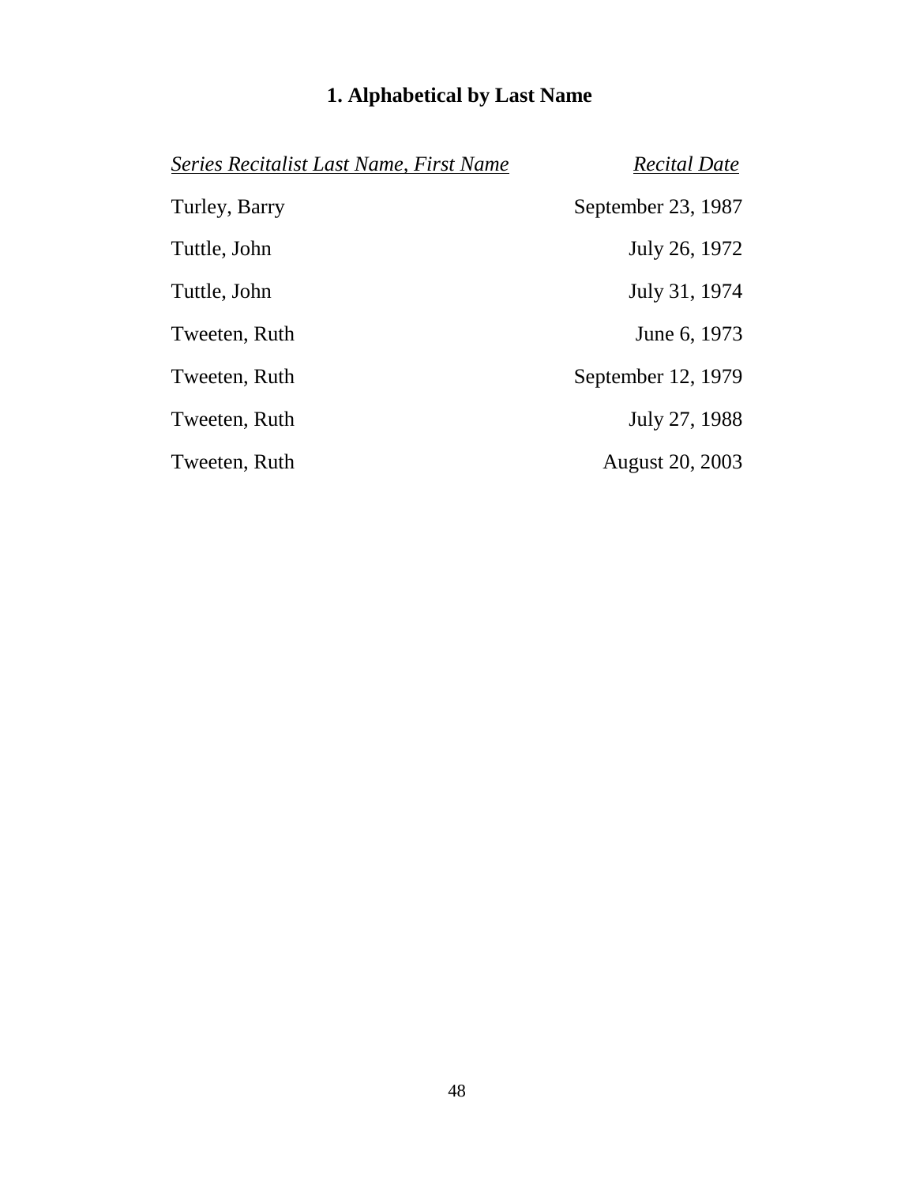## 1. Alphabetical by Last Name

| *Series Recitalist Last Name, First Name* | *Recital Date* |
|---|---|
| Turley, Barry | September 23, 1987 |
| Tuttle, John | July 26, 1972 |
| Tuttle, John | July 31, 1974 |
| Tweeten, Ruth | June 6, 1973 |
| Tweeten, Ruth | September 12, 1979 |
| Tweeten, Ruth | July 27, 1988 |
| Tweeten, Ruth | August 20, 2003 |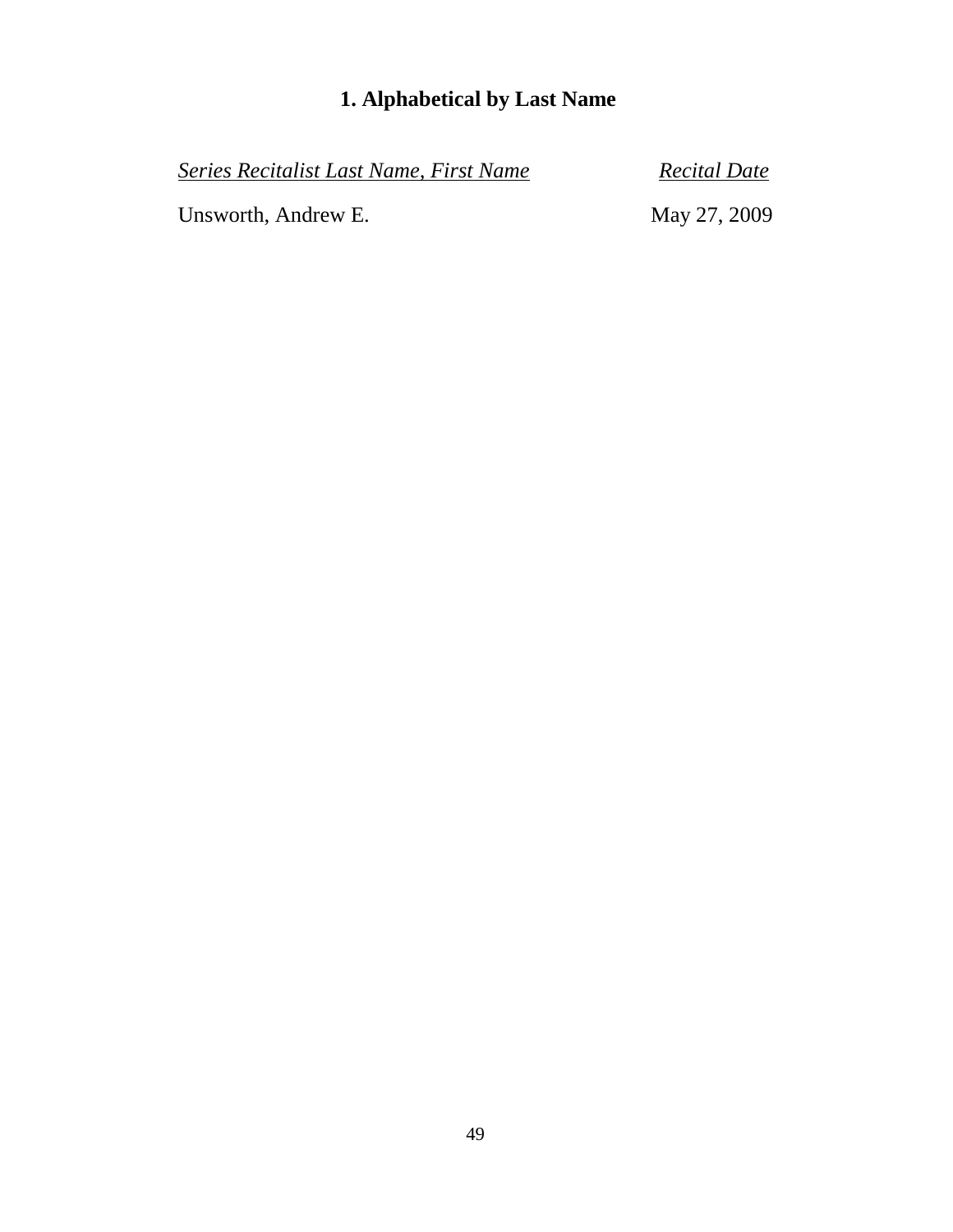## 1. Alphabetical by Last Name

| *Series Recitalist Last Name, First Name* | *Recital Date* |
| --- | --- |
| Unsworth, Andrew E. | May 27, 2009 |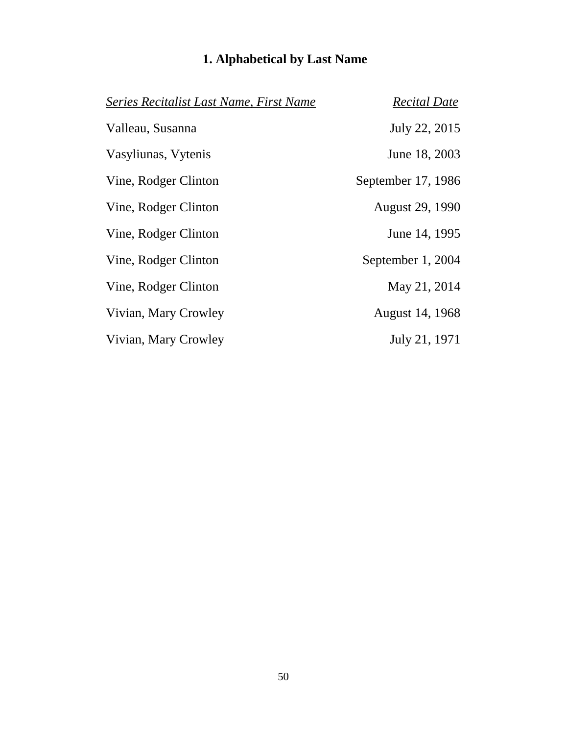## 1. Alphabetical by Last Name

| *Series Recitalist Last Name, First Name* | *Recital Date* |
| --- | --- |
| Valleau, Susanna | July 22, 2015 |
| Vasyliunas, Vytenis | June 18, 2003 |
| Vine, Rodger Clinton | September 17, 1986 |
| Vine, Rodger Clinton | August 29, 1990 |
| Vine, Rodger Clinton | June 14, 1995 |
| Vine, Rodger Clinton | September 1, 2004 |
| Vine, Rodger Clinton | May 21, 2014 |
| Vivian, Mary Crowley | August 14, 1968 |
| Vivian, Mary Crowley | July 21, 1971 |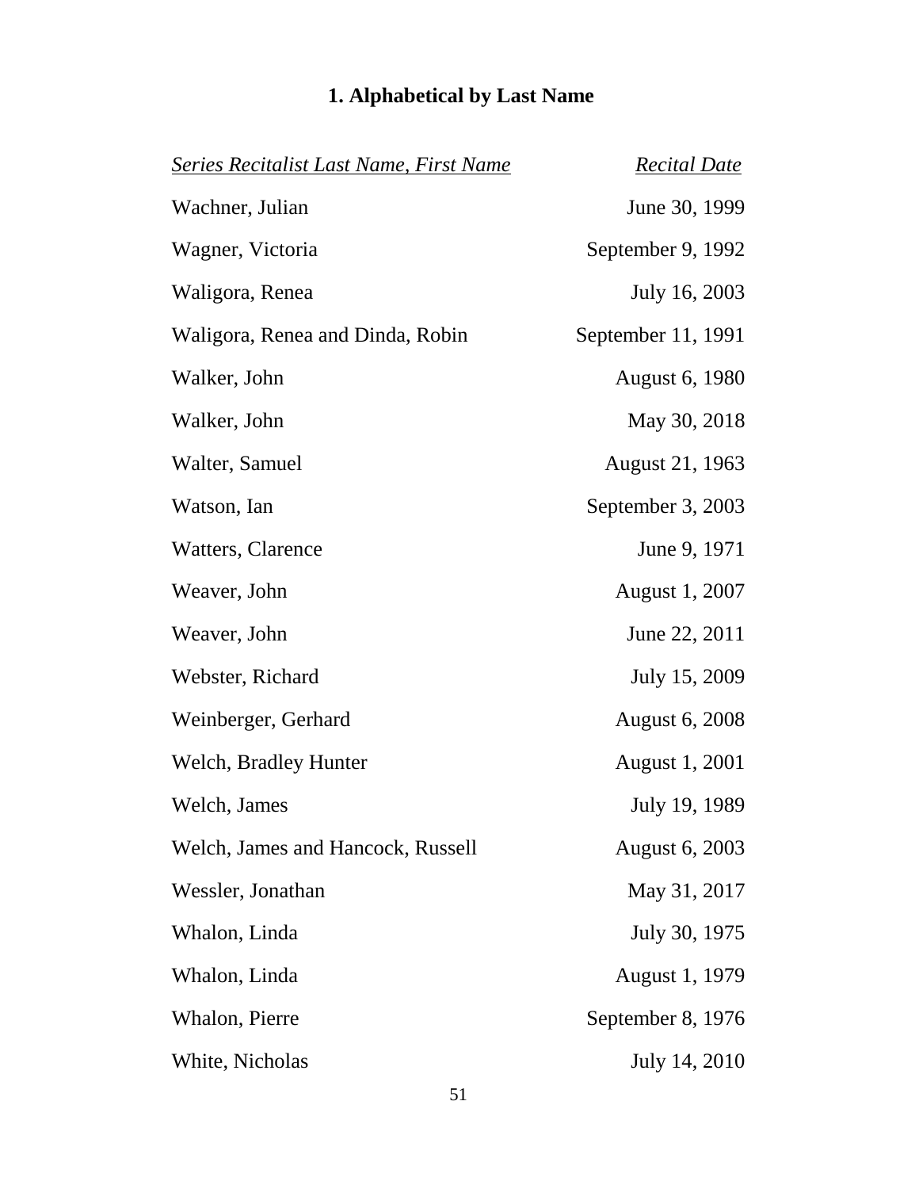## 1. Alphabetical by Last Name

| *Series Recitalist Last Name, First Name* | *Recital Date* |
|---|---|
| Wachner, Julian | June 30, 1999 |
| Wagner, Victoria | September 9, 1992 |
| Waligora, Renea | July 16, 2003 |
| Waligora, Renea and Dinda, Robin | September 11, 1991 |
| Walker, John | August 6, 1980 |
| Walker, John | May 30, 2018 |
| Walter, Samuel | August 21, 1963 |
| Watson, Ian | September 3, 2003 |
| Watters, Clarence | June 9, 1971 |
| Weaver, John | August 1, 2007 |
| Weaver, John | June 22, 2011 |
| Webster, Richard | July 15, 2009 |
| Weinberger, Gerhard | August 6, 2008 |
| Welch, Bradley Hunter | August 1, 2001 |
| Welch, James | July 19, 1989 |
| Welch, James and Hancock, Russell | August 6, 2003 |
| Wessler, Jonathan | May 31, 2017 |
| Whalon, Linda | July 30, 1975 |
| Whalon, Linda | August 1, 1979 |
| Whalon, Pierre | September 8, 1976 |
| White, Nicholas | July 14, 2010 |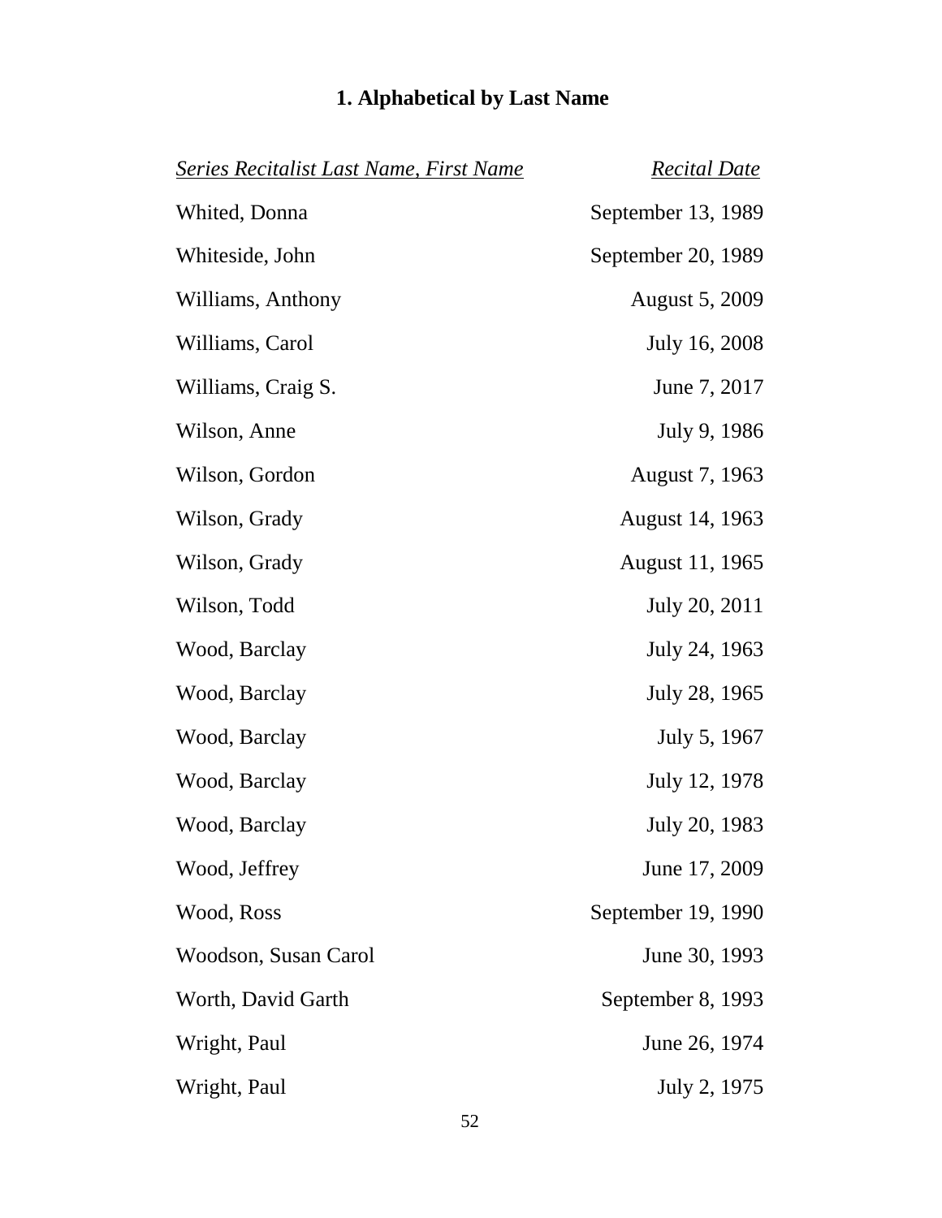# 1. Alphabetical by Last Name

| *Series Recitalist Last Name, First Name* | *Recital Date* |
|---|---|
| Whited, Donna | September 13, 1989 |
| Whiteside, John | September 20, 1989 |
| Williams, Anthony | August 5, 2009 |
| Williams, Carol | July 16, 2008 |
| Williams, Craig S. | June 7, 2017 |
| Wilson, Anne | July 9, 1986 |
| Wilson, Gordon | August 7, 1963 |
| Wilson, Grady | August 14, 1963 |
| Wilson, Grady | August 11, 1965 |
| Wilson, Todd | July 20, 2011 |
| Wood, Barclay | July 24, 1963 |
| Wood, Barclay | July 28, 1965 |
| Wood, Barclay | July 5, 1967 |
| Wood, Barclay | July 12, 1978 |
| Wood, Barclay | July 20, 1983 |
| Wood, Jeffrey | June 17, 2009 |
| Wood, Ross | September 19, 1990 |
| Woodson, Susan Carol | June 30, 1993 |
| Worth, David Garth | September 8, 1993 |
| Wright, Paul | June 26, 1974 |
| Wright, Paul | July 2, 1975 |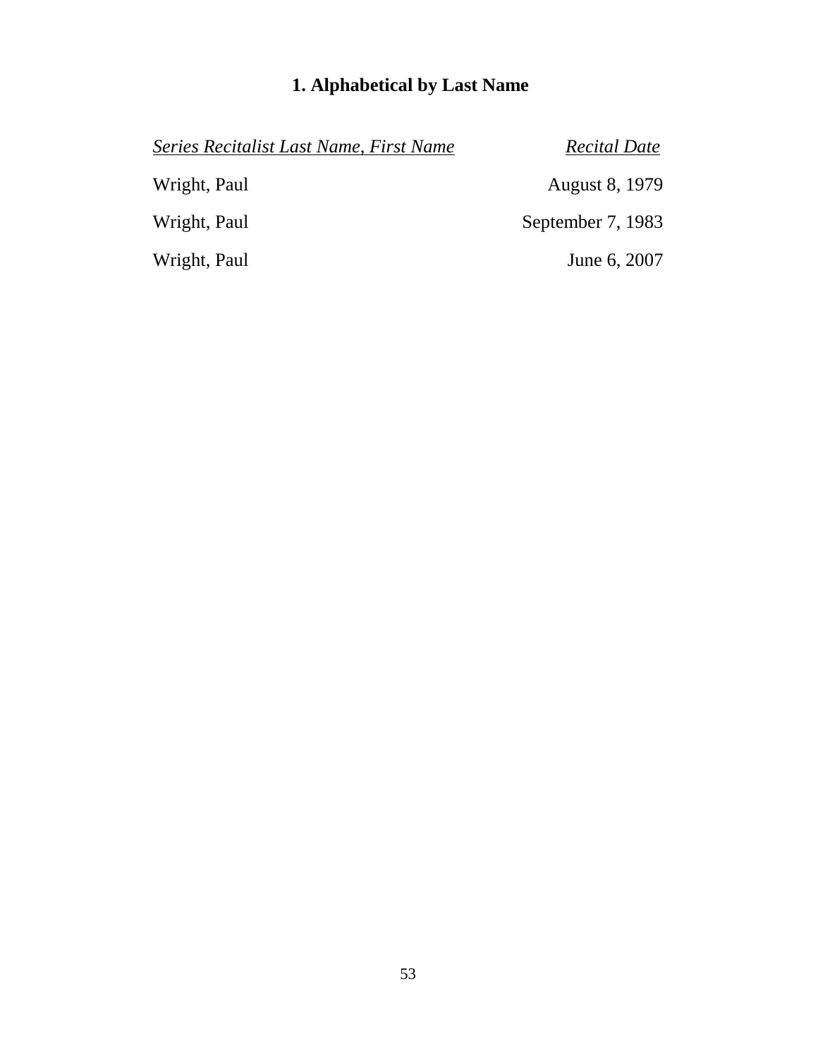## 1. Alphabetical by Last Name

| *Series Recitalist Last Name, First Name* | *Recital Date* |
|---|---|
| Wright, Paul | August 8, 1979 |
| Wright, Paul | September 7, 1983 |
| Wright, Paul | June 6, 2007 |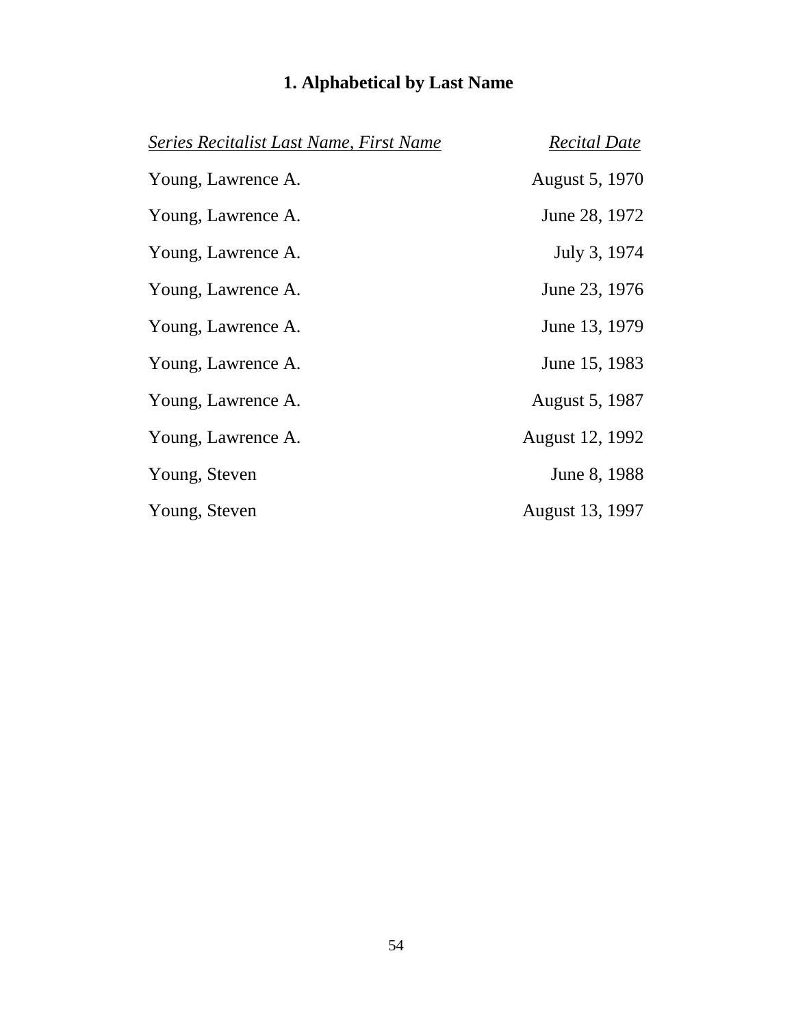## 1. Alphabetical by Last Name

| *Series Recitalist Last Name, First Name* | *Recital Date* |
|---|---|
| Young, Lawrence A. | August 5, 1970 |
| Young, Lawrence A. | June 28, 1972 |
| Young, Lawrence A. | July 3, 1974 |
| Young, Lawrence A. | June 23, 1976 |
| Young, Lawrence A. | June 13, 1979 |
| Young, Lawrence A. | June 15, 1983 |
| Young, Lawrence A. | August 5, 1987 |
| Young, Lawrence A. | August 12, 1992 |
| Young, Steven | June 8, 1988 |
| Young, Steven | August 13, 1997 |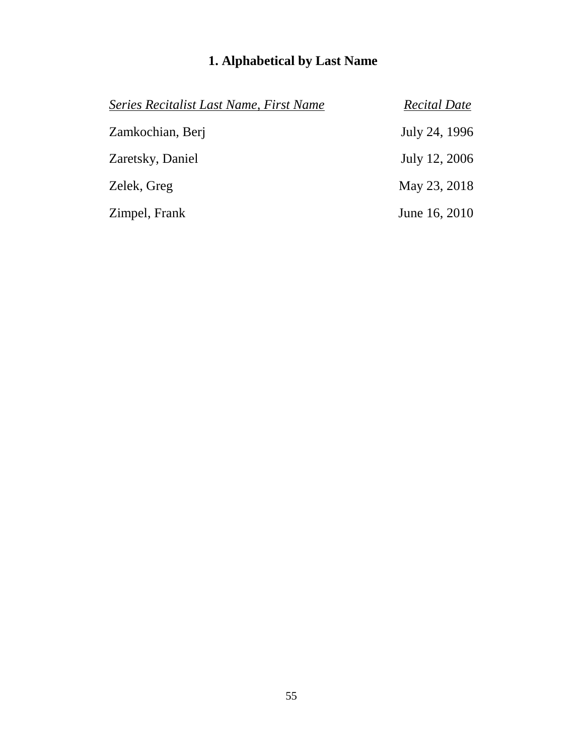## 1. Alphabetical by Last Name

| *Series Recitalist Last Name, First Name* | *Recital Date* |
|---|---|
| Zamkochian, Berj | July 24, 1996 |
| Zaretsky, Daniel | July 12, 2006 |
| Zelek, Greg | May 23, 2018 |
| Zimpel, Frank | June 16, 2010 |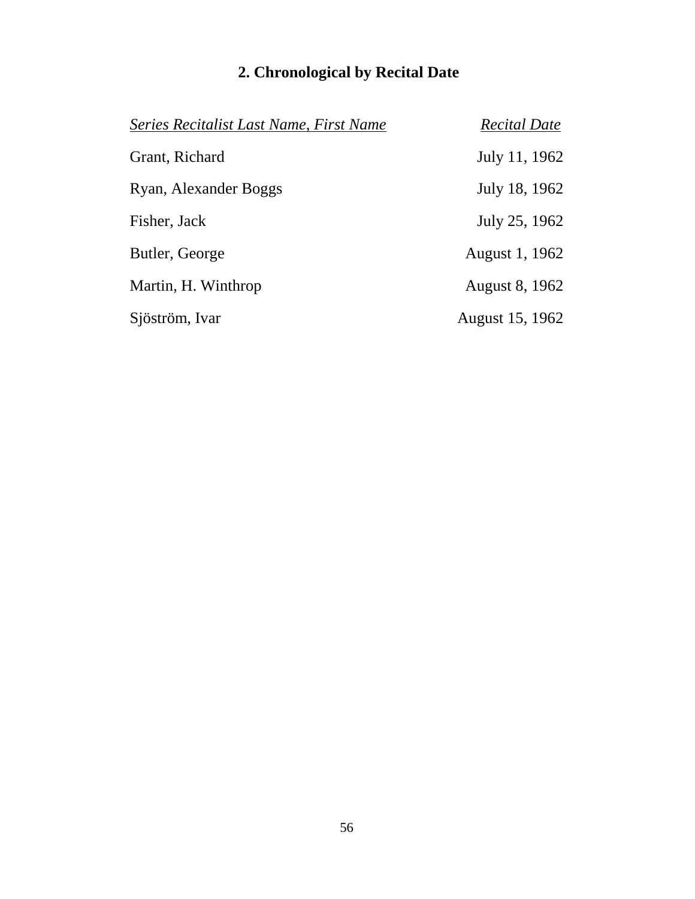## 2. Chronological by Recital Date

| *Series Recitalist Last Name, First Name* | *Recital Date* |
|---|---|
| Grant, Richard | July 11, 1962 |
| Ryan, Alexander Boggs | July 18, 1962 |
| Fisher, Jack | July 25, 1962 |
| Butler, George | August 1, 1962 |
| Martin, H. Winthrop | August 8, 1962 |
| Sjöström, Ivar | August 15, 1962 |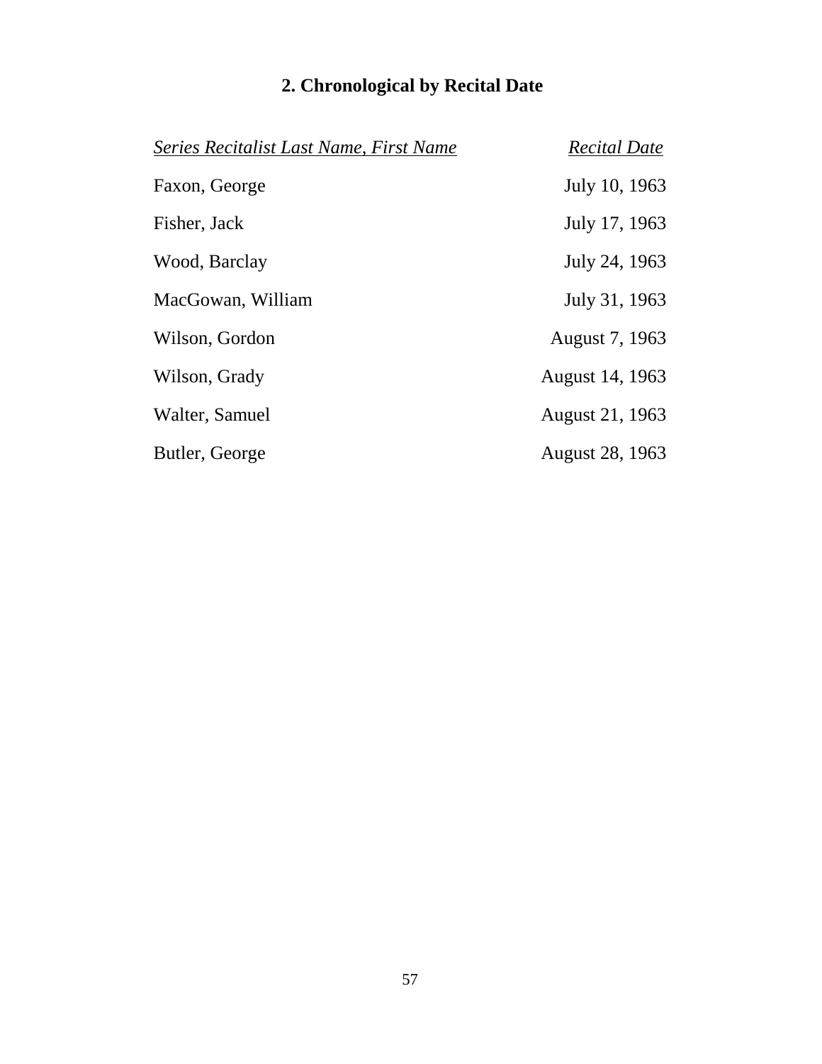## 2. Chronological by Recital Date

| *Series Recitalist Last Name, First Name* | *Recital Date* |
|---|---|
| Faxon, George | July 10, 1963 |
| Fisher, Jack | July 17, 1963 |
| Wood, Barclay | July 24, 1963 |
| MacGowan, William | July 31, 1963 |
| Wilson, Gordon | August 7, 1963 |
| Wilson, Grady | August 14, 1963 |
| Walter, Samuel | August 21, 1963 |
| Butler, George | August 28, 1963 |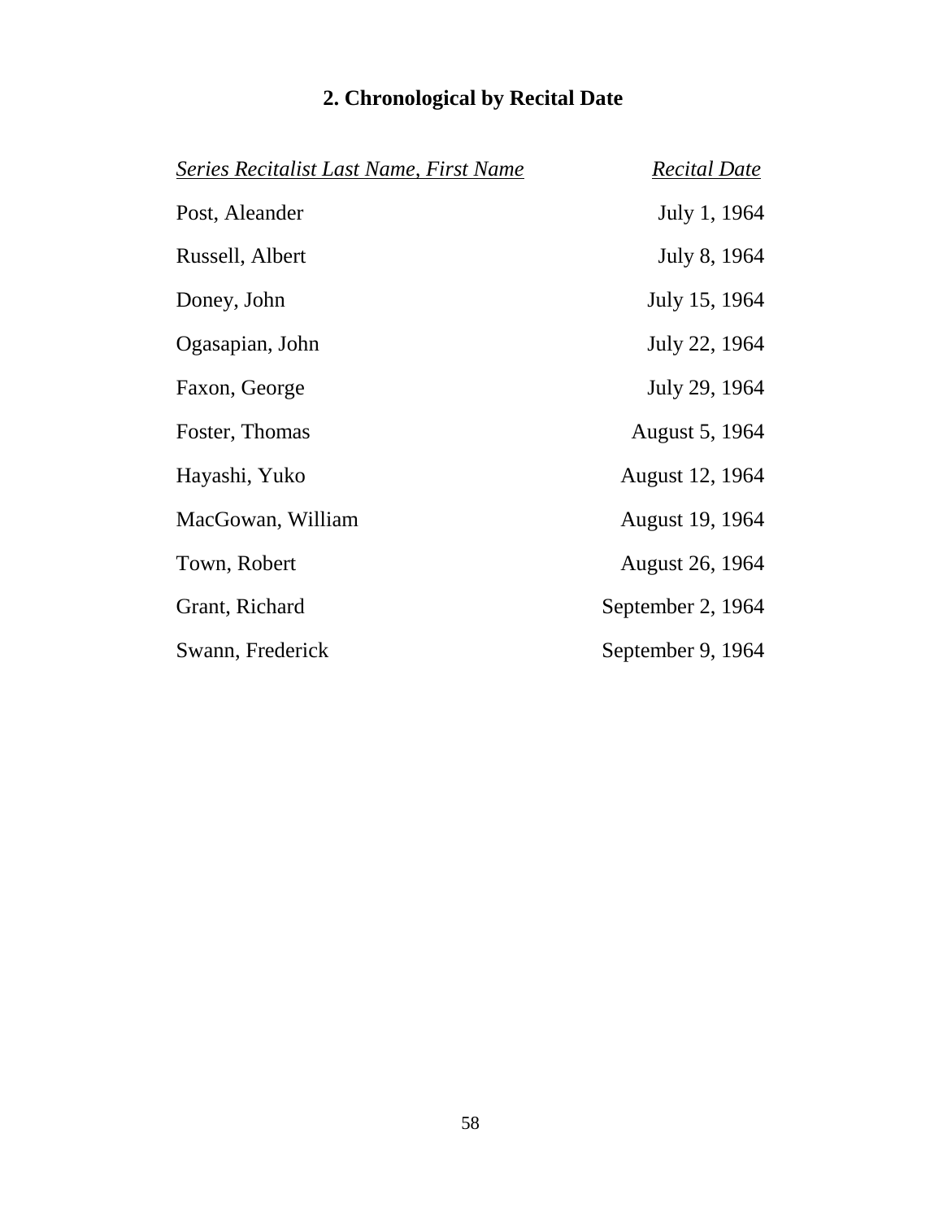## 2. Chronological by Recital Date

| *Series Recitalist Last Name, First Name* | *Recital Date* |
| --- | --- |
| Post, Aleander | July 1, 1964 |
| Russell, Albert | July 8, 1964 |
| Doney, John | July 15, 1964 |
| Ogasapian, John | July 22, 1964 |
| Faxon, George | July 29, 1964 |
| Foster, Thomas | August 5, 1964 |
| Hayashi, Yuko | August 12, 1964 |
| MacGowan, William | August 19, 1964 |
| Town, Robert | August 26, 1964 |
| Grant, Richard | September 2, 1964 |
| Swann, Frederick | September 9, 1964 |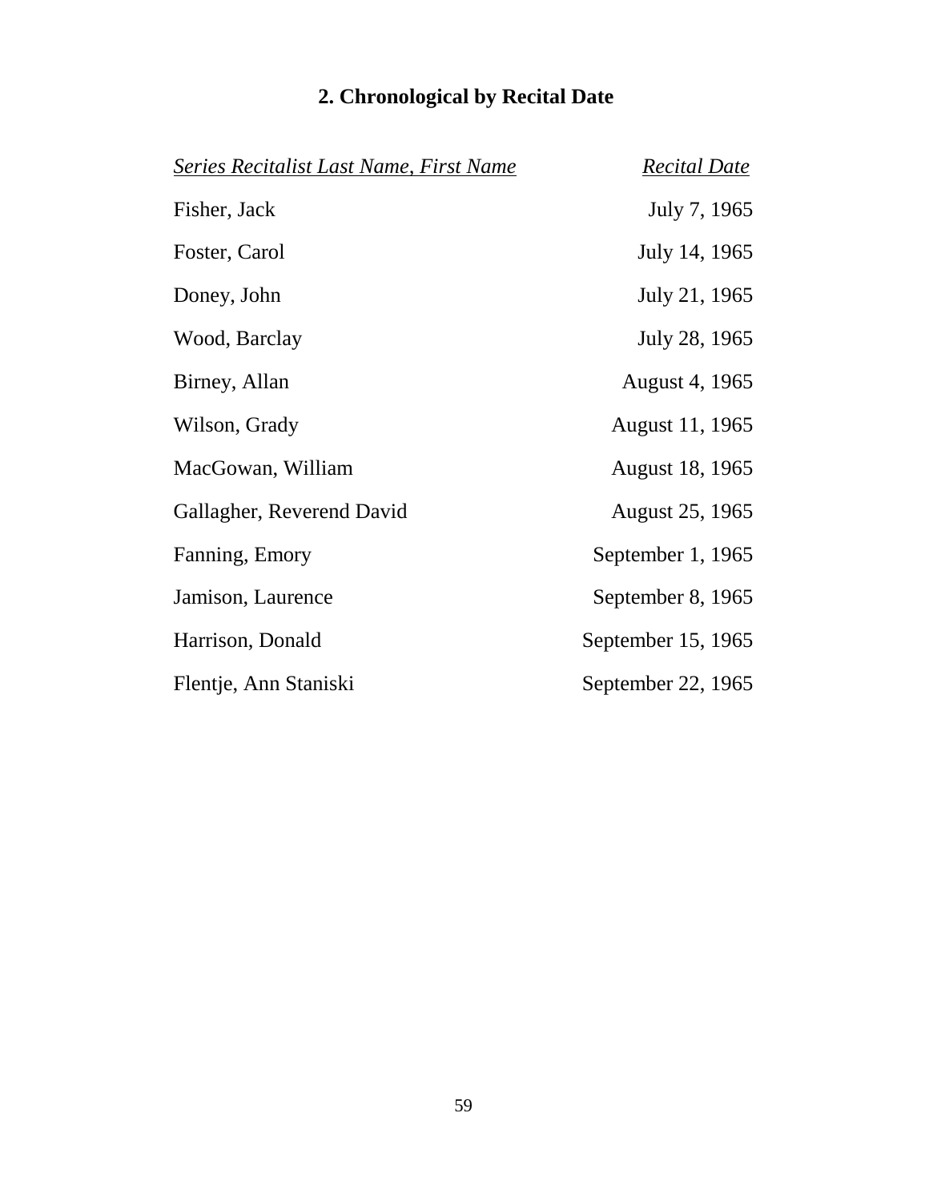## 2. Chronological by Recital Date

| *Series Recitalist Last Name, First Name* | *Recital Date* |
|---|---|
| Fisher, Jack | July 7, 1965 |
| Foster, Carol | July 14, 1965 |
| Doney, John | July 21, 1965 |
| Wood, Barclay | July 28, 1965 |
| Birney, Allan | August 4, 1965 |
| Wilson, Grady | August 11, 1965 |
| MacGowan, William | August 18, 1965 |
| Gallagher, Reverend David | August 25, 1965 |
| Fanning, Emory | September 1, 1965 |
| Jamison, Laurence | September 8, 1965 |
| Harrison, Donald | September 15, 1965 |
| Flentje, Ann Staniski | September 22, 1965 |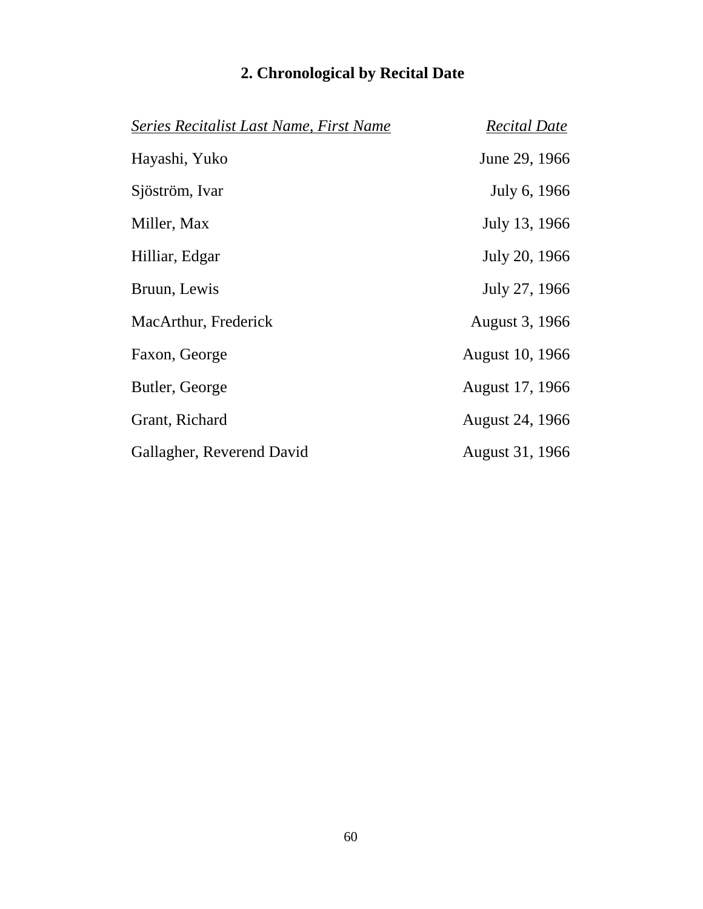## 2. Chronological by Recital Date

| *Series Recitalist Last Name, First Name* | *Recital Date* |
|---|---|
| Hayashi, Yuko | June 29, 1966 |
| Sjöström, Ivar | July 6, 1966 |
| Miller, Max | July 13, 1966 |
| Hilliar, Edgar | July 20, 1966 |
| Bruun, Lewis | July 27, 1966 |
| MacArthur, Frederick | August 3, 1966 |
| Faxon, George | August 10, 1966 |
| Butler, George | August 17, 1966 |
| Grant, Richard | August 24, 1966 |
| Gallagher, Reverend David | August 31, 1966 |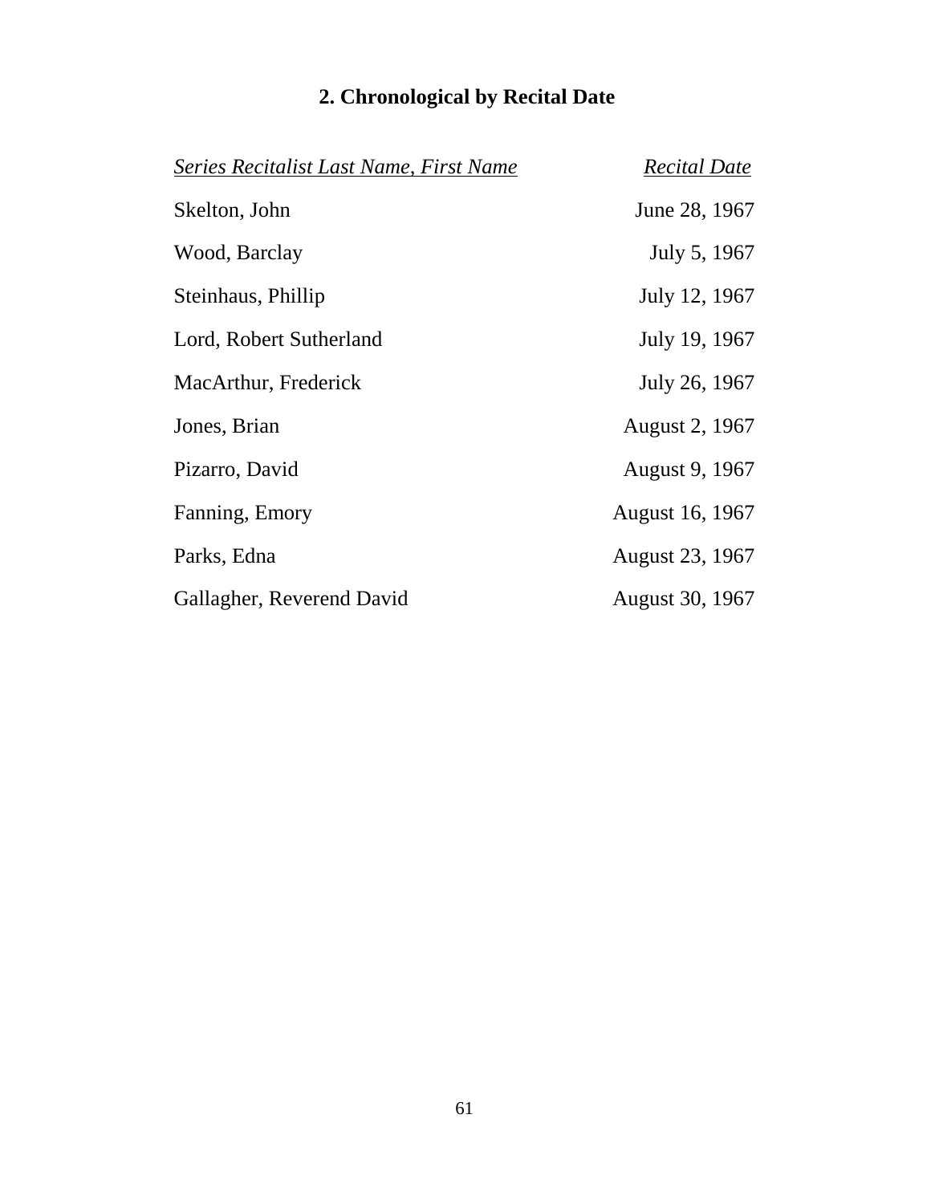## 2. Chronological by Recital Date

| *Series Recitalist Last Name, First Name* | *Recital Date* |
| --- | --- |
| Skelton, John | June 28, 1967 |
| Wood, Barclay | July 5, 1967 |
| Steinhaus, Phillip | July 12, 1967 |
| Lord, Robert Sutherland | July 19, 1967 |
| MacArthur, Frederick | July 26, 1967 |
| Jones, Brian | August 2, 1967 |
| Pizarro, David | August 9, 1967 |
| Fanning, Emory | August 16, 1967 |
| Parks, Edna | August 23, 1967 |
| Gallagher, Reverend David | August 30, 1967 |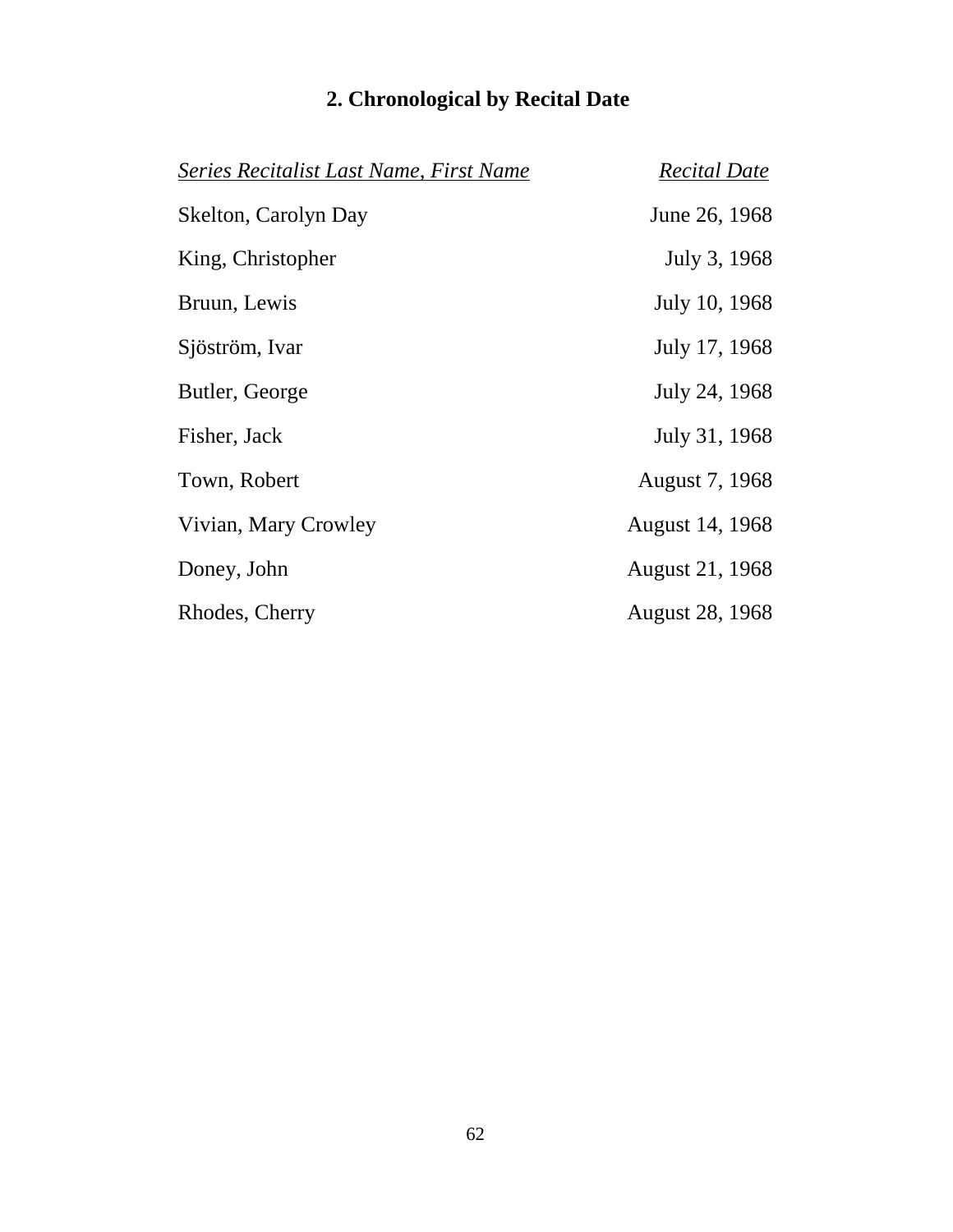## 2. Chronological by Recital Date

| *Series Recitalist Last Name, First Name* | *Recital Date* |
| --- | --- |
| Skelton, Carolyn Day | June 26, 1968 |
| King, Christopher | July 3, 1968 |
| Bruun, Lewis | July 10, 1968 |
| Sjöström, Ivar | July 17, 1968 |
| Butler, George | July 24, 1968 |
| Fisher, Jack | July 31, 1968 |
| Town, Robert | August 7, 1968 |
| Vivian, Mary Crowley | August 14, 1968 |
| Doney, John | August 21, 1968 |
| Rhodes, Cherry | August 28, 1968 |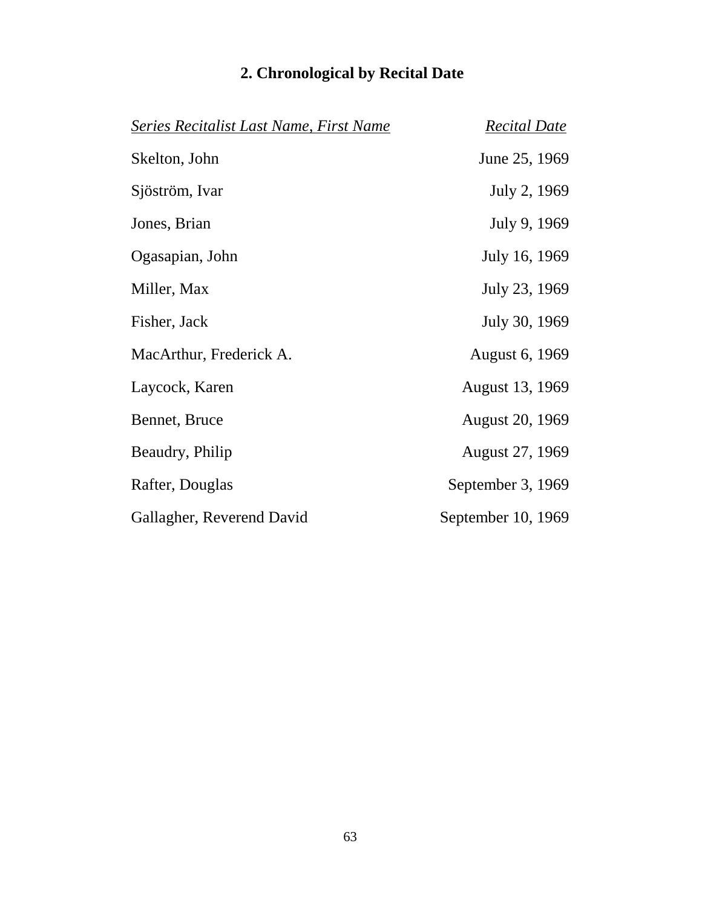## 2. Chronological by Recital Date

| *Series Recitalist Last Name, First Name* | *Recital Date* |
|---|---|
| Skelton, John | June 25, 1969 |
| Sjöström, Ivar | July 2, 1969 |
| Jones, Brian | July 9, 1969 |
| Ogasapian, John | July 16, 1969 |
| Miller, Max | July 23, 1969 |
| Fisher, Jack | July 30, 1969 |
| MacArthur, Frederick A. | August 6, 1969 |
| Laycock, Karen | August 13, 1969 |
| Bennet, Bruce | August 20, 1969 |
| Beaudry, Philip | August 27, 1969 |
| Rafter, Douglas | September 3, 1969 |
| Gallagher, Reverend David | September 10, 1969 |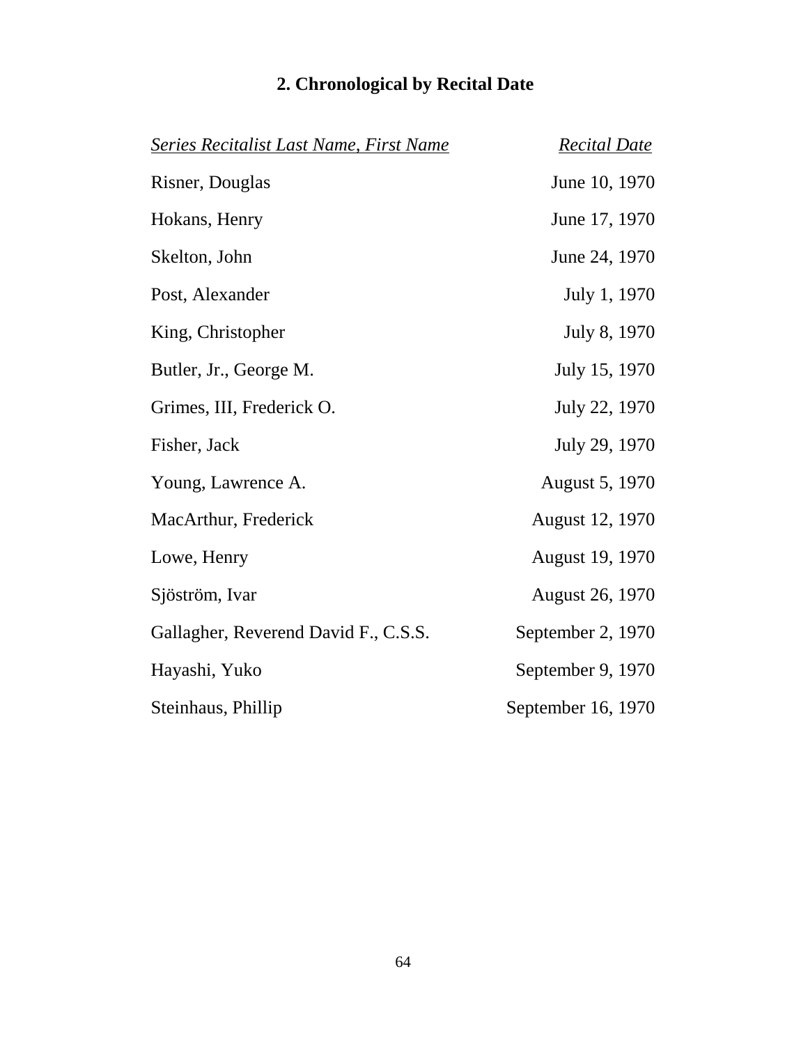## 2. Chronological by Recital Date

| *Series Recitalist Last Name, First Name* | *Recital Date* |
| --- | --- |
| Risner, Douglas | June 10, 1970 |
| Hokans, Henry | June 17, 1970 |
| Skelton, John | June 24, 1970 |
| Post, Alexander | July 1, 1970 |
| King, Christopher | July 8, 1970 |
| Butler, Jr., George M. | July 15, 1970 |
| Grimes, III, Frederick O. | July 22, 1970 |
| Fisher, Jack | July 29, 1970 |
| Young, Lawrence A. | August 5, 1970 |
| MacArthur, Frederick | August 12, 1970 |
| Lowe, Henry | August 19, 1970 |
| Sjöström, Ivar | August 26, 1970 |
| Gallagher, Reverend David F., C.S.S. | September 2, 1970 |
| Hayashi, Yuko | September 9, 1970 |
| Steinhaus, Phillip | September 16, 1970 |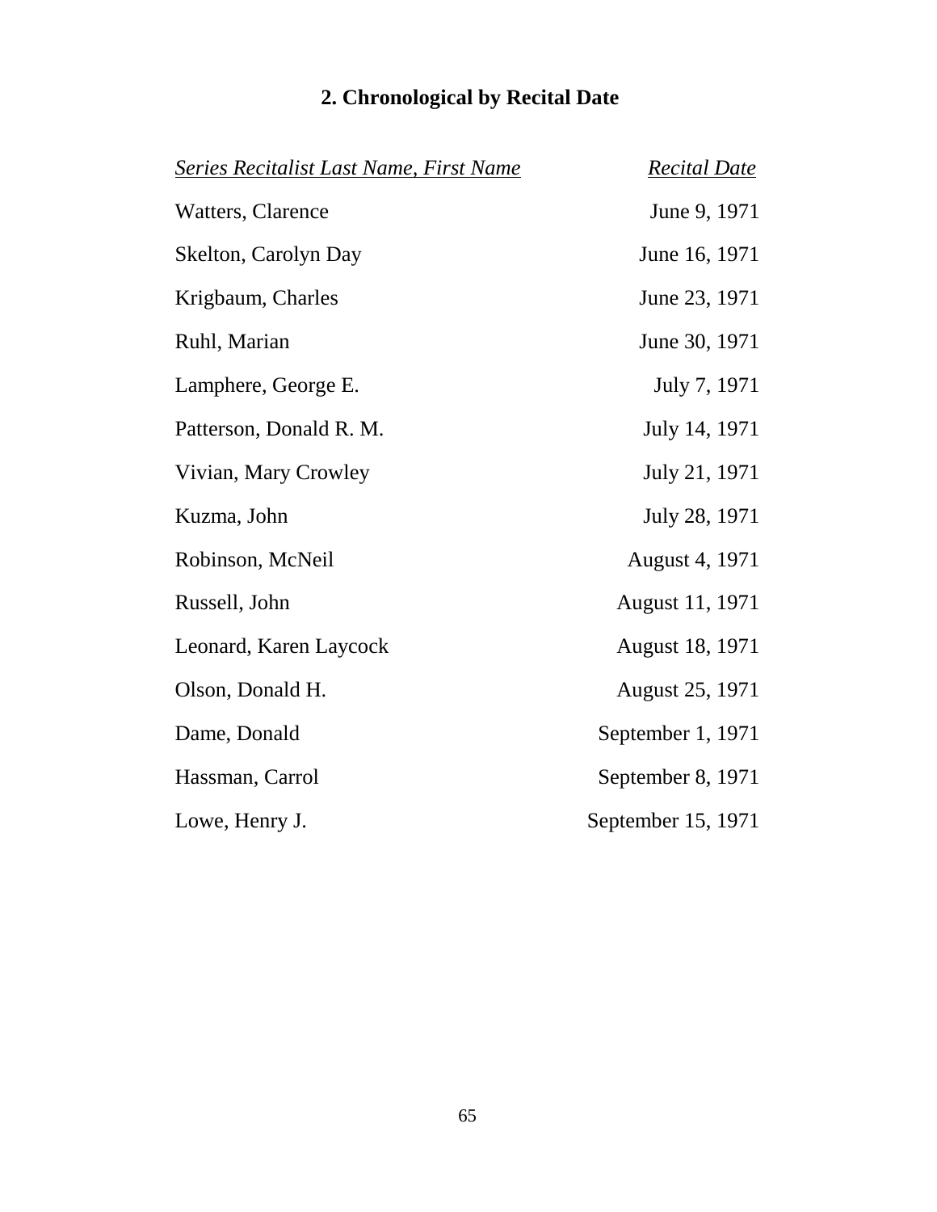## 2. Chronological by Recital Date

| *Series Recitalist Last Name, First Name* | *Recital Date* |
|---|---|
| Watters, Clarence | June 9, 1971 |
| Skelton, Carolyn Day | June 16, 1971 |
| Krigbaum, Charles | June 23, 1971 |
| Ruhl, Marian | June 30, 1971 |
| Lamphere, George E. | July 7, 1971 |
| Patterson, Donald R. M. | July 14, 1971 |
| Vivian, Mary Crowley | July 21, 1971 |
| Kuzma, John | July 28, 1971 |
| Robinson, McNeil | August 4, 1971 |
| Russell, John | August 11, 1971 |
| Leonard, Karen Laycock | August 18, 1971 |
| Olson, Donald H. | August 25, 1971 |
| Dame, Donald | September 1, 1971 |
| Hassman, Carrol | September 8, 1971 |
| Lowe, Henry J. | September 15, 1971 |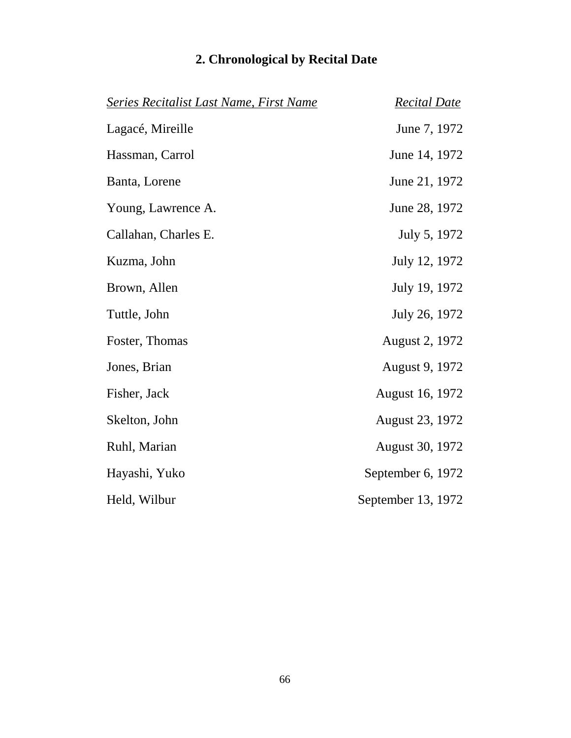## 2. Chronological by Recital Date

| *Series Recitalist Last Name, First Name* | *Recital Date* |
|---|---|
| Lagacé, Mireille | June 7, 1972 |
| Hassman, Carrol | June 14, 1972 |
| Banta, Lorene | June 21, 1972 |
| Young, Lawrence A. | June 28, 1972 |
| Callahan, Charles E. | July 5, 1972 |
| Kuzma, John | July 12, 1972 |
| Brown, Allen | July 19, 1972 |
| Tuttle, John | July 26, 1972 |
| Foster, Thomas | August 2, 1972 |
| Jones, Brian | August 9, 1972 |
| Fisher, Jack | August 16, 1972 |
| Skelton, John | August 23, 1972 |
| Ruhl, Marian | August 30, 1972 |
| Hayashi, Yuko | September 6, 1972 |
| Held, Wilbur | September 13, 1972 |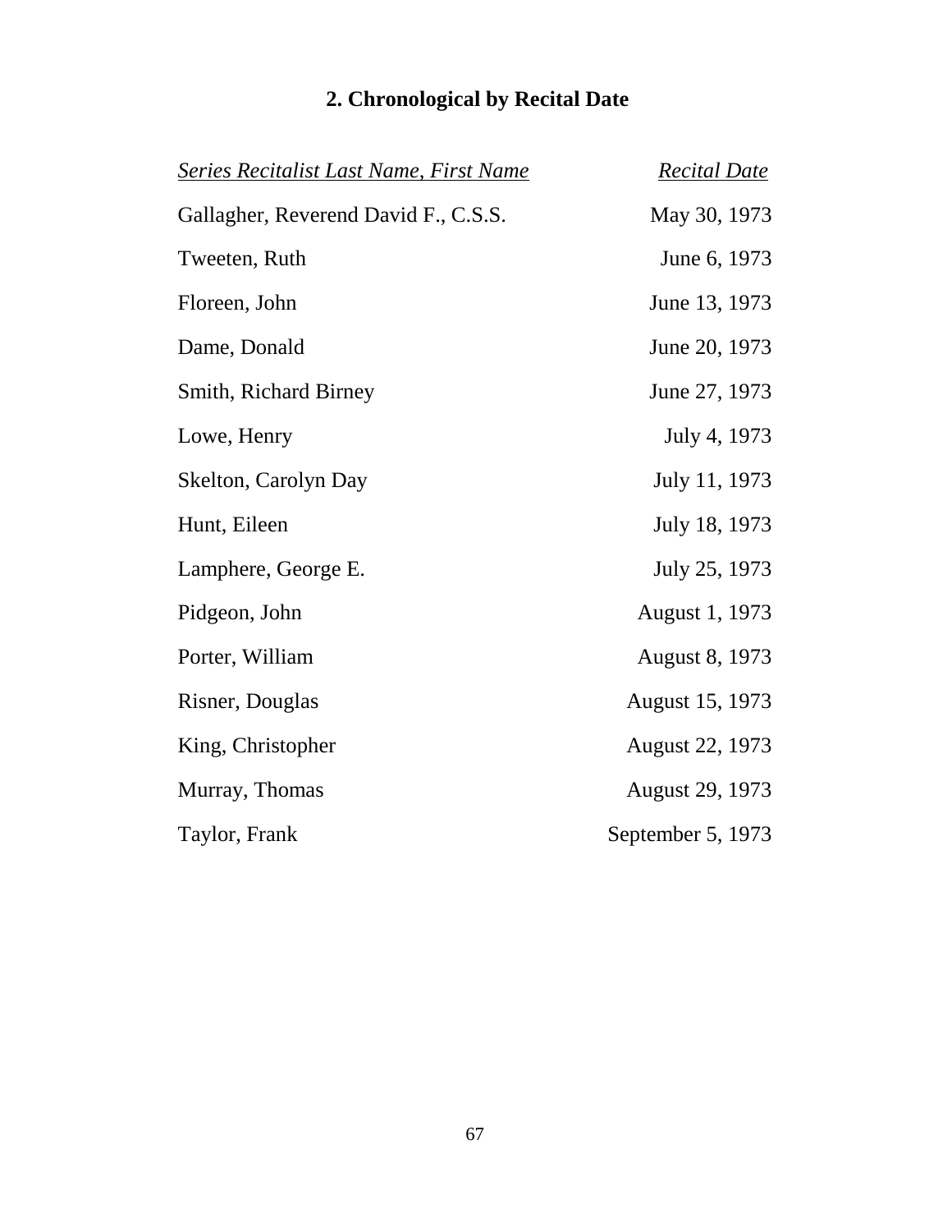## 2. Chronological by Recital Date

| *Series Recitalist Last Name, First Name* | *Recital Date* |
|---|---|
| Gallagher, Reverend David F., C.S.S. | May 30, 1973 |
| Tweeten, Ruth | June 6, 1973 |
| Floreen, John | June 13, 1973 |
| Dame, Donald | June 20, 1973 |
| Smith, Richard Birney | June 27, 1973 |
| Lowe, Henry | July 4, 1973 |
| Skelton, Carolyn Day | July 11, 1973 |
| Hunt, Eileen | July 18, 1973 |
| Lamphere, George E. | July 25, 1973 |
| Pidgeon, John | August 1, 1973 |
| Porter, William | August 8, 1973 |
| Risner, Douglas | August 15, 1973 |
| King, Christopher | August 22, 1973 |
| Murray, Thomas | August 29, 1973 |
| Taylor, Frank | September 5, 1973 |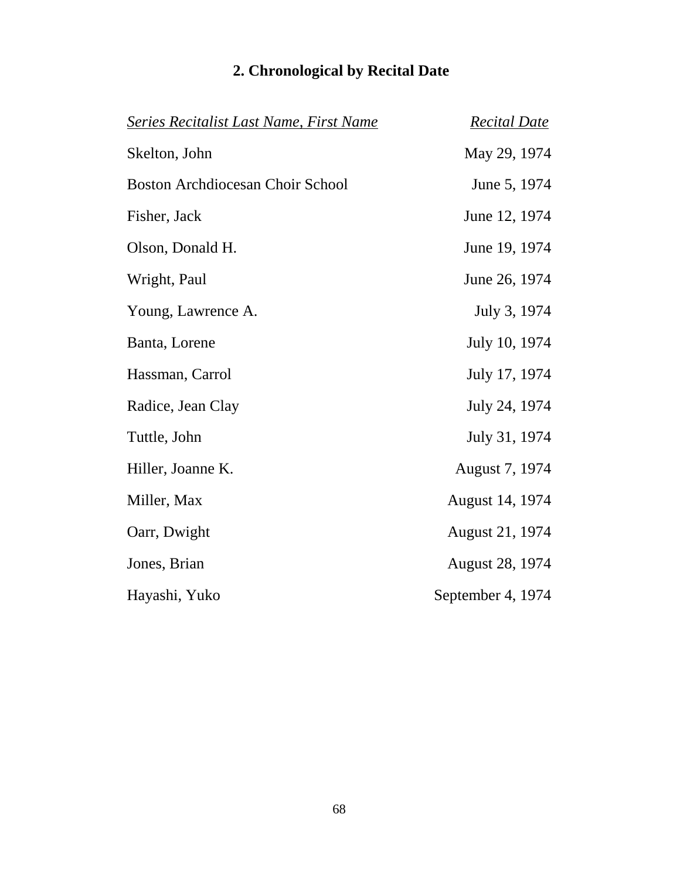## 2. Chronological by Recital Date

| *Series Recitalist Last Name, First Name* | *Recital Date* |
|---|---|
| Skelton, John | May 29, 1974 |
| Boston Archdiocesan Choir School | June 5, 1974 |
| Fisher, Jack | June 12, 1974 |
| Olson, Donald H. | June 19, 1974 |
| Wright, Paul | June 26, 1974 |
| Young, Lawrence A. | July 3, 1974 |
| Banta, Lorene | July 10, 1974 |
| Hassman, Carrol | July 17, 1974 |
| Radice, Jean Clay | July 24, 1974 |
| Tuttle, John | July 31, 1974 |
| Hiller, Joanne K. | August 7, 1974 |
| Miller, Max | August 14, 1974 |
| Oarr, Dwight | August 21, 1974 |
| Jones, Brian | August 28, 1974 |
| Hayashi, Yuko | September 4, 1974 |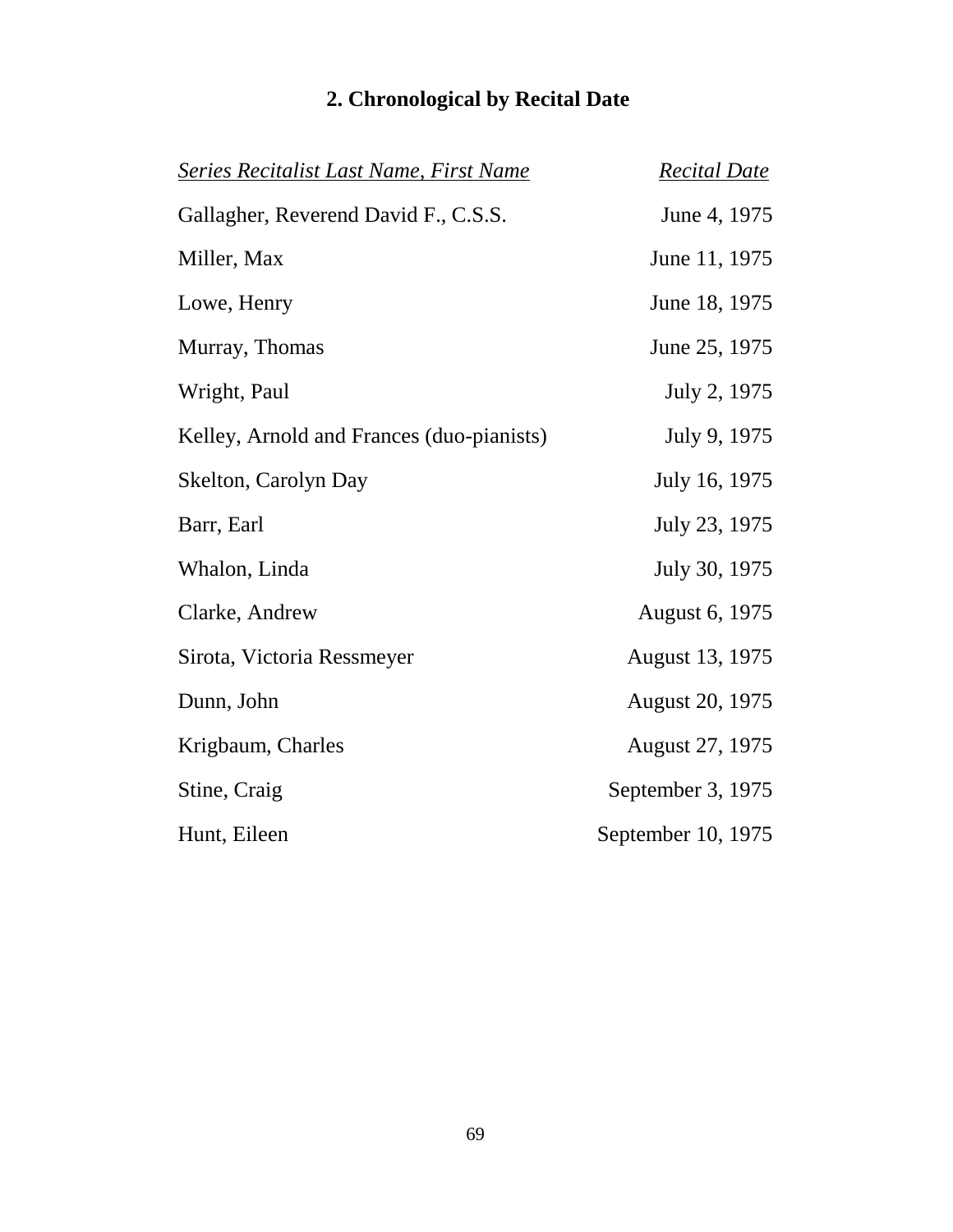## 2. Chronological by Recital Date

| *Series Recitalist Last Name, First Name* | *Recital Date* |
|---|---|
| Gallagher, Reverend David F., C.S.S. | June 4, 1975 |
| Miller, Max | June 11, 1975 |
| Lowe, Henry | June 18, 1975 |
| Murray, Thomas | June 25, 1975 |
| Wright, Paul | July 2, 1975 |
| Kelley, Arnold and Frances (duo-pianists) | July 9, 1975 |
| Skelton, Carolyn Day | July 16, 1975 |
| Barr, Earl | July 23, 1975 |
| Whalon, Linda | July 30, 1975 |
| Clarke, Andrew | August 6, 1975 |
| Sirota, Victoria Ressmeyer | August 13, 1975 |
| Dunn, John | August 20, 1975 |
| Krigbaum, Charles | August 27, 1975 |
| Stine, Craig | September 3, 1975 |
| Hunt, Eileen | September 10, 1975 |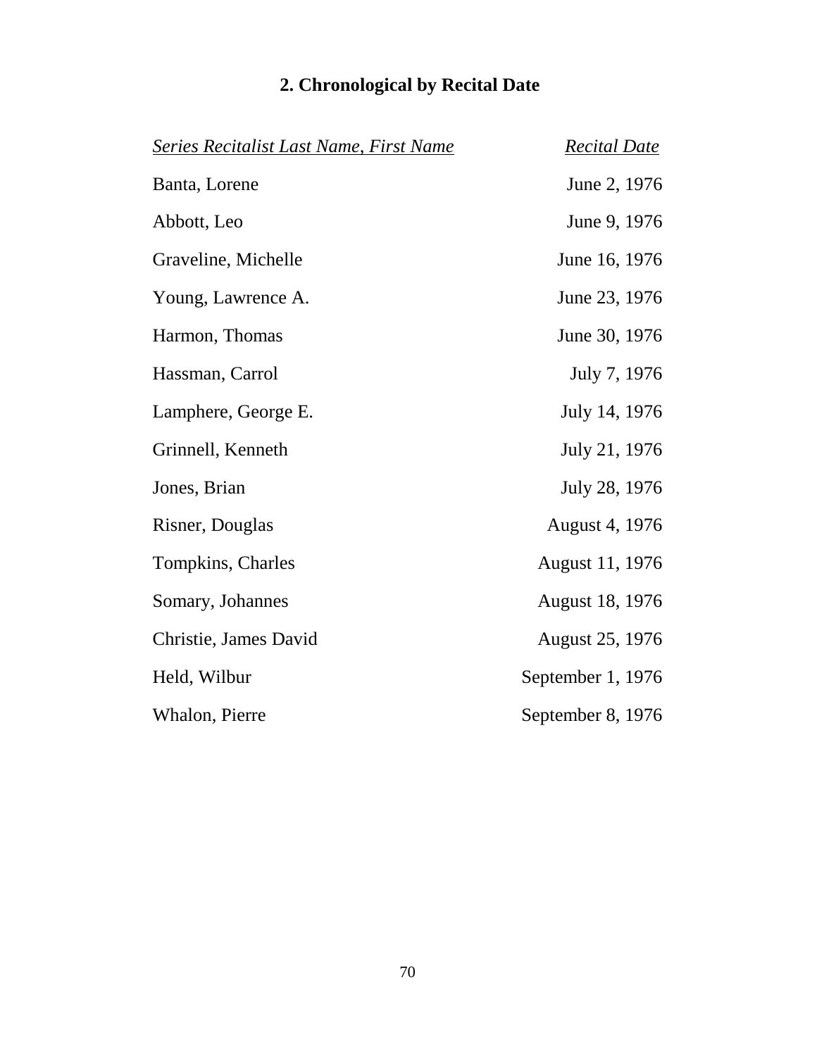## 2. Chronological by Recital Date

| *Series Recitalist Last Name, First Name* | *Recital Date* |
|---|---|
| Banta, Lorene | June 2, 1976 |
| Abbott, Leo | June 9, 1976 |
| Graveline, Michelle | June 16, 1976 |
| Young, Lawrence A. | June 23, 1976 |
| Harmon, Thomas | June 30, 1976 |
| Hassman, Carrol | July 7, 1976 |
| Lamphere, George E. | July 14, 1976 |
| Grinnell, Kenneth | July 21, 1976 |
| Jones, Brian | July 28, 1976 |
| Risner, Douglas | August 4, 1976 |
| Tompkins, Charles | August 11, 1976 |
| Somary, Johannes | August 18, 1976 |
| Christie, James David | August 25, 1976 |
| Held, Wilbur | September 1, 1976 |
| Whalon, Pierre | September 8, 1976 |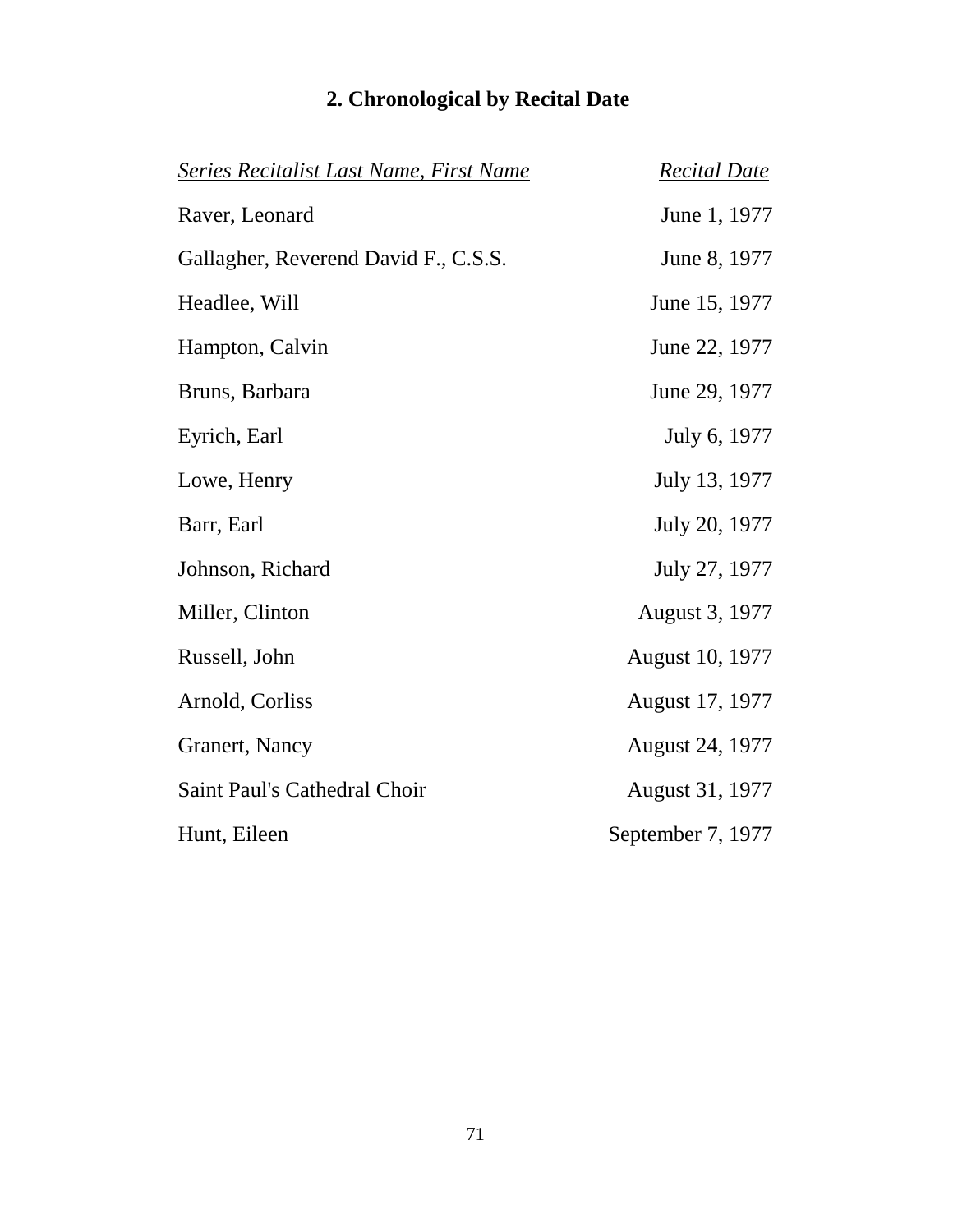## 2. Chronological by Recital Date

| *Series Recitalist Last Name, First Name* | *Recital Date* |
|---|---|
| Raver, Leonard | June 1, 1977 |
| Gallagher, Reverend David F., C.S.S. | June 8, 1977 |
| Headlee, Will | June 15, 1977 |
| Hampton, Calvin | June 22, 1977 |
| Bruns, Barbara | June 29, 1977 |
| Eyrich, Earl | July 6, 1977 |
| Lowe, Henry | July 13, 1977 |
| Barr, Earl | July 20, 1977 |
| Johnson, Richard | July 27, 1977 |
| Miller, Clinton | August 3, 1977 |
| Russell, John | August 10, 1977 |
| Arnold, Corliss | August 17, 1977 |
| Granert, Nancy | August 24, 1977 |
| Saint Paul's Cathedral Choir | August 31, 1977 |
| Hunt, Eileen | September 7, 1977 |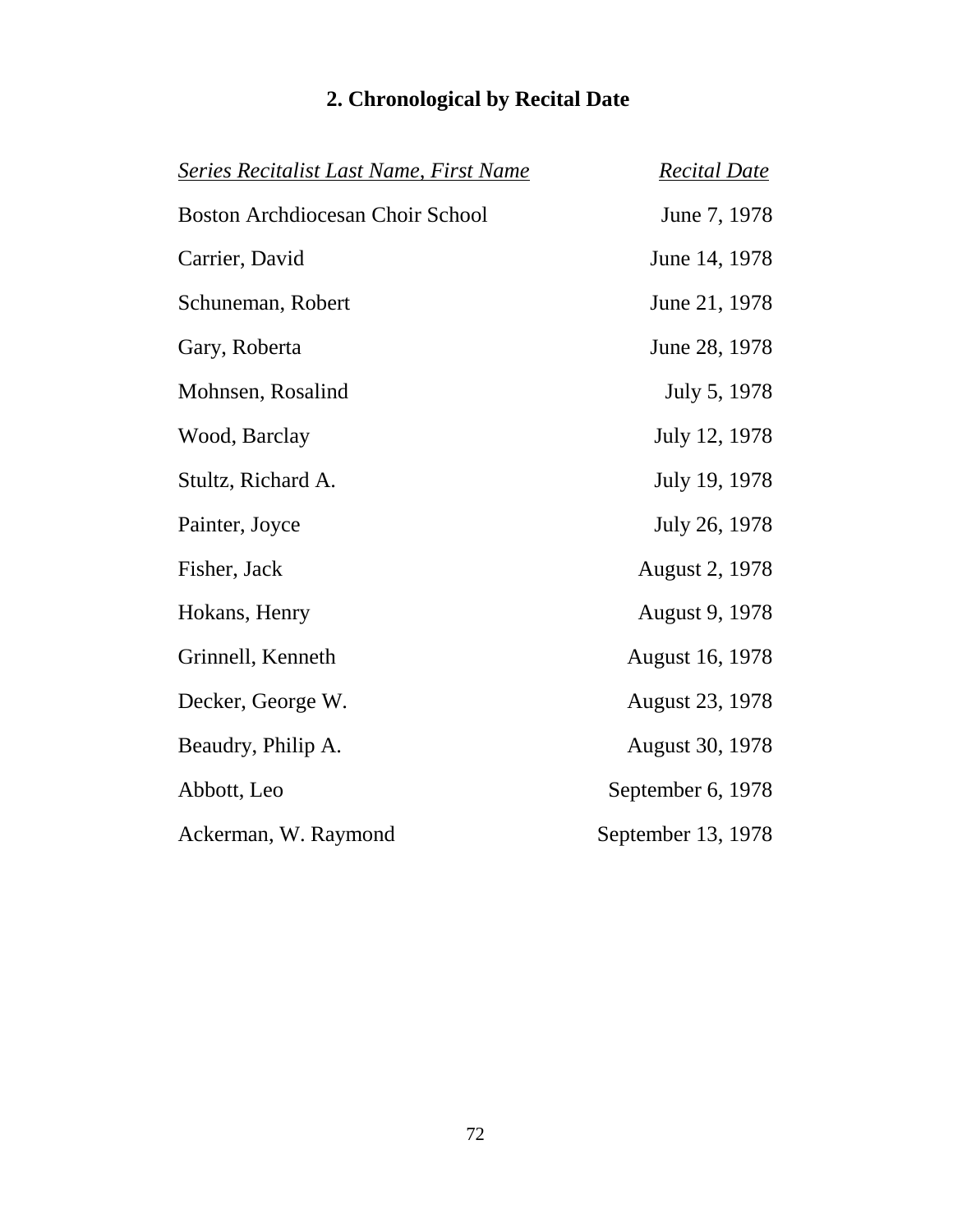## 2. Chronological by Recital Date

| *Series Recitalist Last Name, First Name* | *Recital Date* |
|---|---|
| Boston Archdiocesan Choir School | June 7, 1978 |
| Carrier, David | June 14, 1978 |
| Schuneman, Robert | June 21, 1978 |
| Gary, Roberta | June 28, 1978 |
| Mohnsen, Rosalind | July 5, 1978 |
| Wood, Barclay | July 12, 1978 |
| Stultz, Richard A. | July 19, 1978 |
| Painter, Joyce | July 26, 1978 |
| Fisher, Jack | August 2, 1978 |
| Hokans, Henry | August 9, 1978 |
| Grinnell, Kenneth | August 16, 1978 |
| Decker, George W. | August 23, 1978 |
| Beaudry, Philip A. | August 30, 1978 |
| Abbott, Leo | September 6, 1978 |
| Ackerman, W. Raymond | September 13, 1978 |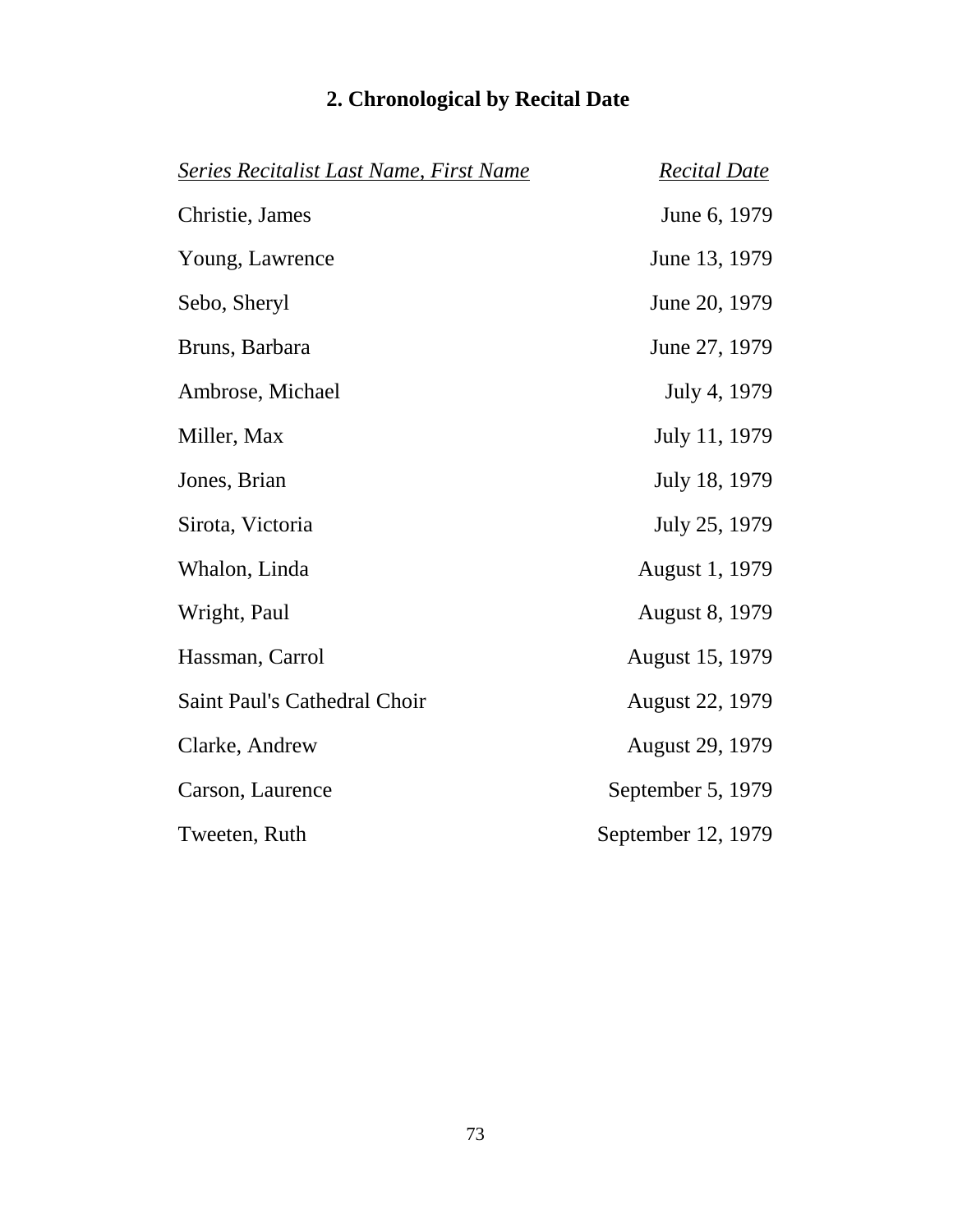## 2. Chronological by Recital Date

| *Series Recitalist Last Name, First Name* | *Recital Date* |
|---|---|
| Christie, James | June 6, 1979 |
| Young, Lawrence | June 13, 1979 |
| Sebo, Sheryl | June 20, 1979 |
| Bruns, Barbara | June 27, 1979 |
| Ambrose, Michael | July 4, 1979 |
| Miller, Max | July 11, 1979 |
| Jones, Brian | July 18, 1979 |
| Sirota, Victoria | July 25, 1979 |
| Whalon, Linda | August 1, 1979 |
| Wright, Paul | August 8, 1979 |
| Hassman, Carrol | August 15, 1979 |
| Saint Paul's Cathedral Choir | August 22, 1979 |
| Clarke, Andrew | August 29, 1979 |
| Carson, Laurence | September 5, 1979 |
| Tweeten, Ruth | September 12, 1979 |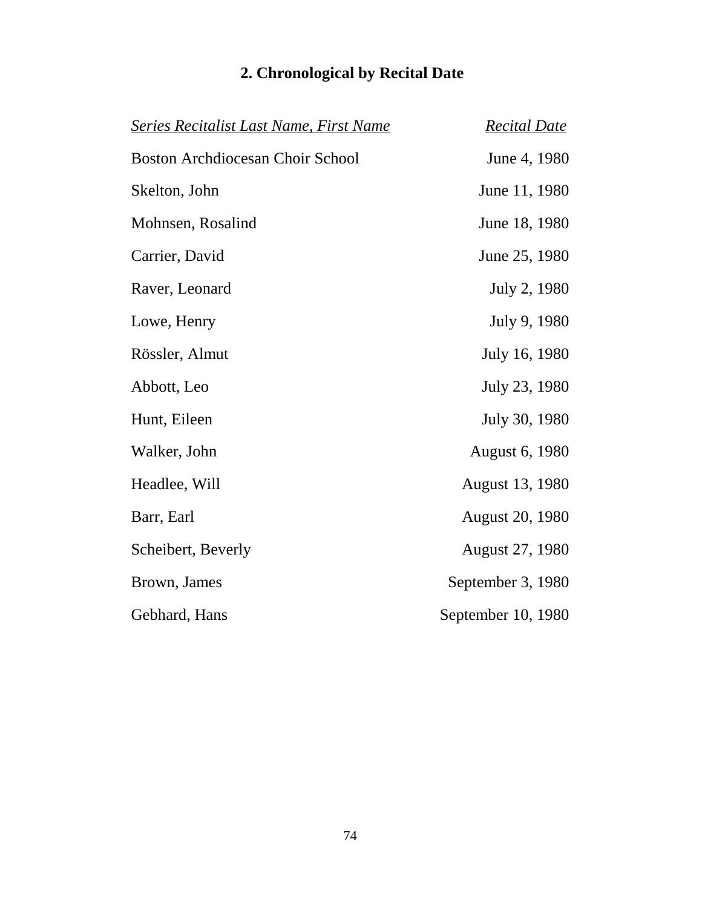## 2. Chronological by Recital Date

| *Series Recitalist Last Name, First Name* | *Recital Date* |
| --- | --- |
| Boston Archdiocesan Choir School | June 4, 1980 |
| Skelton, John | June 11, 1980 |
| Mohnsen, Rosalind | June 18, 1980 |
| Carrier, David | June 25, 1980 |
| Raver, Leonard | July 2, 1980 |
| Lowe, Henry | July 9, 1980 |
| Rössler, Almut | July 16, 1980 |
| Abbott, Leo | July 23, 1980 |
| Hunt, Eileen | July 30, 1980 |
| Walker, John | August 6, 1980 |
| Headlee, Will | August 13, 1980 |
| Barr, Earl | August 20, 1980 |
| Scheibert, Beverly | August 27, 1980 |
| Brown, James | September 3, 1980 |
| Gebhard, Hans | September 10, 1980 |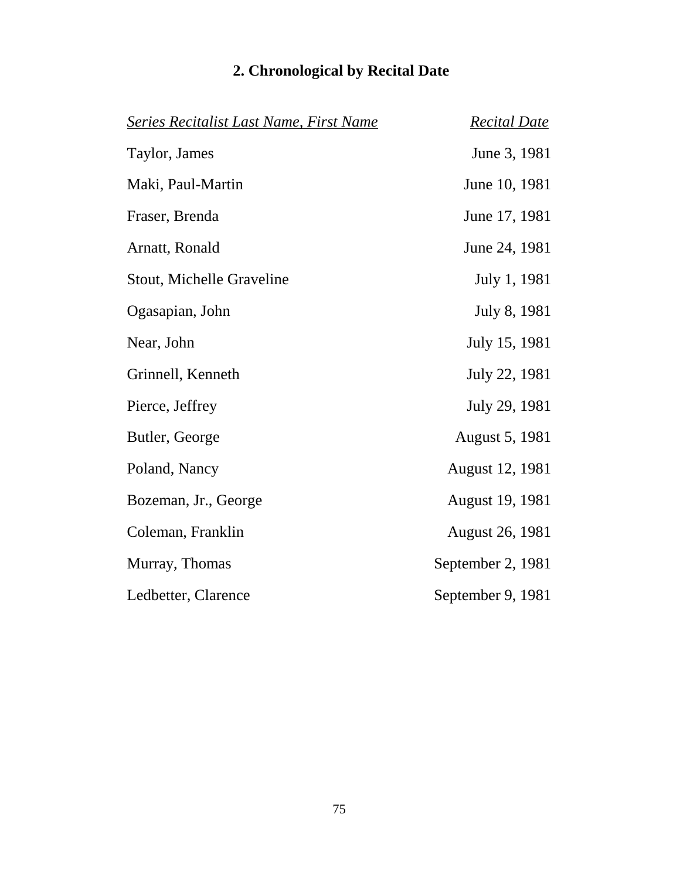## 2. Chronological by Recital Date

| *Series Recitalist Last Name, First Name* | *Recital Date* |
|---|---|
| Taylor, James | June 3, 1981 |
| Maki, Paul-Martin | June 10, 1981 |
| Fraser, Brenda | June 17, 1981 |
| Arnatt, Ronald | June 24, 1981 |
| Stout, Michelle Graveline | July 1, 1981 |
| Ogasapian, John | July 8, 1981 |
| Near, John | July 15, 1981 |
| Grinnell, Kenneth | July 22, 1981 |
| Pierce, Jeffrey | July 29, 1981 |
| Butler, George | August 5, 1981 |
| Poland, Nancy | August 12, 1981 |
| Bozeman, Jr., George | August 19, 1981 |
| Coleman, Franklin | August 26, 1981 |
| Murray, Thomas | September 2, 1981 |
| Ledbetter, Clarence | September 9, 1981 |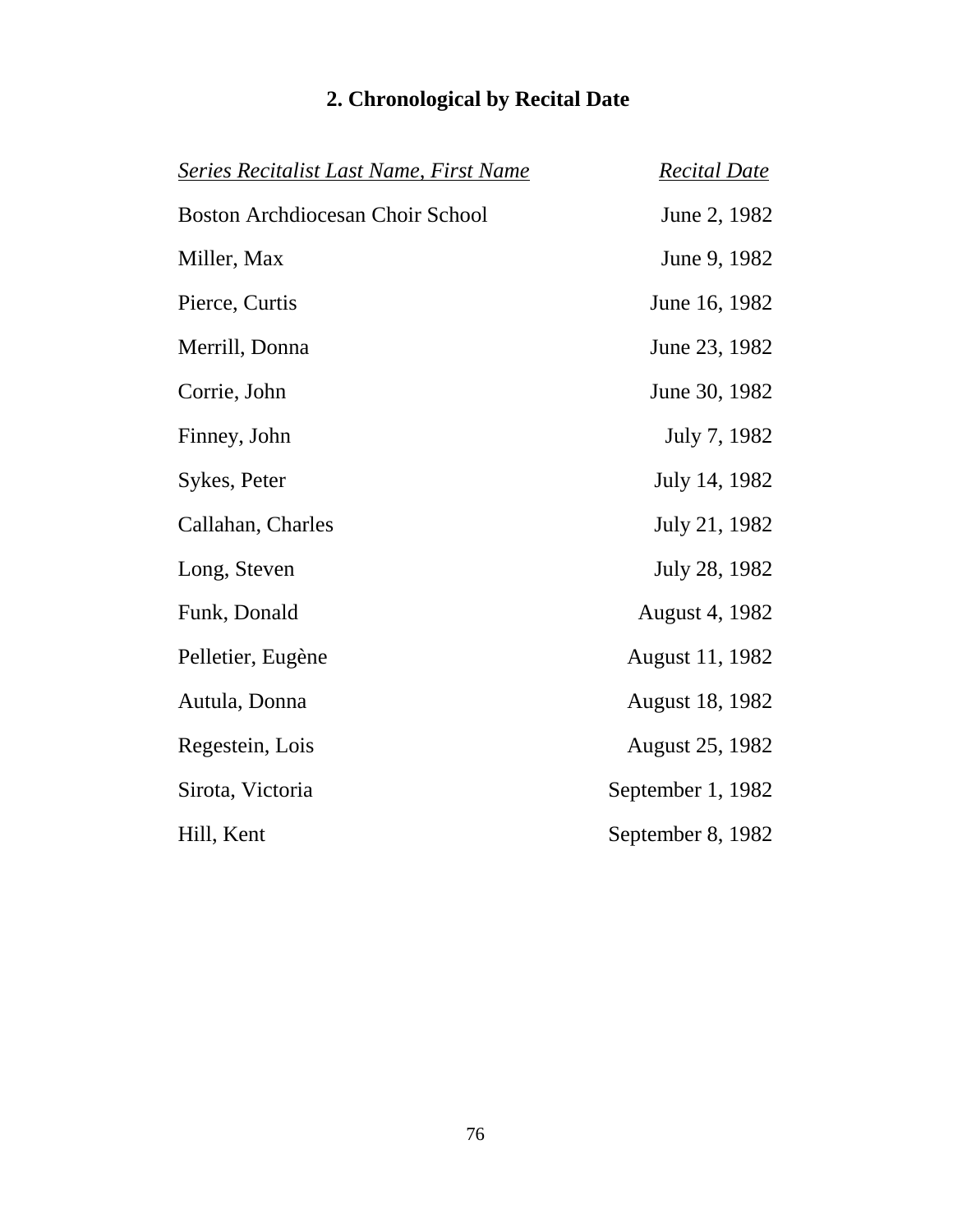## 2. Chronological by Recital Date

| *Series Recitalist Last Name, First Name* | *Recital Date* |
|---|---|
| Boston Archdiocesan Choir School | June 2, 1982 |
| Miller, Max | June 9, 1982 |
| Pierce, Curtis | June 16, 1982 |
| Merrill, Donna | June 23, 1982 |
| Corrie, John | June 30, 1982 |
| Finney, John | July 7, 1982 |
| Sykes, Peter | July 14, 1982 |
| Callahan, Charles | July 21, 1982 |
| Long, Steven | July 28, 1982 |
| Funk, Donald | August 4, 1982 |
| Pelletier, Eugène | August 11, 1982 |
| Autula, Donna | August 18, 1982 |
| Regestein, Lois | August 25, 1982 |
| Sirota, Victoria | September 1, 1982 |
| Hill, Kent | September 8, 1982 |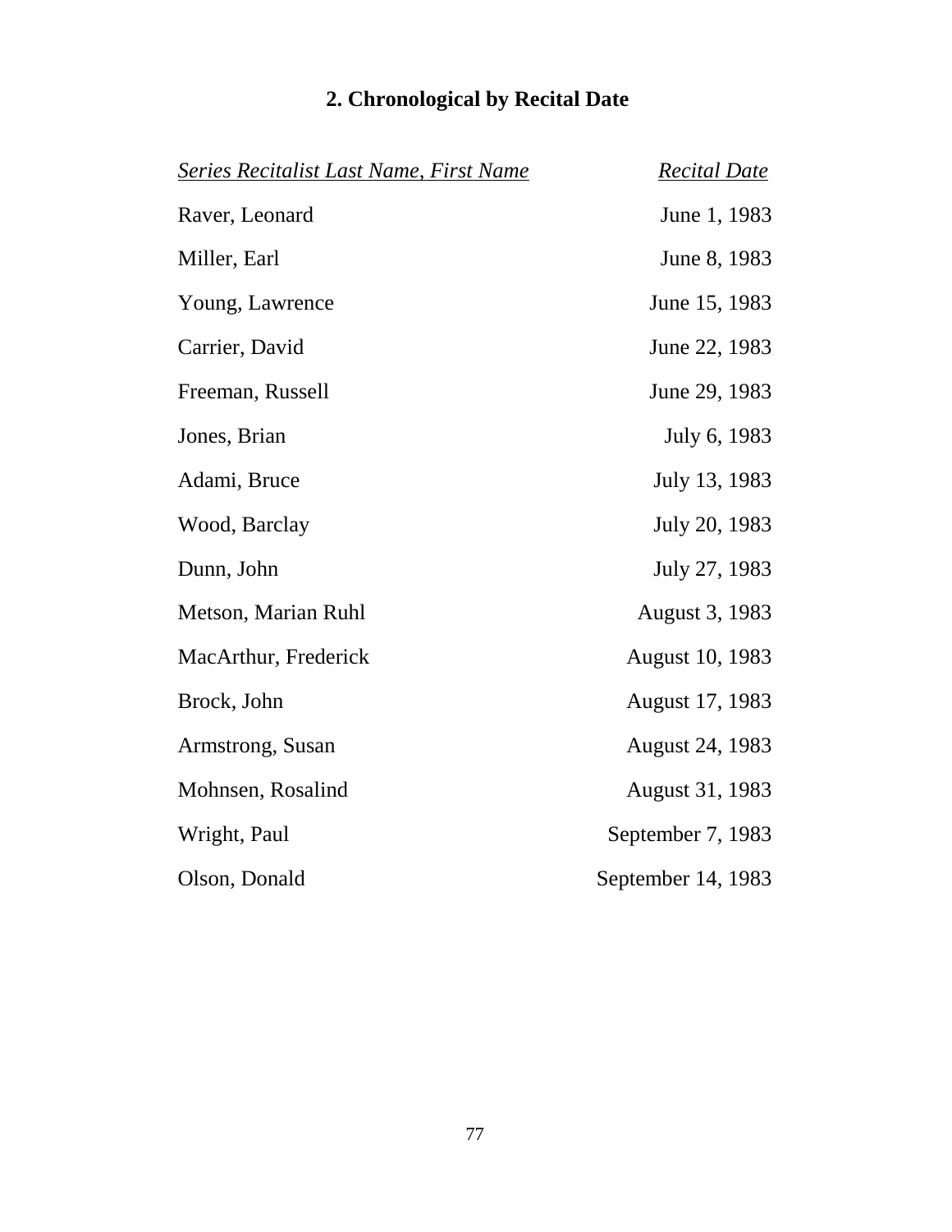## 2. Chronological by Recital Date

| *Series Recitalist Last Name, First Name* | *Recital Date* |
| --- | --- |
| Raver, Leonard | June 1, 1983 |
| Miller, Earl | June 8, 1983 |
| Young, Lawrence | June 15, 1983 |
| Carrier, David | June 22, 1983 |
| Freeman, Russell | June 29, 1983 |
| Jones, Brian | July 6, 1983 |
| Adami, Bruce | July 13, 1983 |
| Wood, Barclay | July 20, 1983 |
| Dunn, John | July 27, 1983 |
| Metson, Marian Ruhl | August 3, 1983 |
| MacArthur, Frederick | August 10, 1983 |
| Brock, John | August 17, 1983 |
| Armstrong, Susan | August 24, 1983 |
| Mohnsen, Rosalind | August 31, 1983 |
| Wright, Paul | September 7, 1983 |
| Olson, Donald | September 14, 1983 |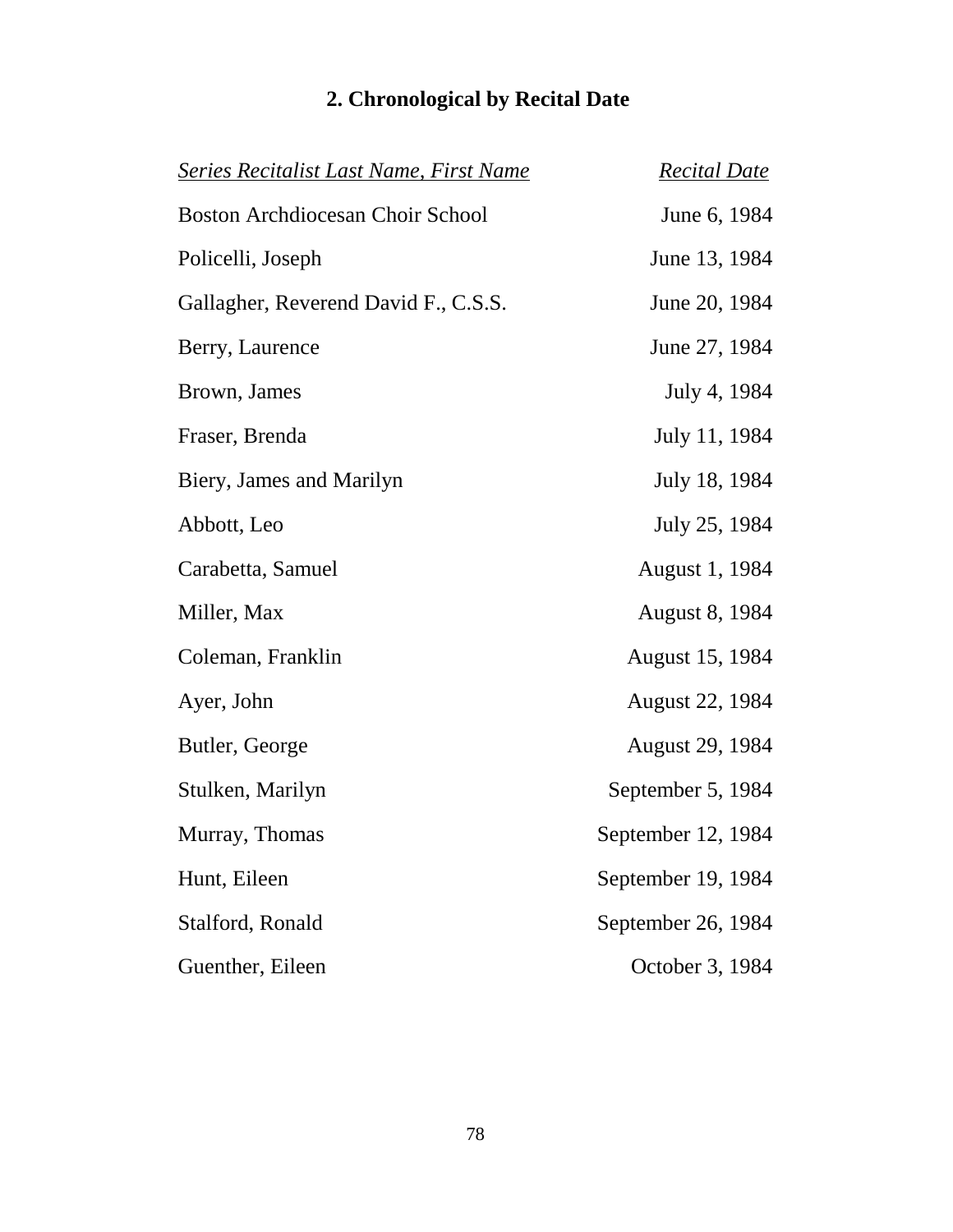## 2. Chronological by Recital Date

| *Series Recitalist Last Name, First Name* | *Recital Date* |
|---|---|
| Boston Archdiocesan Choir School | June 6, 1984 |
| Policelli, Joseph | June 13, 1984 |
| Gallagher, Reverend David F., C.S.S. | June 20, 1984 |
| Berry, Laurence | June 27, 1984 |
| Brown, James | July 4, 1984 |
| Fraser, Brenda | July 11, 1984 |
| Biery, James and Marilyn | July 18, 1984 |
| Abbott, Leo | July 25, 1984 |
| Carabetta, Samuel | August 1, 1984 |
| Miller, Max | August 8, 1984 |
| Coleman, Franklin | August 15, 1984 |
| Ayer, John | August 22, 1984 |
| Butler, George | August 29, 1984 |
| Stulken, Marilyn | September 5, 1984 |
| Murray, Thomas | September 12, 1984 |
| Hunt, Eileen | September 19, 1984 |
| Stalford, Ronald | September 26, 1984 |
| Guenther, Eileen | October 3, 1984 |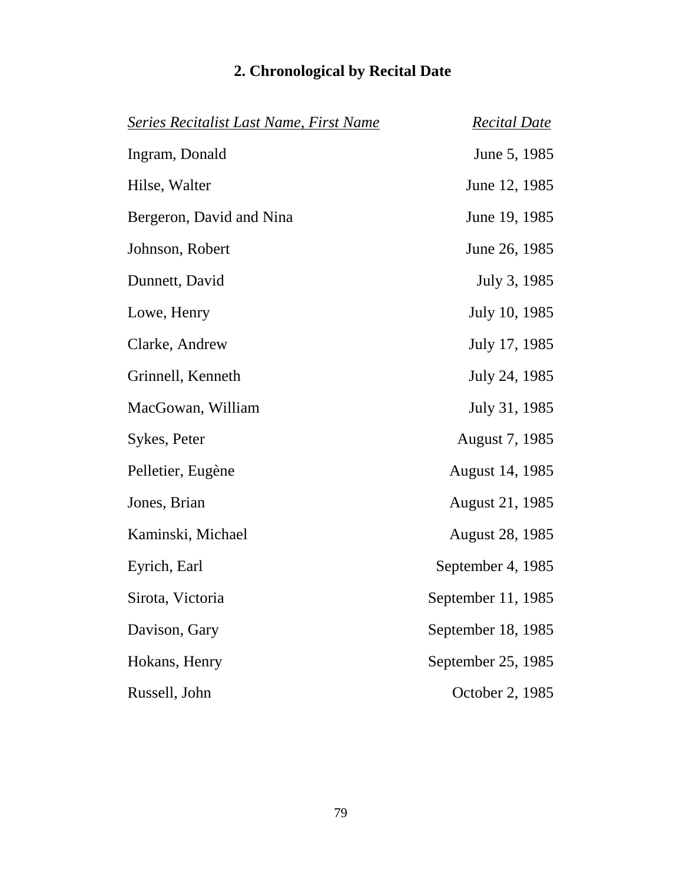## 2. Chronological by Recital Date

| *Series Recitalist Last Name, First Name* | *Recital Date* |
|---|---|
| Ingram, Donald | June 5, 1985 |
| Hilse, Walter | June 12, 1985 |
| Bergeron, David and Nina | June 19, 1985 |
| Johnson, Robert | June 26, 1985 |
| Dunnett, David | July 3, 1985 |
| Lowe, Henry | July 10, 1985 |
| Clarke, Andrew | July 17, 1985 |
| Grinnell, Kenneth | July 24, 1985 |
| MacGowan, William | July 31, 1985 |
| Sykes, Peter | August 7, 1985 |
| Pelletier, Eugène | August 14, 1985 |
| Jones, Brian | August 21, 1985 |
| Kaminski, Michael | August 28, 1985 |
| Eyrich, Earl | September 4, 1985 |
| Sirota, Victoria | September 11, 1985 |
| Davison, Gary | September 18, 1985 |
| Hokans, Henry | September 25, 1985 |
| Russell, John | October 2, 1985 |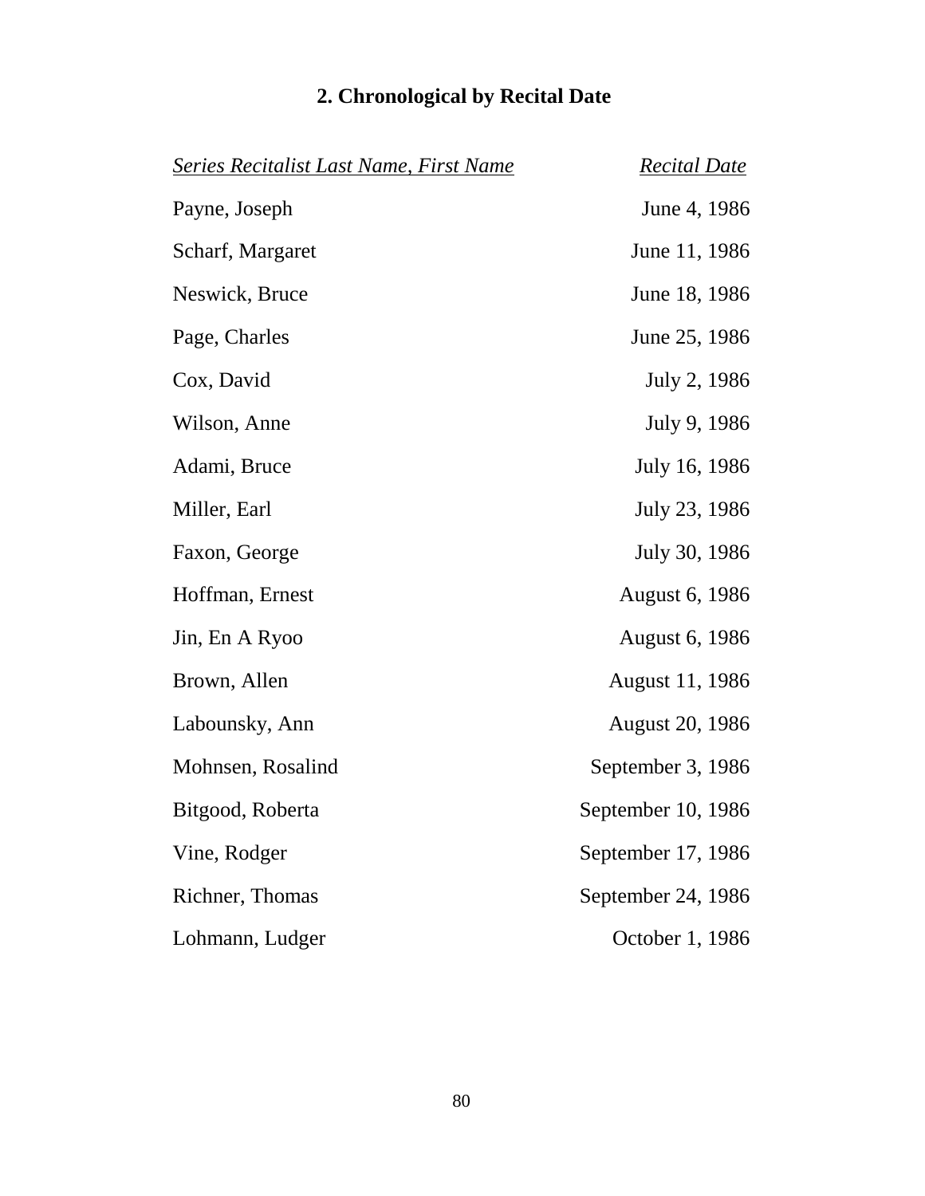## 2. Chronological by Recital Date

| *Series Recitalist Last Name, First Name* | *Recital Date* |
|---|---|
| Payne, Joseph | June 4, 1986 |
| Scharf, Margaret | June 11, 1986 |
| Neswick, Bruce | June 18, 1986 |
| Page, Charles | June 25, 1986 |
| Cox, David | July 2, 1986 |
| Wilson, Anne | July 9, 1986 |
| Adami, Bruce | July 16, 1986 |
| Miller, Earl | July 23, 1986 |
| Faxon, George | July 30, 1986 |
| Hoffman, Ernest | August 6, 1986 |
| Jin, En A Ryoo | August 6, 1986 |
| Brown, Allen | August 11, 1986 |
| Labounsky, Ann | August 20, 1986 |
| Mohnsen, Rosalind | September 3, 1986 |
| Bitgood, Roberta | September 10, 1986 |
| Vine, Rodger | September 17, 1986 |
| Richner, Thomas | September 24, 1986 |
| Lohmann, Ludger | October 1, 1986 |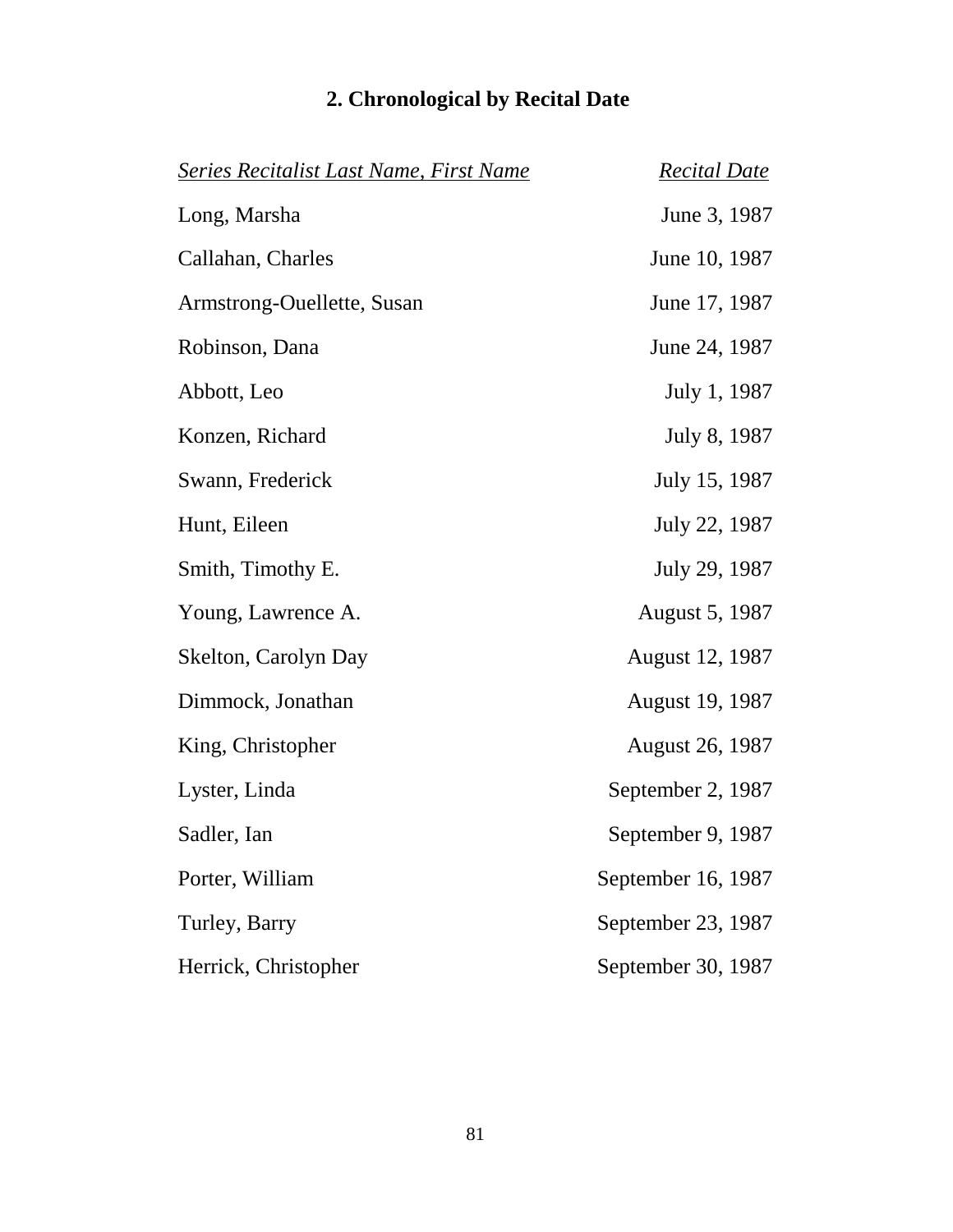## 2. Chronological by Recital Date

| *Series Recitalist Last Name, First Name* | *Recital Date* |
|---|---|
| Long, Marsha | June 3, 1987 |
| Callahan, Charles | June 10, 1987 |
| Armstrong-Ouellette, Susan | June 17, 1987 |
| Robinson, Dana | June 24, 1987 |
| Abbott, Leo | July 1, 1987 |
| Konzen, Richard | July 8, 1987 |
| Swann, Frederick | July 15, 1987 |
| Hunt, Eileen | July 22, 1987 |
| Smith, Timothy E. | July 29, 1987 |
| Young, Lawrence A. | August 5, 1987 |
| Skelton, Carolyn Day | August 12, 1987 |
| Dimmock, Jonathan | August 19, 1987 |
| King, Christopher | August 26, 1987 |
| Lyster, Linda | September 2, 1987 |
| Sadler, Ian | September 9, 1987 |
| Porter, William | September 16, 1987 |
| Turley, Barry | September 23, 1987 |
| Herrick, Christopher | September 30, 1987 |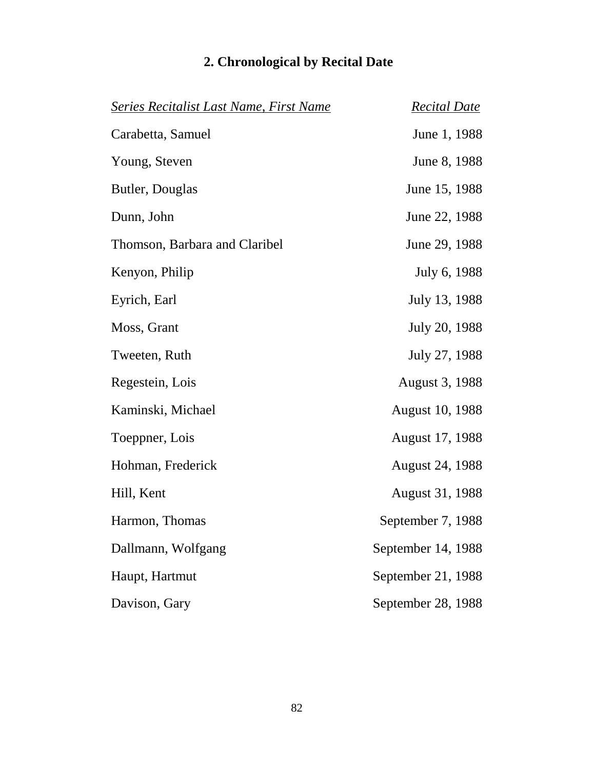## 2. Chronological by Recital Date

| *Series Recitalist Last Name, First Name* | *Recital Date* |
|---|---|
| Carabetta, Samuel | June 1, 1988 |
| Young, Steven | June 8, 1988 |
| Butler, Douglas | June 15, 1988 |
| Dunn, John | June 22, 1988 |
| Thomson, Barbara and Claribel | June 29, 1988 |
| Kenyon, Philip | July 6, 1988 |
| Eyrich, Earl | July 13, 1988 |
| Moss, Grant | July 20, 1988 |
| Tweeten, Ruth | July 27, 1988 |
| Regestein, Lois | August 3, 1988 |
| Kaminski, Michael | August 10, 1988 |
| Toeppner, Lois | August 17, 1988 |
| Hohman, Frederick | August 24, 1988 |
| Hill, Kent | August 31, 1988 |
| Harmon, Thomas | September 7, 1988 |
| Dallmann, Wolfgang | September 14, 1988 |
| Haupt, Hartmut | September 21, 1988 |
| Davison, Gary | September 28, 1988 |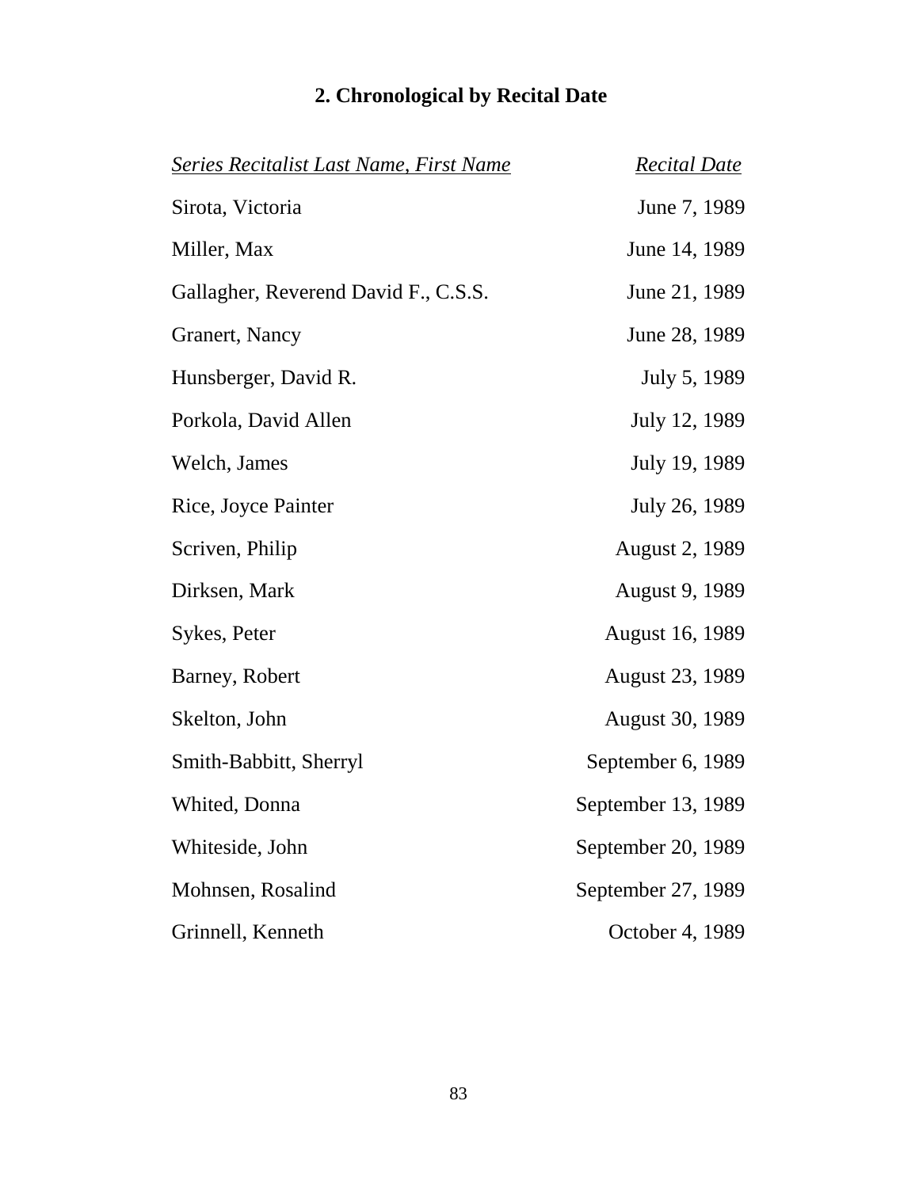## 2. Chronological by Recital Date

| *Series Recitalist Last Name, First Name* | *Recital Date* |
|---|---|
| Sirota, Victoria | June 7, 1989 |
| Miller, Max | June 14, 1989 |
| Gallagher, Reverend David F., C.S.S. | June 21, 1989 |
| Granert, Nancy | June 28, 1989 |
| Hunsberger, David R. | July 5, 1989 |
| Porkola, David Allen | July 12, 1989 |
| Welch, James | July 19, 1989 |
| Rice, Joyce Painter | July 26, 1989 |
| Scriven, Philip | August 2, 1989 |
| Dirksen, Mark | August 9, 1989 |
| Sykes, Peter | August 16, 1989 |
| Barney, Robert | August 23, 1989 |
| Skelton, John | August 30, 1989 |
| Smith-Babbitt, Sherryl | September 6, 1989 |
| Whited, Donna | September 13, 1989 |
| Whiteside, John | September 20, 1989 |
| Mohnsen, Rosalind | September 27, 1989 |
| Grinnell, Kenneth | October 4, 1989 |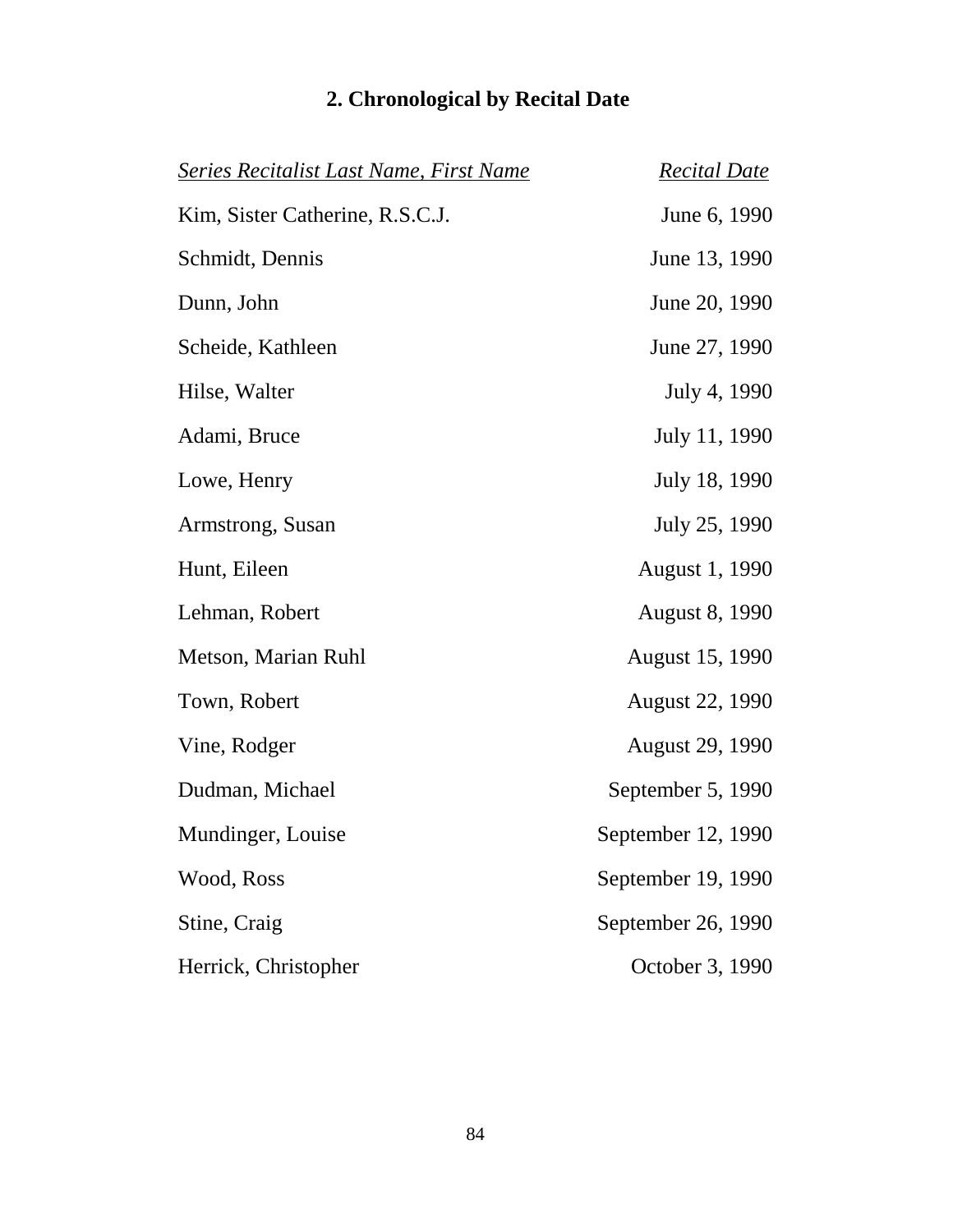## 2. Chronological by Recital Date

| *Series Recitalist Last Name, First Name* | *Recital Date* |
|---|---|
| Kim, Sister Catherine, R.S.C.J. | June 6, 1990 |
| Schmidt, Dennis | June 13, 1990 |
| Dunn, John | June 20, 1990 |
| Scheide, Kathleen | June 27, 1990 |
| Hilse, Walter | July 4, 1990 |
| Adami, Bruce | July 11, 1990 |
| Lowe, Henry | July 18, 1990 |
| Armstrong, Susan | July 25, 1990 |
| Hunt, Eileen | August 1, 1990 |
| Lehman, Robert | August 8, 1990 |
| Metson, Marian Ruhl | August 15, 1990 |
| Town, Robert | August 22, 1990 |
| Vine, Rodger | August 29, 1990 |
| Dudman, Michael | September 5, 1990 |
| Mundinger, Louise | September 12, 1990 |
| Wood, Ross | September 19, 1990 |
| Stine, Craig | September 26, 1990 |
| Herrick, Christopher | October 3, 1990 |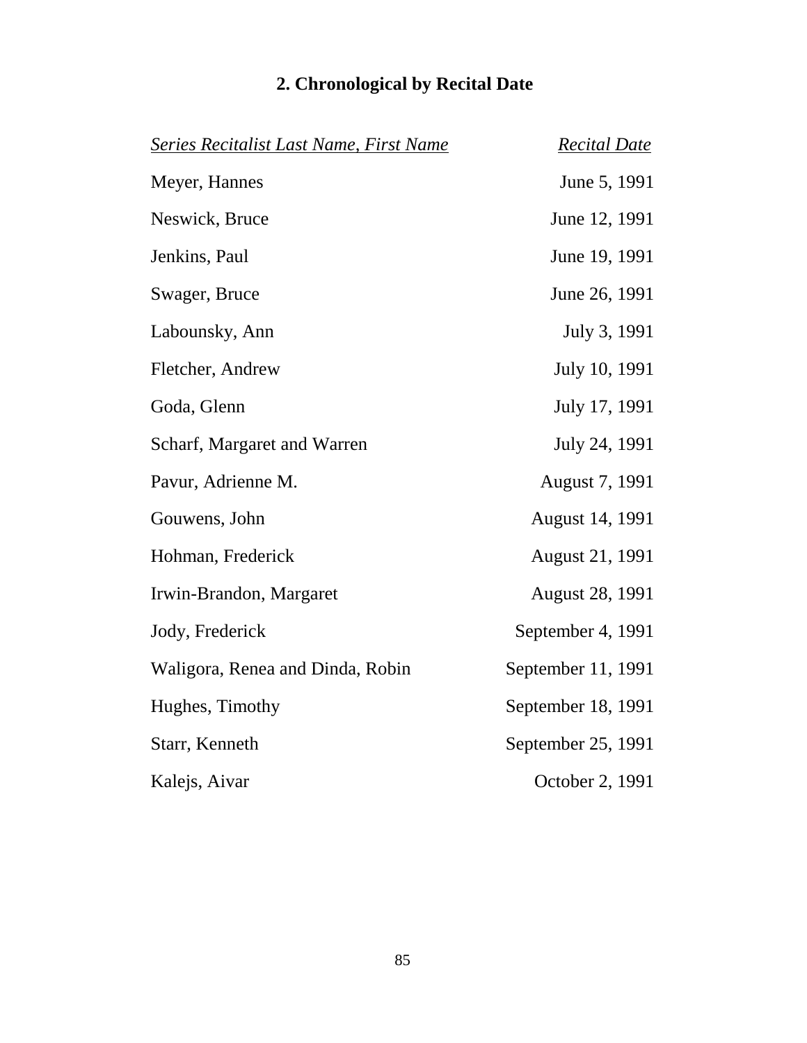## 2. Chronological by Recital Date

| *Series Recitalist Last Name, First Name* | *Recital Date* |
|---|---|
| Meyer, Hannes | June 5, 1991 |
| Neswick, Bruce | June 12, 1991 |
| Jenkins, Paul | June 19, 1991 |
| Swager, Bruce | June 26, 1991 |
| Labounsky, Ann | July 3, 1991 |
| Fletcher, Andrew | July 10, 1991 |
| Goda, Glenn | July 17, 1991 |
| Scharf, Margaret and Warren | July 24, 1991 |
| Pavur, Adrienne M. | August 7, 1991 |
| Gouwens, John | August 14, 1991 |
| Hohman, Frederick | August 21, 1991 |
| Irwin-Brandon, Margaret | August 28, 1991 |
| Jody, Frederick | September 4, 1991 |
| Waligora, Renea and Dinda, Robin | September 11, 1991 |
| Hughes, Timothy | September 18, 1991 |
| Starr, Kenneth | September 25, 1991 |
| Kalejs, Aivar | October 2, 1991 |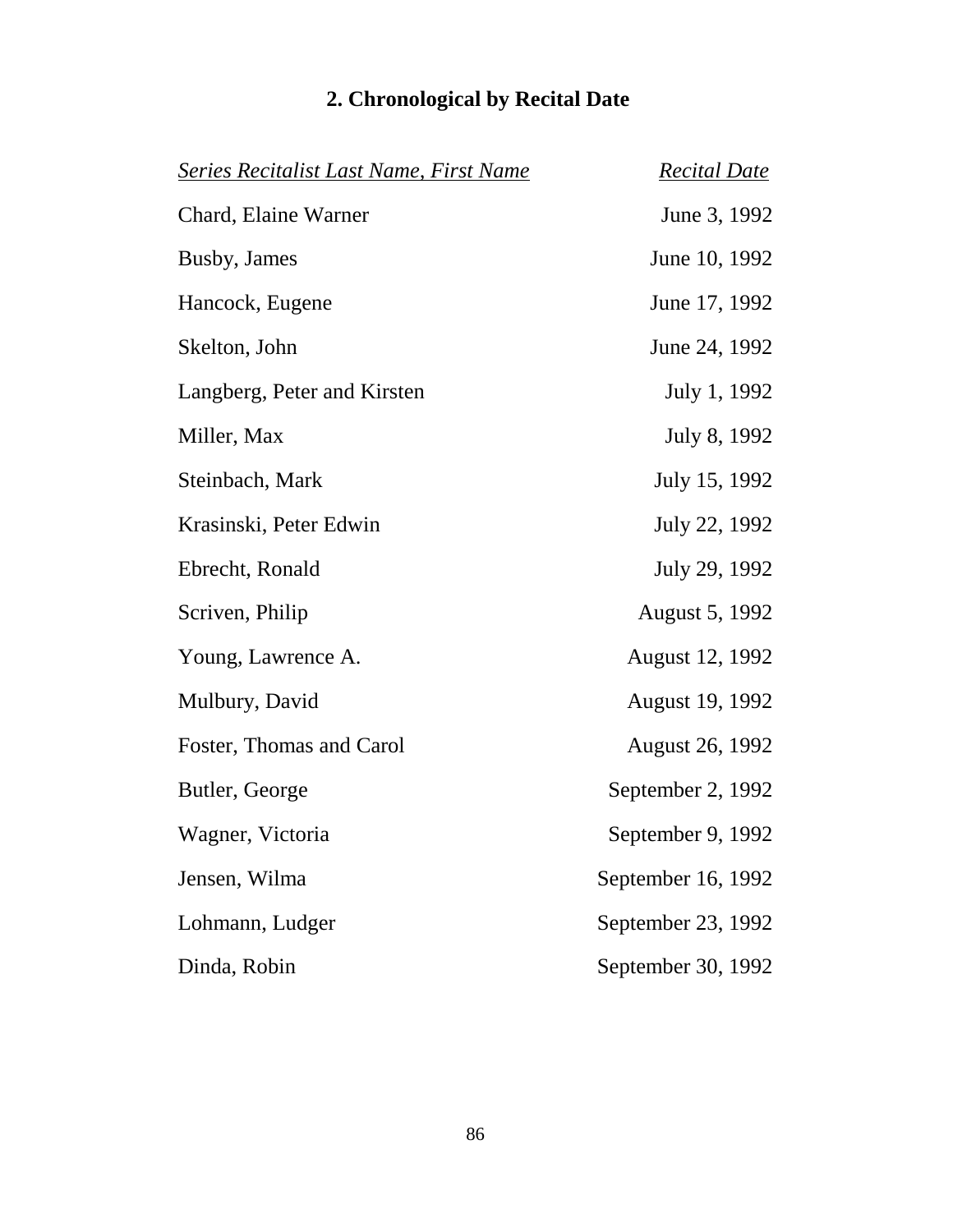## 2. Chronological by Recital Date

| *Series Recitalist Last Name, First Name* | *Recital Date* |
| --- | --- |
| Chard, Elaine Warner | June 3, 1992 |
| Busby, James | June 10, 1992 |
| Hancock, Eugene | June 17, 1992 |
| Skelton, John | June 24, 1992 |
| Langberg, Peter and Kirsten | July 1, 1992 |
| Miller, Max | July 8, 1992 |
| Steinbach, Mark | July 15, 1992 |
| Krasinski, Peter Edwin | July 22, 1992 |
| Ebrecht, Ronald | July 29, 1992 |
| Scriven, Philip | August 5, 1992 |
| Young, Lawrence A. | August 12, 1992 |
| Mulbury, David | August 19, 1992 |
| Foster, Thomas and Carol | August 26, 1992 |
| Butler, George | September 2, 1992 |
| Wagner, Victoria | September 9, 1992 |
| Jensen, Wilma | September 16, 1992 |
| Lohmann, Ludger | September 23, 1992 |
| Dinda, Robin | September 30, 1992 |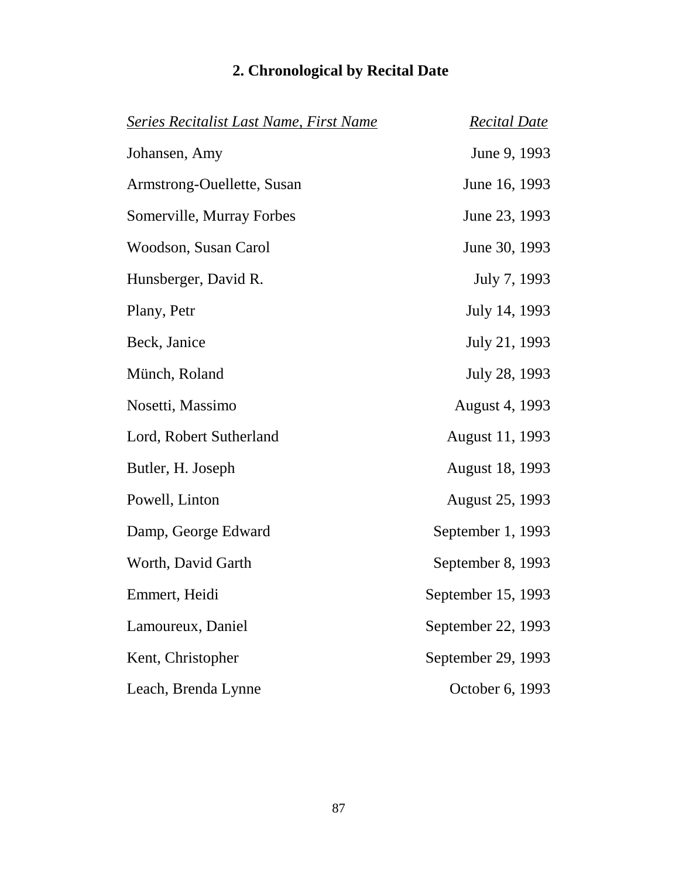## 2. Chronological by Recital Date

| *Series Recitalist Last Name, First Name* | *Recital Date* |
|---|---|
| Johansen, Amy | June 9, 1993 |
| Armstrong-Ouellette, Susan | June 16, 1993 |
| Somerville, Murray Forbes | June 23, 1993 |
| Woodson, Susan Carol | June 30, 1993 |
| Hunsberger, David R. | July 7, 1993 |
| Plany, Petr | July 14, 1993 |
| Beck, Janice | July 21, 1993 |
| Münch, Roland | July 28, 1993 |
| Nosetti, Massimo | August 4, 1993 |
| Lord, Robert Sutherland | August 11, 1993 |
| Butler, H. Joseph | August 18, 1993 |
| Powell, Linton | August 25, 1993 |
| Damp, George Edward | September 1, 1993 |
| Worth, David Garth | September 8, 1993 |
| Emmert, Heidi | September 15, 1993 |
| Lamoureux, Daniel | September 22, 1993 |
| Kent, Christopher | September 29, 1993 |
| Leach, Brenda Lynne | October 6, 1993 |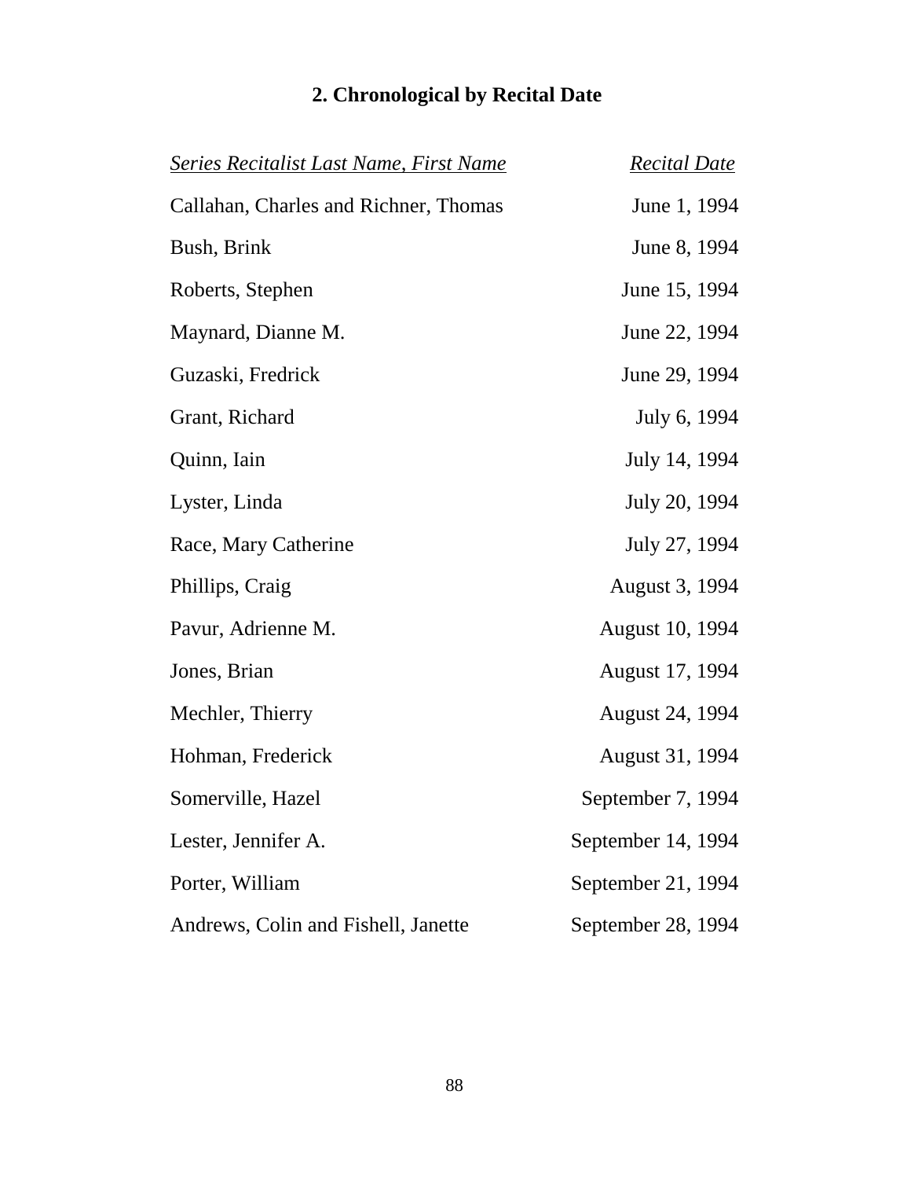## 2. Chronological by Recital Date

| *Series Recitalist Last Name, First Name* | *Recital Date* |
|---|---|
| Callahan, Charles and Richner, Thomas | June 1, 1994 |
| Bush, Brink | June 8, 1994 |
| Roberts, Stephen | June 15, 1994 |
| Maynard, Dianne M. | June 22, 1994 |
| Guzaski, Fredrick | June 29, 1994 |
| Grant, Richard | July 6, 1994 |
| Quinn, Iain | July 14, 1994 |
| Lyster, Linda | July 20, 1994 |
| Race, Mary Catherine | July 27, 1994 |
| Phillips, Craig | August 3, 1994 |
| Pavur, Adrienne M. | August 10, 1994 |
| Jones, Brian | August 17, 1994 |
| Mechler, Thierry | August 24, 1994 |
| Hohman, Frederick | August 31, 1994 |
| Somerville, Hazel | September 7, 1994 |
| Lester, Jennifer A. | September 14, 1994 |
| Porter, William | September 21, 1994 |
| Andrews, Colin and Fishell, Janette | September 28, 1994 |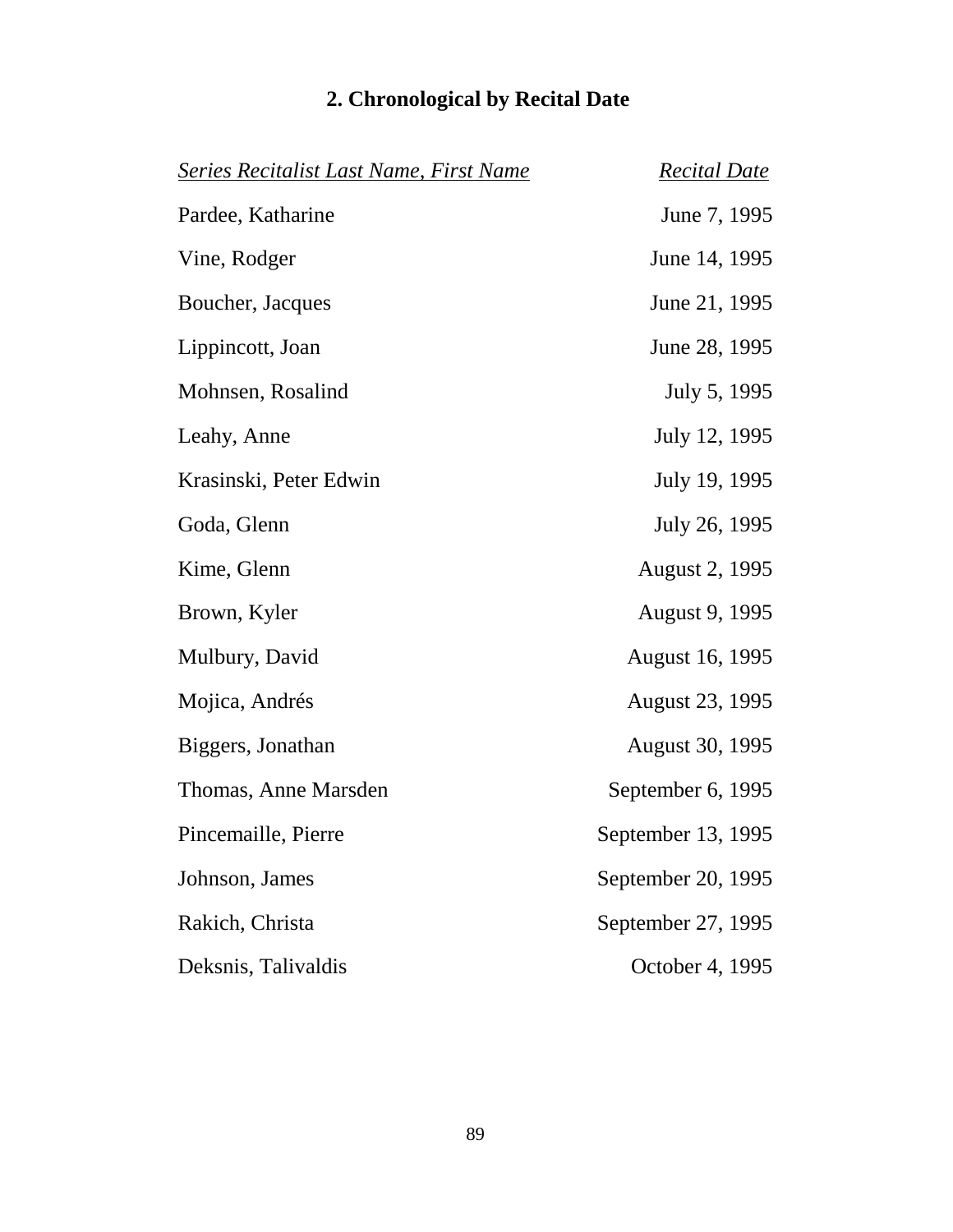## 2. Chronological by Recital Date

| *Series Recitalist Last Name, First Name* | *Recital Date* |
|---|---|
| Pardee, Katharine | June 7, 1995 |
| Vine, Rodger | June 14, 1995 |
| Boucher, Jacques | June 21, 1995 |
| Lippincott, Joan | June 28, 1995 |
| Mohnsen, Rosalind | July 5, 1995 |
| Leahy, Anne | July 12, 1995 |
| Krasinski, Peter Edwin | July 19, 1995 |
| Goda, Glenn | July 26, 1995 |
| Kime, Glenn | August 2, 1995 |
| Brown, Kyler | August 9, 1995 |
| Mulbury, David | August 16, 1995 |
| Mojica, Andrés | August 23, 1995 |
| Biggers, Jonathan | August 30, 1995 |
| Thomas, Anne Marsden | September 6, 1995 |
| Pincemaille, Pierre | September 13, 1995 |
| Johnson, James | September 20, 1995 |
| Rakich, Christa | September 27, 1995 |
| Deksnis, Talivaldis | October 4, 1995 |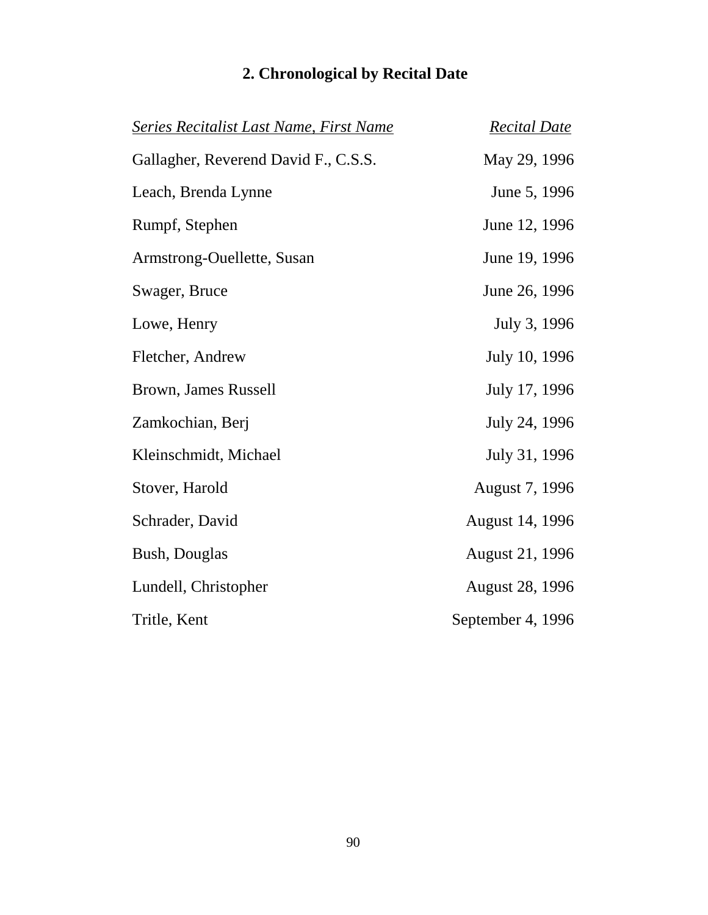## 2. Chronological by Recital Date

| *Series Recitalist Last Name, First Name* | *Recital Date* |
|---|---|
| Gallagher, Reverend David F., C.S.S. | May 29, 1996 |
| Leach, Brenda Lynne | June 5, 1996 |
| Rumpf, Stephen | June 12, 1996 |
| Armstrong-Ouellette, Susan | June 19, 1996 |
| Swager, Bruce | June 26, 1996 |
| Lowe, Henry | July 3, 1996 |
| Fletcher, Andrew | July 10, 1996 |
| Brown, James Russell | July 17, 1996 |
| Zamkochian, Berj | July 24, 1996 |
| Kleinschmidt, Michael | July 31, 1996 |
| Stover, Harold | August 7, 1996 |
| Schrader, David | August 14, 1996 |
| Bush, Douglas | August 21, 1996 |
| Lundell, Christopher | August 28, 1996 |
| Tritle, Kent | September 4, 1996 |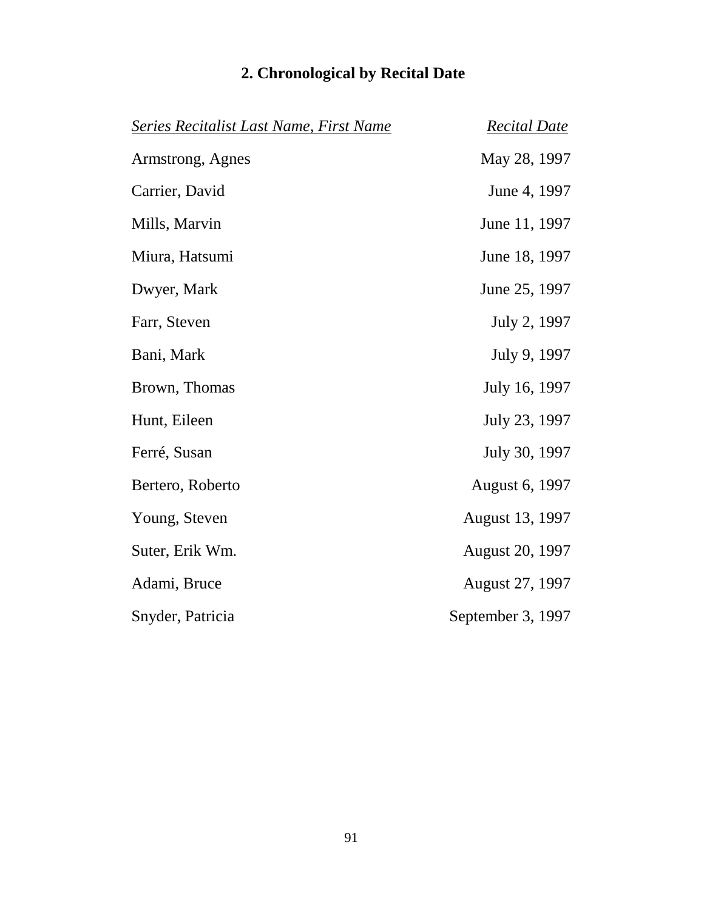## 2. Chronological by Recital Date

| *Series Recitalist Last Name, First Name* | *Recital Date* |
|---|---|
| Armstrong, Agnes | May 28, 1997 |
| Carrier, David | June 4, 1997 |
| Mills, Marvin | June 11, 1997 |
| Miura, Hatsumi | June 18, 1997 |
| Dwyer, Mark | June 25, 1997 |
| Farr, Steven | July 2, 1997 |
| Bani, Mark | July 9, 1997 |
| Brown, Thomas | July 16, 1997 |
| Hunt, Eileen | July 23, 1997 |
| Ferré, Susan | July 30, 1997 |
| Bertero, Roberto | August 6, 1997 |
| Young, Steven | August 13, 1997 |
| Suter, Erik Wm. | August 20, 1997 |
| Adami, Bruce | August 27, 1997 |
| Snyder, Patricia | September 3, 1997 |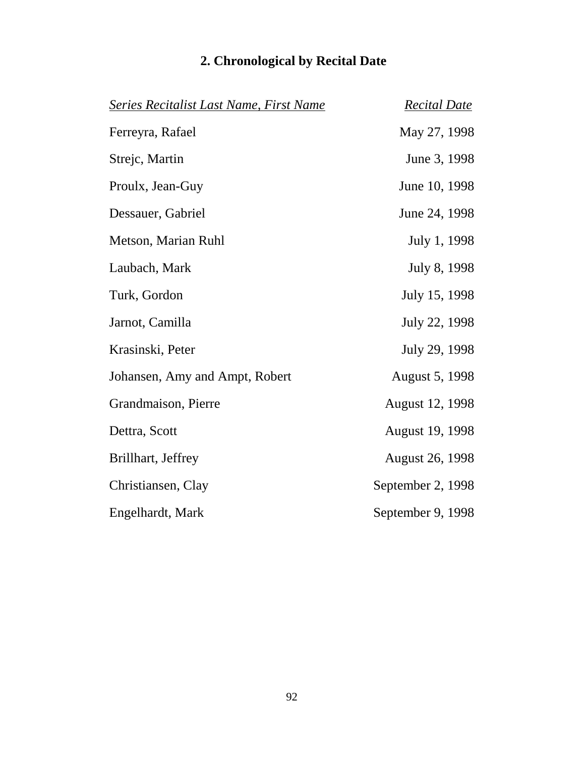## 2. Chronological by Recital Date

| *Series Recitalist Last Name, First Name* | *Recital Date* |
| --- | --- |
| Ferreyra, Rafael | May 27, 1998 |
| Strejc, Martin | June 3, 1998 |
| Proulx, Jean-Guy | June 10, 1998 |
| Dessauer, Gabriel | June 24, 1998 |
| Metson, Marian Ruhl | July 1, 1998 |
| Laubach, Mark | July 8, 1998 |
| Turk, Gordon | July 15, 1998 |
| Jarnot, Camilla | July 22, 1998 |
| Krasinski, Peter | July 29, 1998 |
| Johansen, Amy and Ampt, Robert | August 5, 1998 |
| Grandmaison, Pierre | August 12, 1998 |
| Dettra, Scott | August 19, 1998 |
| Brillhart, Jeffrey | August 26, 1998 |
| Christiansen, Clay | September 2, 1998 |
| Engelhardt, Mark | September 9, 1998 |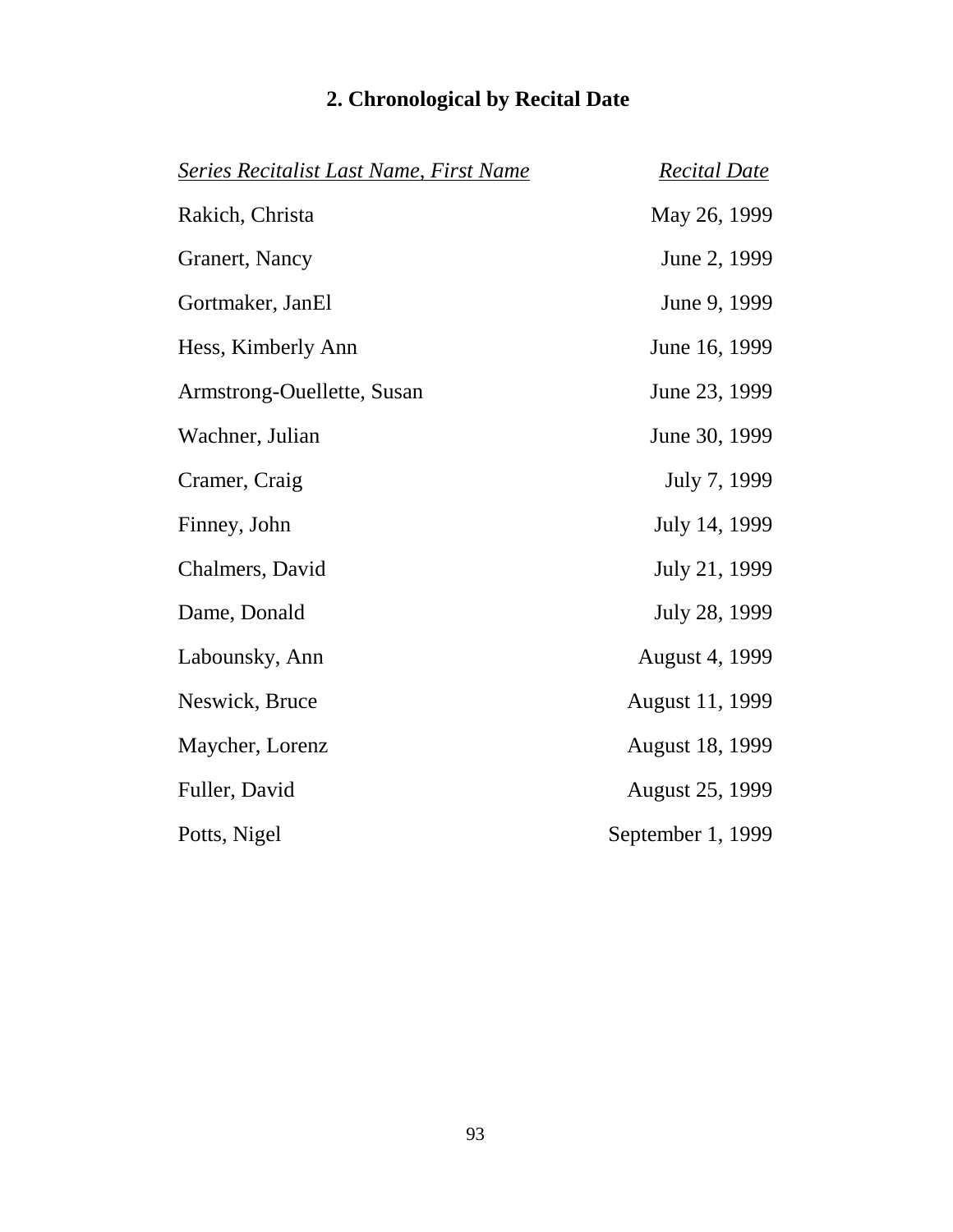## 2. Chronological by Recital Date

| *Series Recitalist Last Name, First Name* | *Recital Date* |
|---|---|
| Rakich, Christa | May 26, 1999 |
| Granert, Nancy | June 2, 1999 |
| Gortmaker, JanEl | June 9, 1999 |
| Hess, Kimberly Ann | June 16, 1999 |
| Armstrong-Ouellette, Susan | June 23, 1999 |
| Wachner, Julian | June 30, 1999 |
| Cramer, Craig | July 7, 1999 |
| Finney, John | July 14, 1999 |
| Chalmers, David | July 21, 1999 |
| Dame, Donald | July 28, 1999 |
| Labounsky, Ann | August 4, 1999 |
| Neswick, Bruce | August 11, 1999 |
| Maycher, Lorenz | August 18, 1999 |
| Fuller, David | August 25, 1999 |
| Potts, Nigel | September 1, 1999 |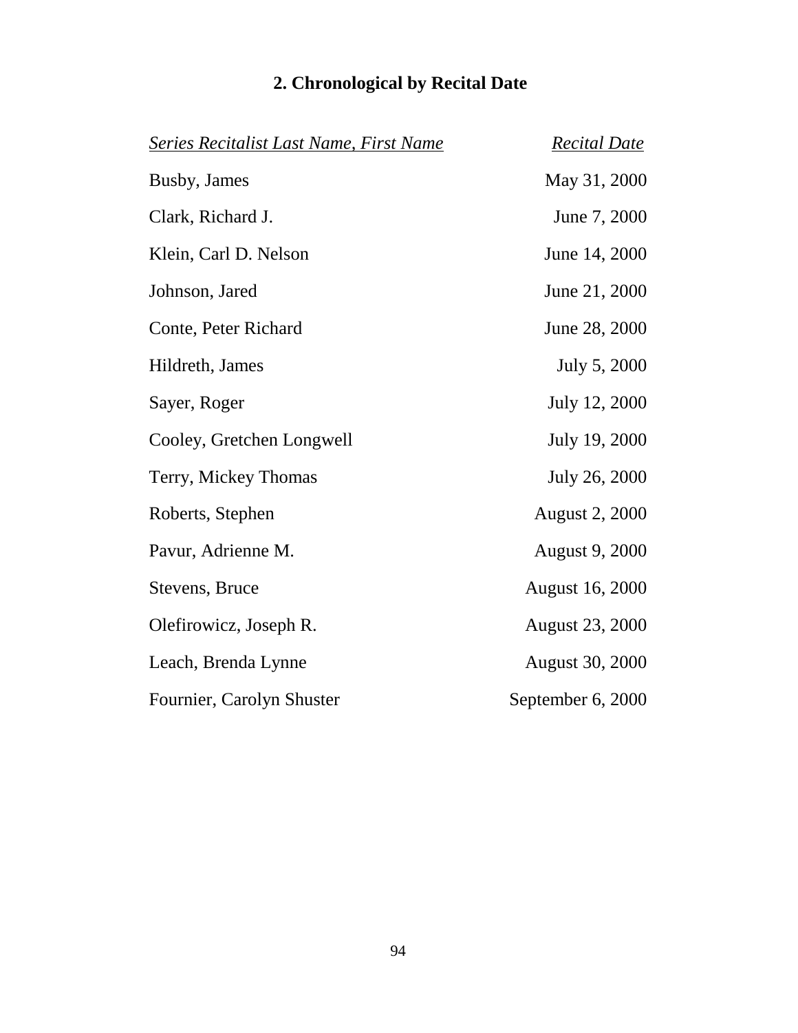## 2. Chronological by Recital Date

| *Series Recitalist Last Name, First Name* | *Recital Date* |
| --- | --- |
| Busby, James | May 31, 2000 |
| Clark, Richard J. | June 7, 2000 |
| Klein, Carl D. Nelson | June 14, 2000 |
| Johnson, Jared | June 21, 2000 |
| Conte, Peter Richard | June 28, 2000 |
| Hildreth, James | July 5, 2000 |
| Sayer, Roger | July 12, 2000 |
| Cooley, Gretchen Longwell | July 19, 2000 |
| Terry, Mickey Thomas | July 26, 2000 |
| Roberts, Stephen | August 2, 2000 |
| Pavur, Adrienne M. | August 9, 2000 |
| Stevens, Bruce | August 16, 2000 |
| Olefirowicz, Joseph R. | August 23, 2000 |
| Leach, Brenda Lynne | August 30, 2000 |
| Fournier, Carolyn Shuster | September 6, 2000 |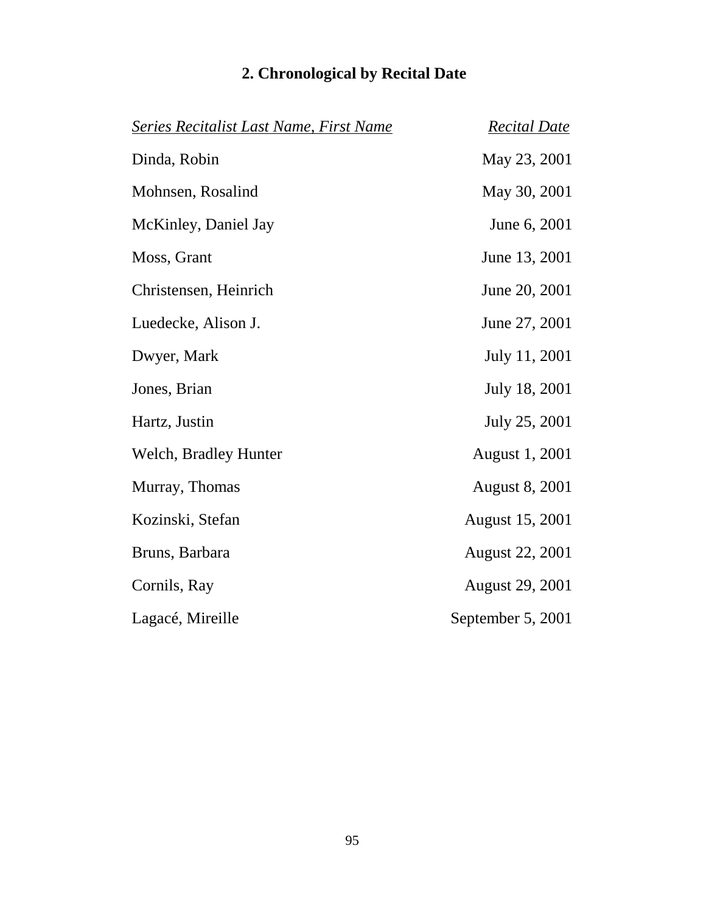## 2. Chronological by Recital Date

| *Series Recitalist Last Name, First Name* | *Recital Date* |
|---|---|
| Dinda, Robin | May 23, 2001 |
| Mohnsen, Rosalind | May 30, 2001 |
| McKinley, Daniel Jay | June 6, 2001 |
| Moss, Grant | June 13, 2001 |
| Christensen, Heinrich | June 20, 2001 |
| Luedecke, Alison J. | June 27, 2001 |
| Dwyer, Mark | July 11, 2001 |
| Jones, Brian | July 18, 2001 |
| Hartz, Justin | July 25, 2001 |
| Welch, Bradley Hunter | August 1, 2001 |
| Murray, Thomas | August 8, 2001 |
| Kozinski, Stefan | August 15, 2001 |
| Bruns, Barbara | August 22, 2001 |
| Cornils, Ray | August 29, 2001 |
| Lagacé, Mireille | September 5, 2001 |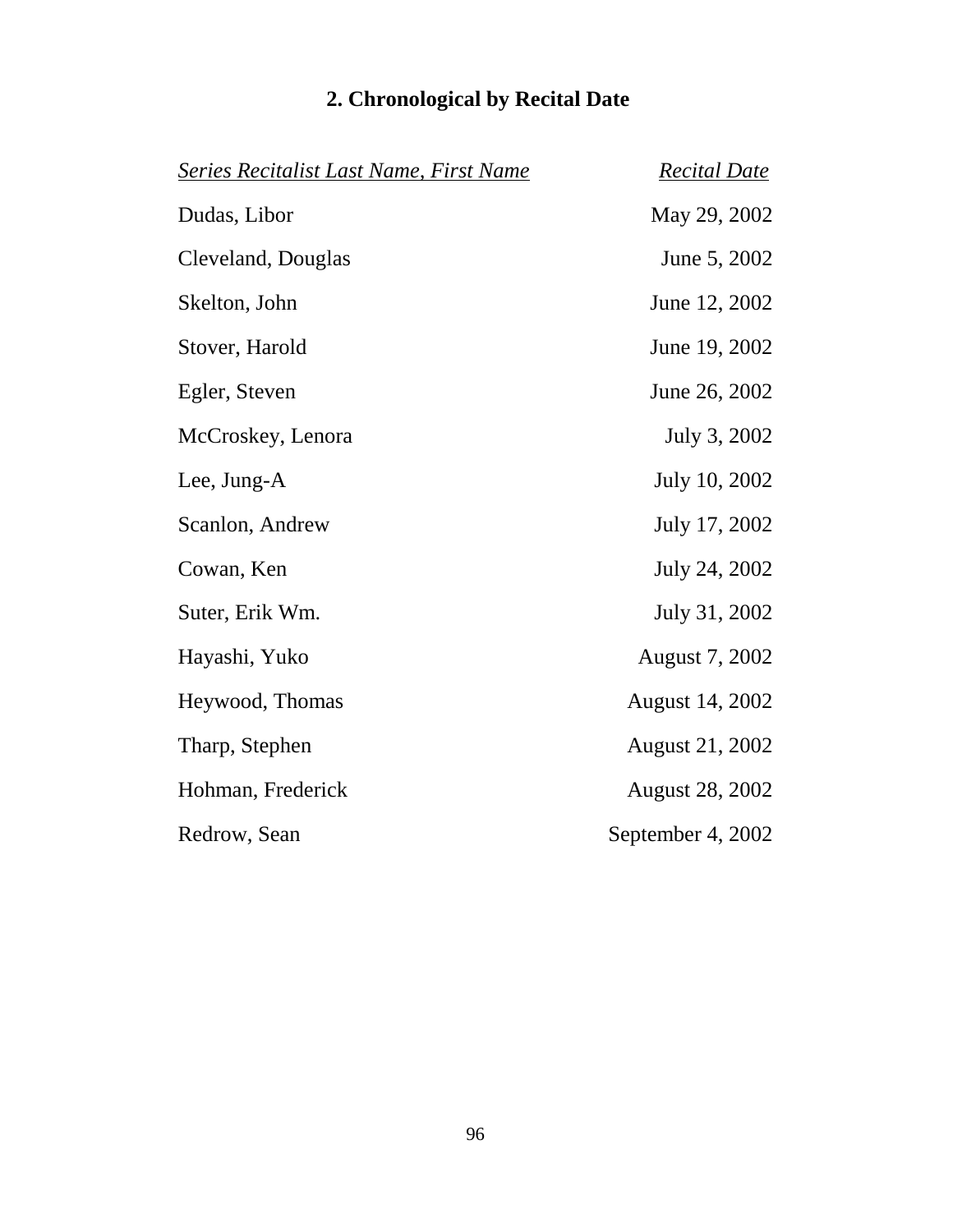## 2. Chronological by Recital Date

| *Series Recitalist Last Name, First Name* | *Recital Date* |
|---|---|
| Dudas, Libor | May 29, 2002 |
| Cleveland, Douglas | June 5, 2002 |
| Skelton, John | June 12, 2002 |
| Stover, Harold | June 19, 2002 |
| Egler, Steven | June 26, 2002 |
| McCroskey, Lenora | July 3, 2002 |
| Lee, Jung-A | July 10, 2002 |
| Scanlon, Andrew | July 17, 2002 |
| Cowan, Ken | July 24, 2002 |
| Suter, Erik Wm. | July 31, 2002 |
| Hayashi, Yuko | August 7, 2002 |
| Heywood, Thomas | August 14, 2002 |
| Tharp, Stephen | August 21, 2002 |
| Hohman, Frederick | August 28, 2002 |
| Redrow, Sean | September 4, 2002 |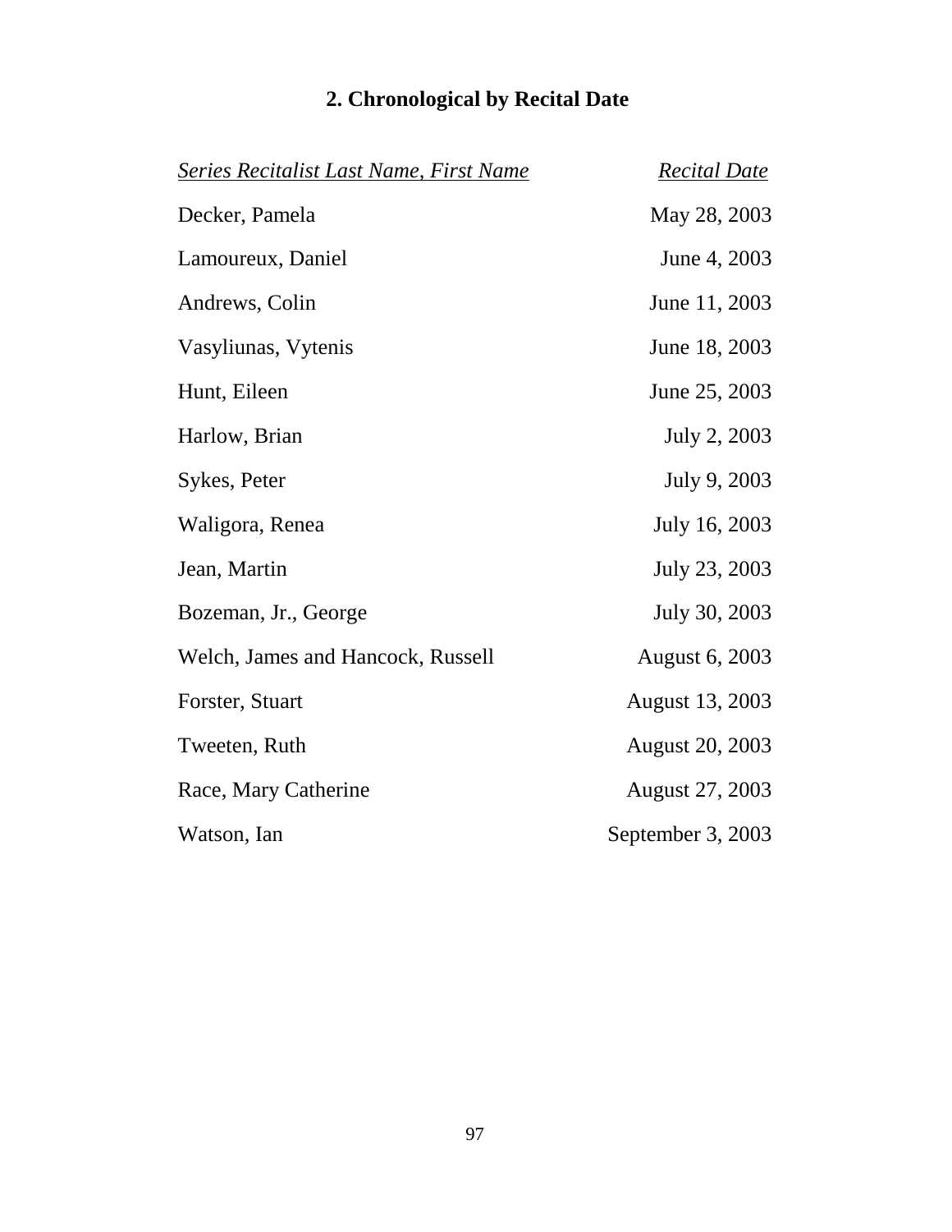## 2. Chronological by Recital Date

| *Series Recitalist Last Name, First Name* | *Recital Date* |
|---|---|
| Decker, Pamela | May 28, 2003 |
| Lamoureux, Daniel | June 4, 2003 |
| Andrews, Colin | June 11, 2003 |
| Vasyliunas, Vytenis | June 18, 2003 |
| Hunt, Eileen | June 25, 2003 |
| Harlow, Brian | July 2, 2003 |
| Sykes, Peter | July 9, 2003 |
| Waligora, Renea | July 16, 2003 |
| Jean, Martin | July 23, 2003 |
| Bozeman, Jr., George | July 30, 2003 |
| Welch, James and Hancock, Russell | August 6, 2003 |
| Forster, Stuart | August 13, 2003 |
| Tweeten, Ruth | August 20, 2003 |
| Race, Mary Catherine | August 27, 2003 |
| Watson, Ian | September 3, 2003 |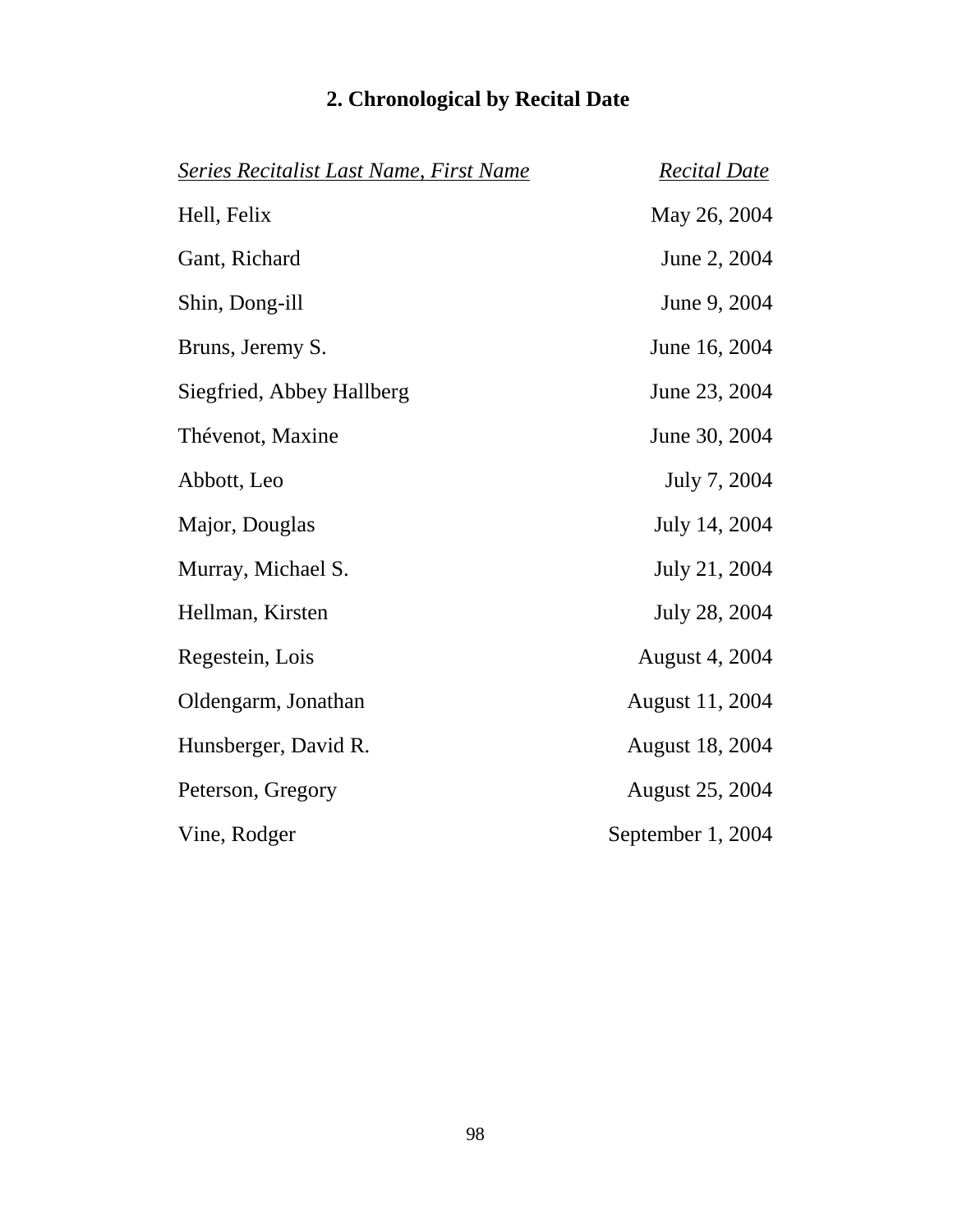## 2. Chronological by Recital Date

| *Series Recitalist Last Name, First Name* | *Recital Date* |
|---|---|
| Hell, Felix | May 26, 2004 |
| Gant, Richard | June 2, 2004 |
| Shin, Dong-ill | June 9, 2004 |
| Bruns, Jeremy S. | June 16, 2004 |
| Siegfried, Abbey Hallberg | June 23, 2004 |
| Thévenot, Maxine | June 30, 2004 |
| Abbott, Leo | July 7, 2004 |
| Major, Douglas | July 14, 2004 |
| Murray, Michael S. | July 21, 2004 |
| Hellman, Kirsten | July 28, 2004 |
| Regestein, Lois | August 4, 2004 |
| Oldengarm, Jonathan | August 11, 2004 |
| Hunsberger, David R. | August 18, 2004 |
| Peterson, Gregory | August 25, 2004 |
| Vine, Rodger | September 1, 2004 |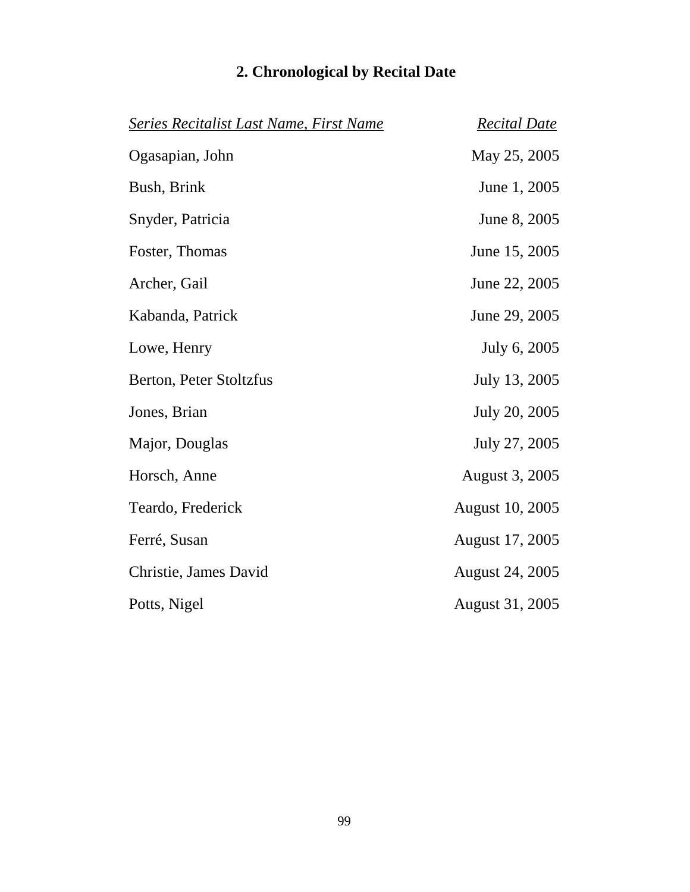## 2. Chronological by Recital Date

| *Series Recitalist Last Name, First Name* | *Recital Date* |
| --- | --- |
| Ogasapian, John | May 25, 2005 |
| Bush, Brink | June 1, 2005 |
| Snyder, Patricia | June 8, 2005 |
| Foster, Thomas | June 15, 2005 |
| Archer, Gail | June 22, 2005 |
| Kabanda, Patrick | June 29, 2005 |
| Lowe, Henry | July 6, 2005 |
| Berton, Peter Stoltzfus | July 13, 2005 |
| Jones, Brian | July 20, 2005 |
| Major, Douglas | July 27, 2005 |
| Horsch, Anne | August 3, 2005 |
| Teardo, Frederick | August 10, 2005 |
| Ferré, Susan | August 17, 2005 |
| Christie, James David | August 24, 2005 |
| Potts, Nigel | August 31, 2005 |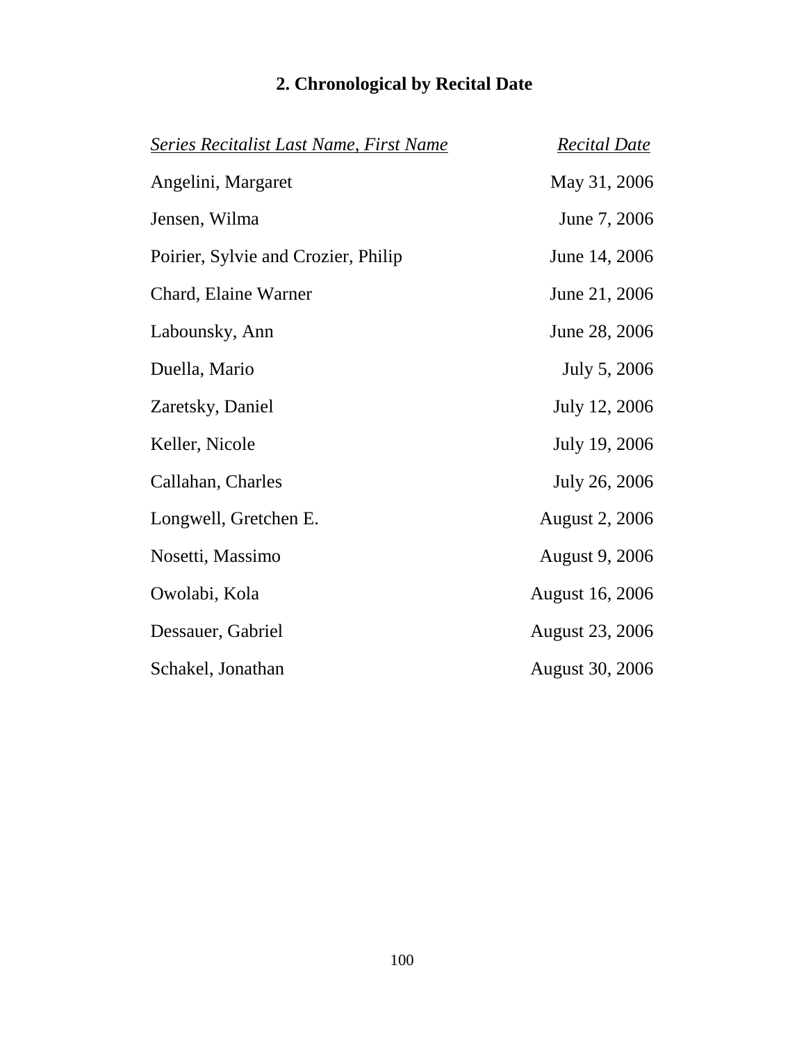## 2. Chronological by Recital Date

| *Series Recitalist Last Name, First Name* | *Recital Date* |
|---|---|
| Angelini, Margaret | May 31, 2006 |
| Jensen, Wilma | June 7, 2006 |
| Poirier, Sylvie and Crozier, Philip | June 14, 2006 |
| Chard, Elaine Warner | June 21, 2006 |
| Labounsky, Ann | June 28, 2006 |
| Duella, Mario | July 5, 2006 |
| Zaretsky, Daniel | July 12, 2006 |
| Keller, Nicole | July 19, 2006 |
| Callahan, Charles | July 26, 2006 |
| Longwell, Gretchen E. | August 2, 2006 |
| Nosetti, Massimo | August 9, 2006 |
| Owolabi, Kola | August 16, 2006 |
| Dessauer, Gabriel | August 23, 2006 |
| Schakel, Jonathan | August 30, 2006 |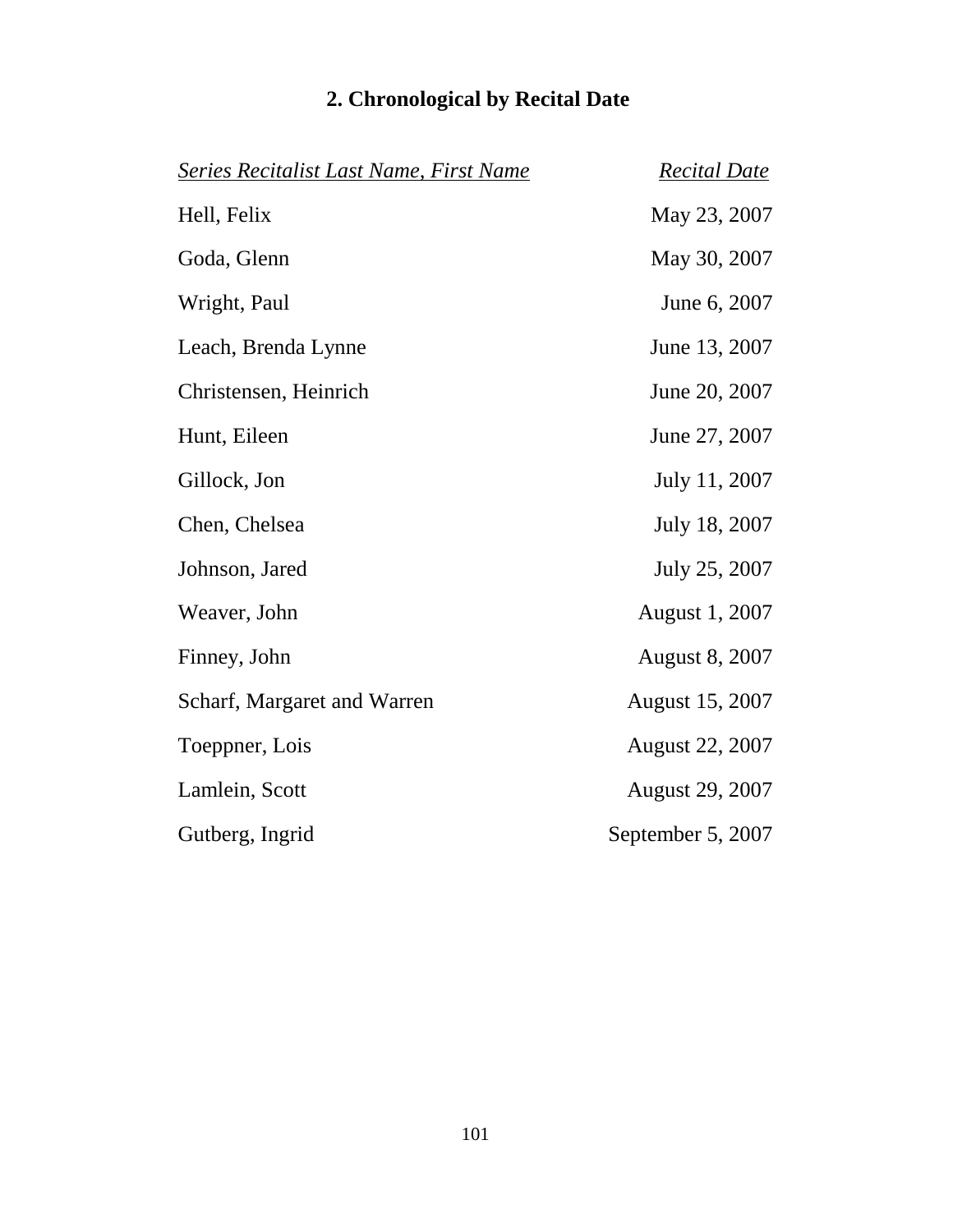## 2. Chronological by Recital Date

| *Series Recitalist Last Name, First Name* | *Recital Date* |
| --- | --- |
| Hell, Felix | May 23, 2007 |
| Goda, Glenn | May 30, 2007 |
| Wright, Paul | June 6, 2007 |
| Leach, Brenda Lynne | June 13, 2007 |
| Christensen, Heinrich | June 20, 2007 |
| Hunt, Eileen | June 27, 2007 |
| Gillock, Jon | July 11, 2007 |
| Chen, Chelsea | July 18, 2007 |
| Johnson, Jared | July 25, 2007 |
| Weaver, John | August 1, 2007 |
| Finney, John | August 8, 2007 |
| Scharf, Margaret and Warren | August 15, 2007 |
| Toeppner, Lois | August 22, 2007 |
| Lamlein, Scott | August 29, 2007 |
| Gutberg, Ingrid | September 5, 2007 |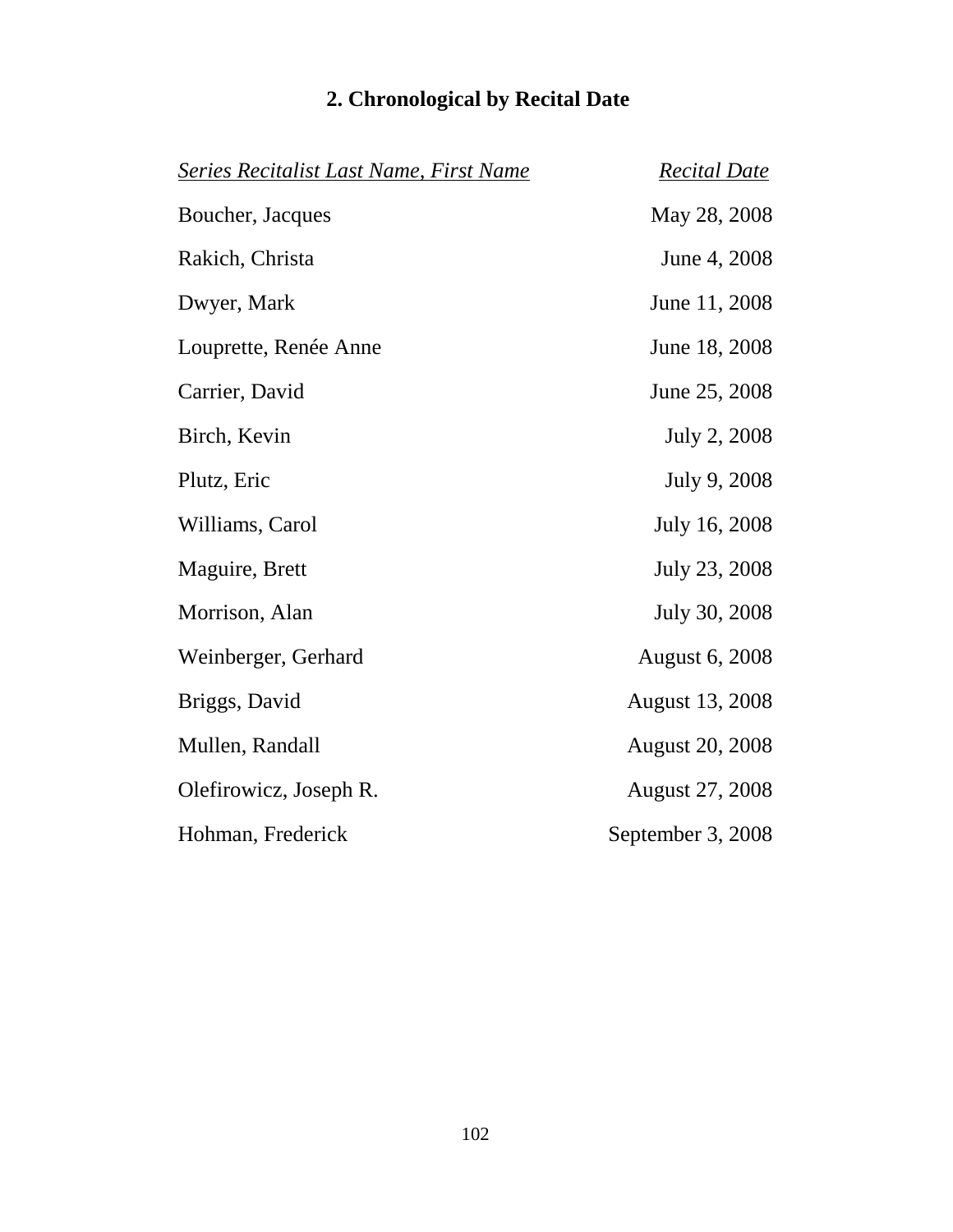## 2. Chronological by Recital Date

| *Series Recitalist Last Name, First Name* | *Recital Date* |
|---|---|
| Boucher, Jacques | May 28, 2008 |
| Rakich, Christa | June 4, 2008 |
| Dwyer, Mark | June 11, 2008 |
| Louprette, Renée Anne | June 18, 2008 |
| Carrier, David | June 25, 2008 |
| Birch, Kevin | July 2, 2008 |
| Plutz, Eric | July 9, 2008 |
| Williams, Carol | July 16, 2008 |
| Maguire, Brett | July 23, 2008 |
| Morrison, Alan | July 30, 2008 |
| Weinberger, Gerhard | August 6, 2008 |
| Briggs, David | August 13, 2008 |
| Mullen, Randall | August 20, 2008 |
| Olefirowicz, Joseph R. | August 27, 2008 |
| Hohman, Frederick | September 3, 2008 |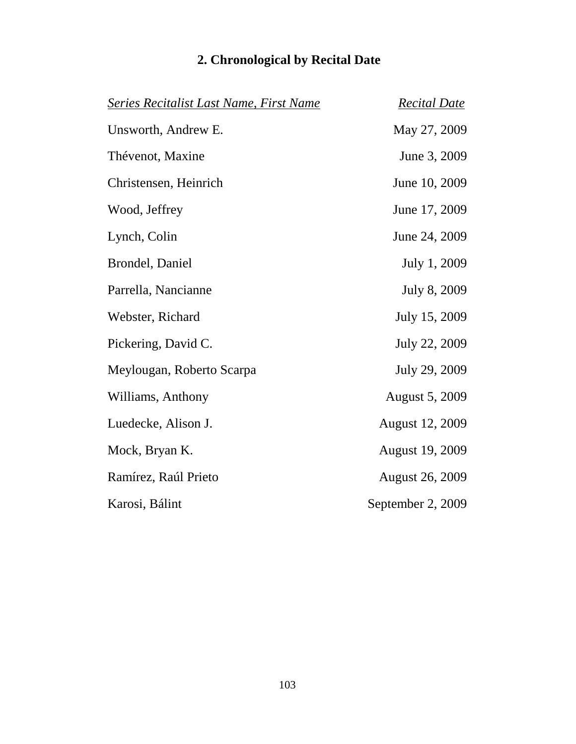## 2. Chronological by Recital Date

| *Series Recitalist Last Name, First Name* | *Recital Date* |
| --- | --- |
| Unsworth, Andrew E. | May 27, 2009 |
| Thévenot, Maxine | June 3, 2009 |
| Christensen, Heinrich | June 10, 2009 |
| Wood, Jeffrey | June 17, 2009 |
| Lynch, Colin | June 24, 2009 |
| Brondel, Daniel | July 1, 2009 |
| Parrella, Nancianne | July 8, 2009 |
| Webster, Richard | July 15, 2009 |
| Pickering, David C. | July 22, 2009 |
| Meylougan, Roberto Scarpa | July 29, 2009 |
| Williams, Anthony | August 5, 2009 |
| Luedecke, Alison J. | August 12, 2009 |
| Mock, Bryan K. | August 19, 2009 |
| Ramírez, Raúl Prieto | August 26, 2009 |
| Karosi, Bálint | September 2, 2009 |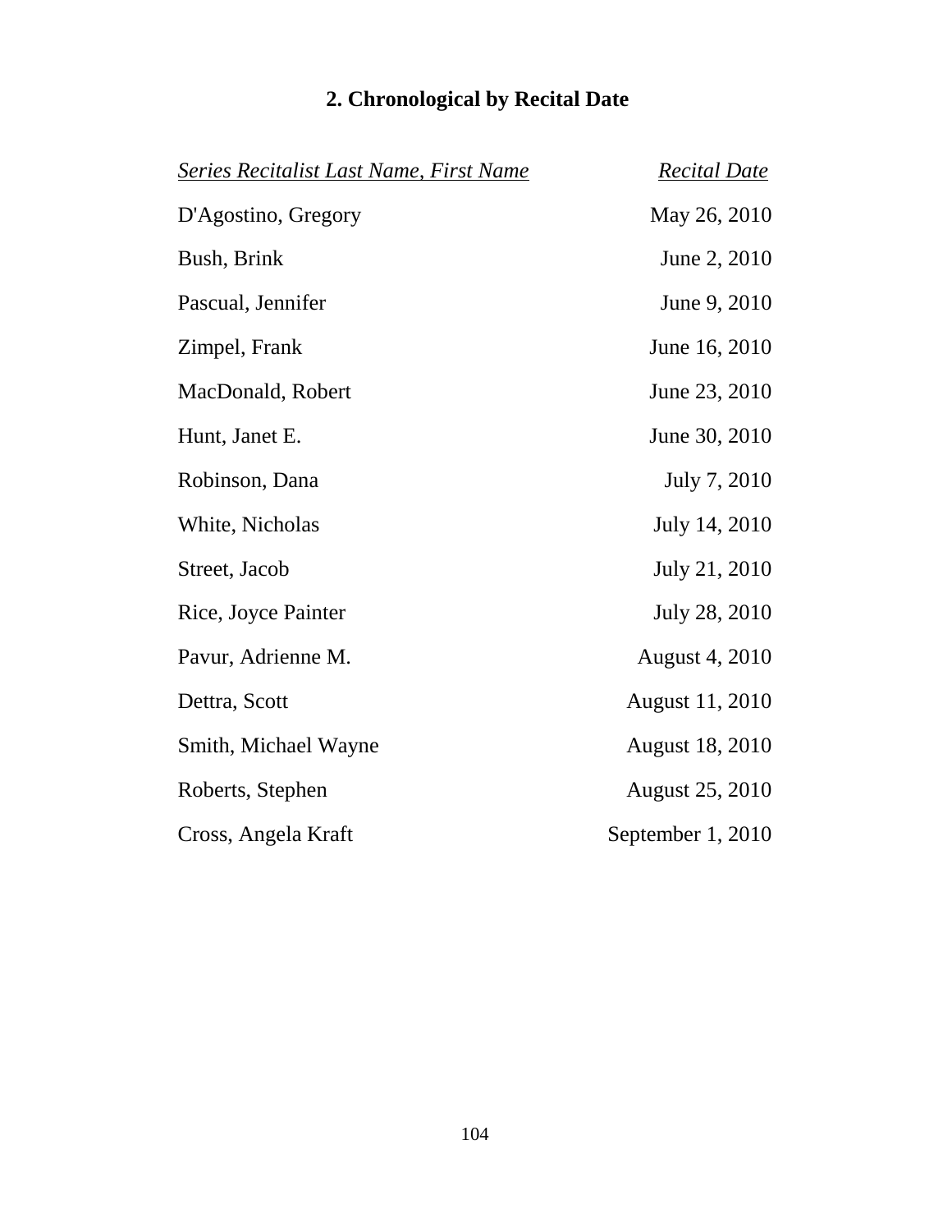## 2. Chronological by Recital Date

| *Series Recitalist Last Name, First Name* | *Recital Date* |
|---|---|
| D'Agostino, Gregory | May 26, 2010 |
| Bush, Brink | June 2, 2010 |
| Pascual, Jennifer | June 9, 2010 |
| Zimpel, Frank | June 16, 2010 |
| MacDonald, Robert | June 23, 2010 |
| Hunt, Janet E. | June 30, 2010 |
| Robinson, Dana | July 7, 2010 |
| White, Nicholas | July 14, 2010 |
| Street, Jacob | July 21, 2010 |
| Rice, Joyce Painter | July 28, 2010 |
| Pavur, Adrienne M. | August 4, 2010 |
| Dettra, Scott | August 11, 2010 |
| Smith, Michael Wayne | August 18, 2010 |
| Roberts, Stephen | August 25, 2010 |
| Cross, Angela Kraft | September 1, 2010 |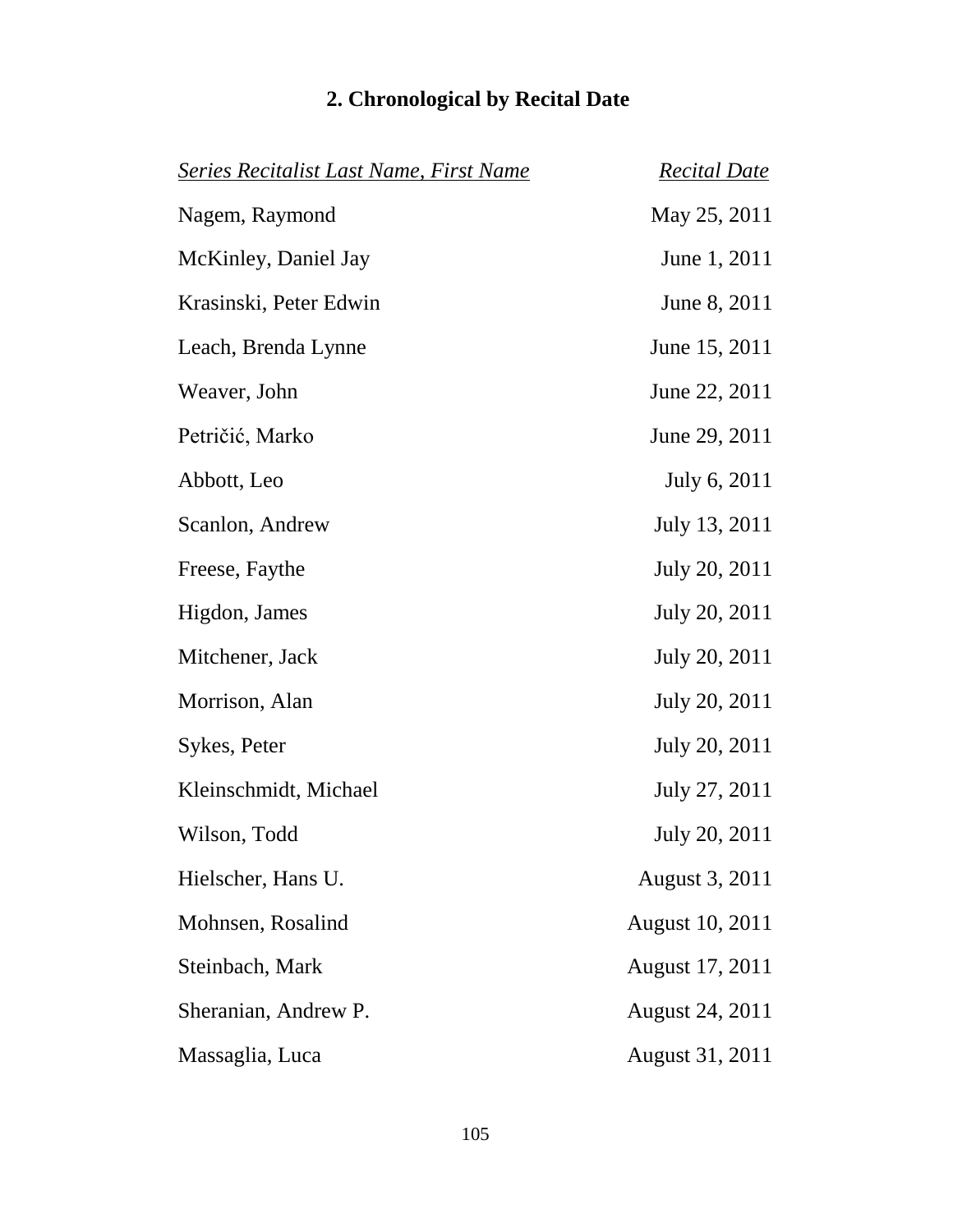## 2. Chronological by Recital Date

| *Series Recitalist Last Name, First Name* | *Recital Date* |
|---|---|
| Nagem, Raymond | May 25, 2011 |
| McKinley, Daniel Jay | June 1, 2011 |
| Krasinski, Peter Edwin | June 8, 2011 |
| Leach, Brenda Lynne | June 15, 2011 |
| Weaver, John | June 22, 2011 |
| Petričić, Marko | June 29, 2011 |
| Abbott, Leo | July 6, 2011 |
| Scanlon, Andrew | July 13, 2011 |
| Freese, Faythe | July 20, 2011 |
| Higdon, James | July 20, 2011 |
| Mitchener, Jack | July 20, 2011 |
| Morrison, Alan | July 20, 2011 |
| Sykes, Peter | July 20, 2011 |
| Kleinschmidt, Michael | July 27, 2011 |
| Wilson, Todd | July 20, 2011 |
| Hielscher, Hans U. | August 3, 2011 |
| Mohnsen, Rosalind | August 10, 2011 |
| Steinbach, Mark | August 17, 2011 |
| Sheranian, Andrew P. | August 24, 2011 |
| Massaglia, Luca | August 31, 2011 |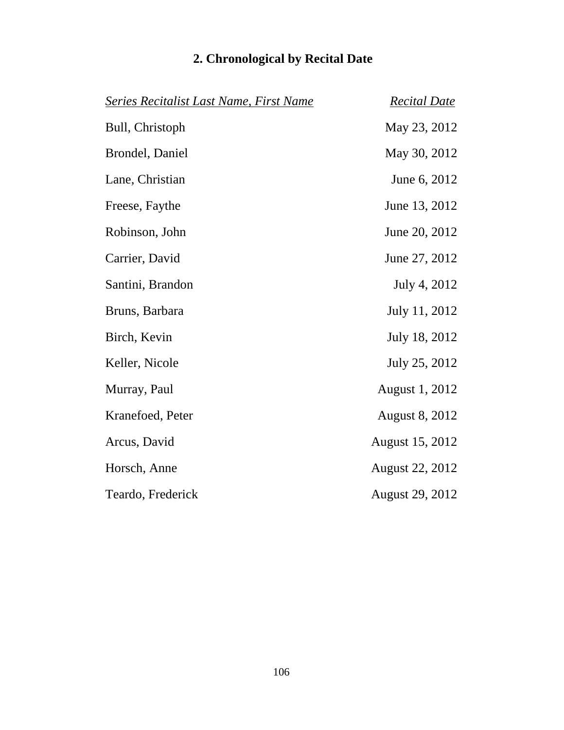## 2. Chronological by Recital Date

| *Series Recitalist Last Name, First Name* | *Recital Date* |
|---|---|
| Bull, Christoph | May 23, 2012 |
| Brondel, Daniel | May 30, 2012 |
| Lane, Christian | June 6, 2012 |
| Freese, Faythe | June 13, 2012 |
| Robinson, John | June 20, 2012 |
| Carrier, David | June 27, 2012 |
| Santini, Brandon | July 4, 2012 |
| Bruns, Barbara | July 11, 2012 |
| Birch, Kevin | July 18, 2012 |
| Keller, Nicole | July 25, 2012 |
| Murray, Paul | August 1, 2012 |
| Kranefoed, Peter | August 8, 2012 |
| Arcus, David | August 15, 2012 |
| Horsch, Anne | August 22, 2012 |
| Teardo, Frederick | August 29, 2012 |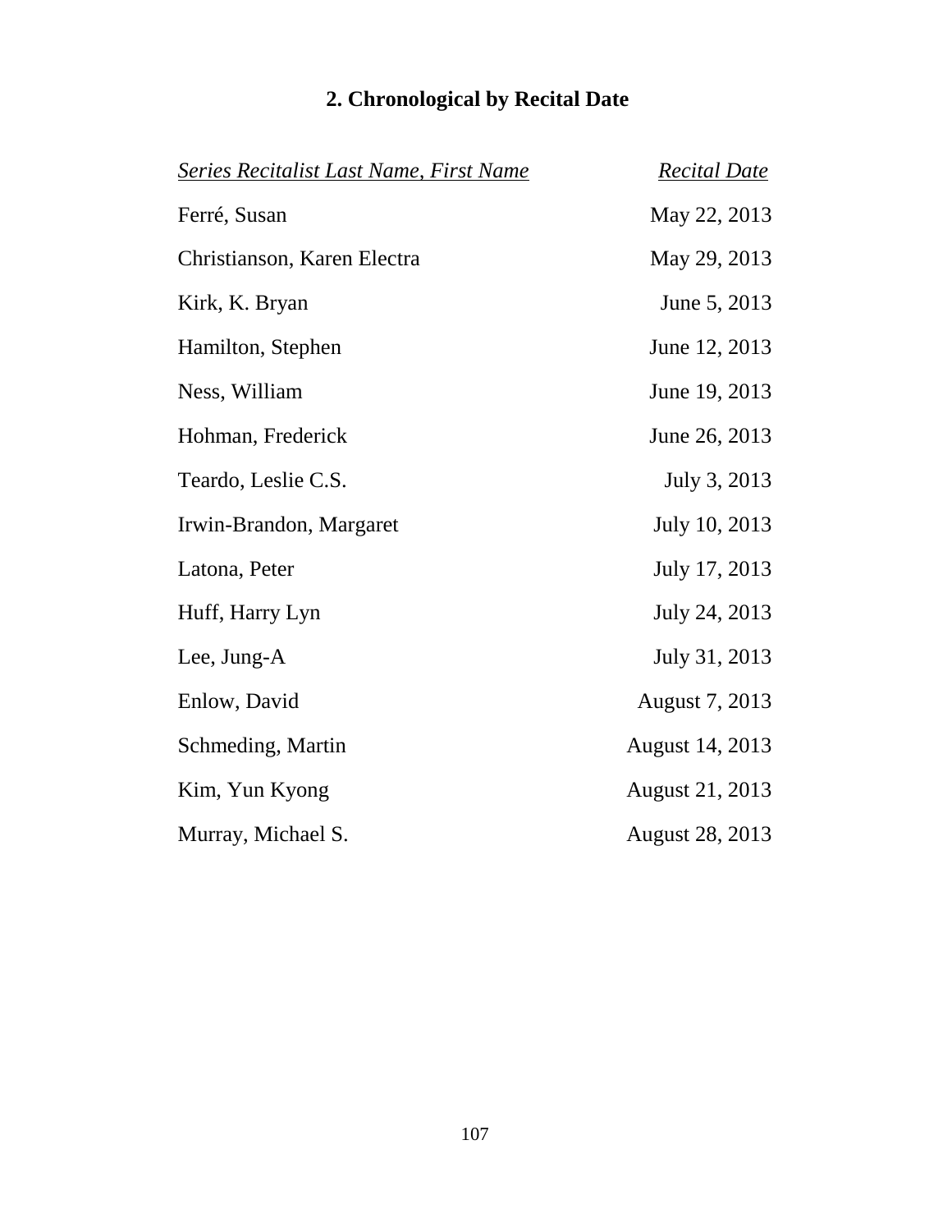## 2. Chronological by Recital Date

| *Series Recitalist Last Name, First Name* | *Recital Date* |
| --- | --- |
| Ferré, Susan | May 22, 2013 |
| Christianson, Karen Electra | May 29, 2013 |
| Kirk, K. Bryan | June 5, 2013 |
| Hamilton, Stephen | June 12, 2013 |
| Ness, William | June 19, 2013 |
| Hohman, Frederick | June 26, 2013 |
| Teardo, Leslie C.S. | July 3, 2013 |
| Irwin-Brandon, Margaret | July 10, 2013 |
| Latona, Peter | July 17, 2013 |
| Huff, Harry Lyn | July 24, 2013 |
| Lee, Jung-A | July 31, 2013 |
| Enlow, David | August 7, 2013 |
| Schmeding, Martin | August 14, 2013 |
| Kim, Yun Kyong | August 21, 2013 |
| Murray, Michael S. | August 28, 2013 |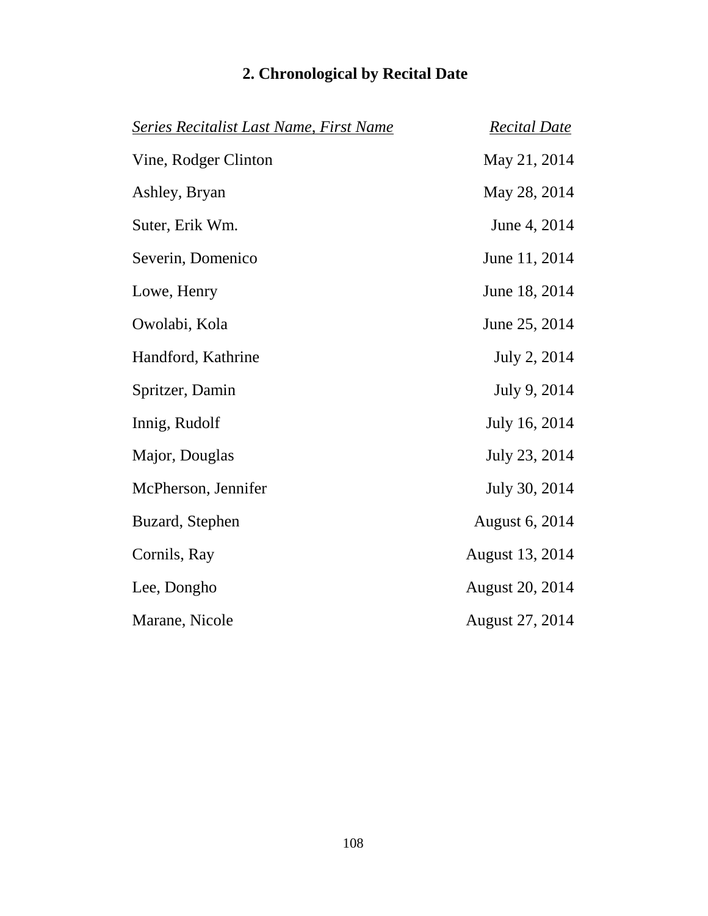## 2. Chronological by Recital Date

| *Series Recitalist Last Name, First Name* | *Recital Date* |
|---|---|
| Vine, Rodger Clinton | May 21, 2014 |
| Ashley, Bryan | May 28, 2014 |
| Suter, Erik Wm. | June 4, 2014 |
| Severin, Domenico | June 11, 2014 |
| Lowe, Henry | June 18, 2014 |
| Owolabi, Kola | June 25, 2014 |
| Handford, Kathrine | July 2, 2014 |
| Spritzer, Damin | July 9, 2014 |
| Innig, Rudolf | July 16, 2014 |
| Major, Douglas | July 23, 2014 |
| McPherson, Jennifer | July 30, 2014 |
| Buzard, Stephen | August 6, 2014 |
| Cornils, Ray | August 13, 2014 |
| Lee, Dongho | August 20, 2014 |
| Marane, Nicole | August 27, 2014 |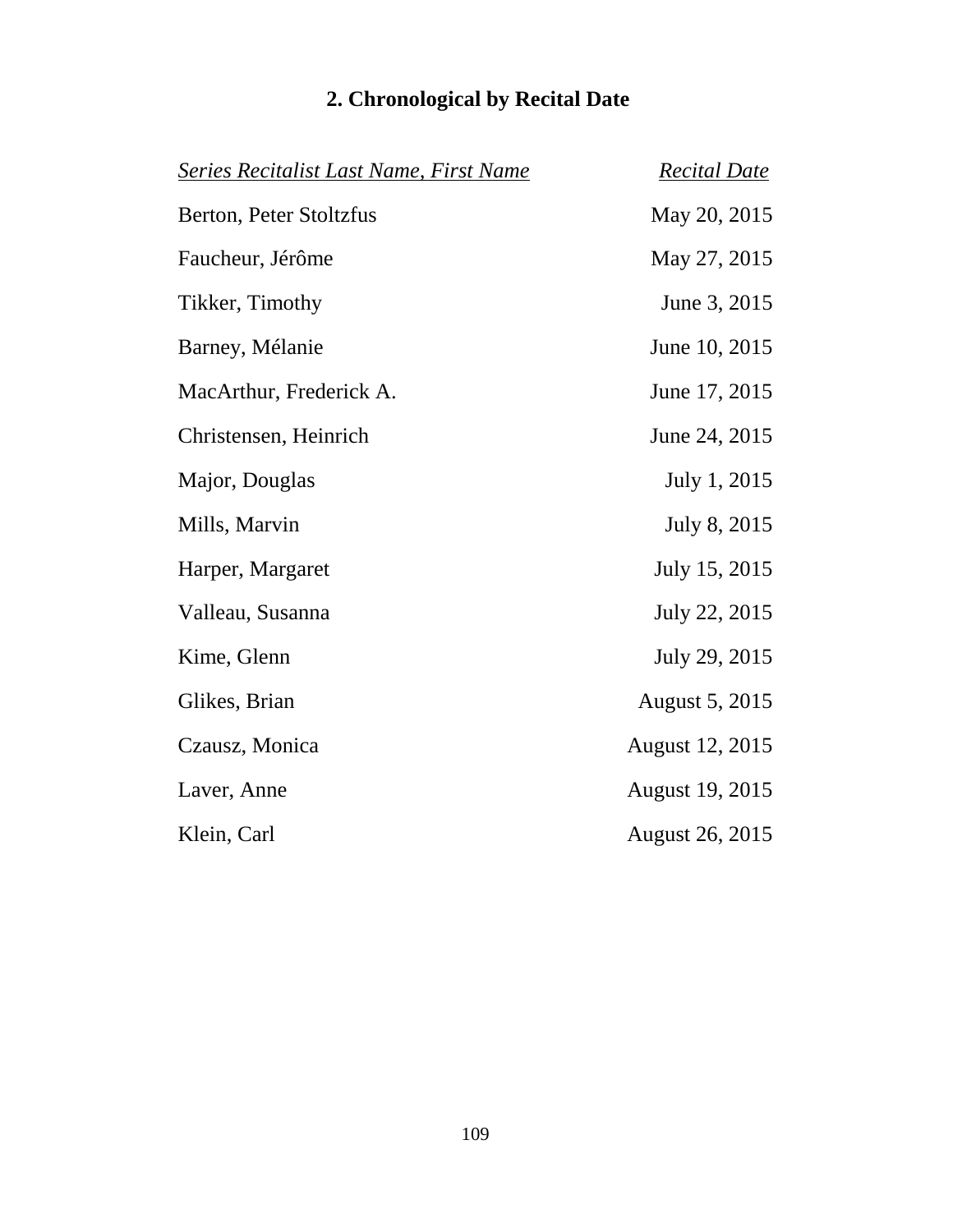## 2. Chronological by Recital Date

| *Series Recitalist Last Name, First Name* | *Recital Date* |
|---|---|
| Berton, Peter Stoltzfus | May 20, 2015 |
| Faucheur, Jérôme | May 27, 2015 |
| Tikker, Timothy | June 3, 2015 |
| Barney, Mélanie | June 10, 2015 |
| MacArthur, Frederick A. | June 17, 2015 |
| Christensen, Heinrich | June 24, 2015 |
| Major, Douglas | July 1, 2015 |
| Mills, Marvin | July 8, 2015 |
| Harper, Margaret | July 15, 2015 |
| Valleau, Susanna | July 22, 2015 |
| Kime, Glenn | July 29, 2015 |
| Glikes, Brian | August 5, 2015 |
| Czausz, Monica | August 12, 2015 |
| Laver, Anne | August 19, 2015 |
| Klein, Carl | August 26, 2015 |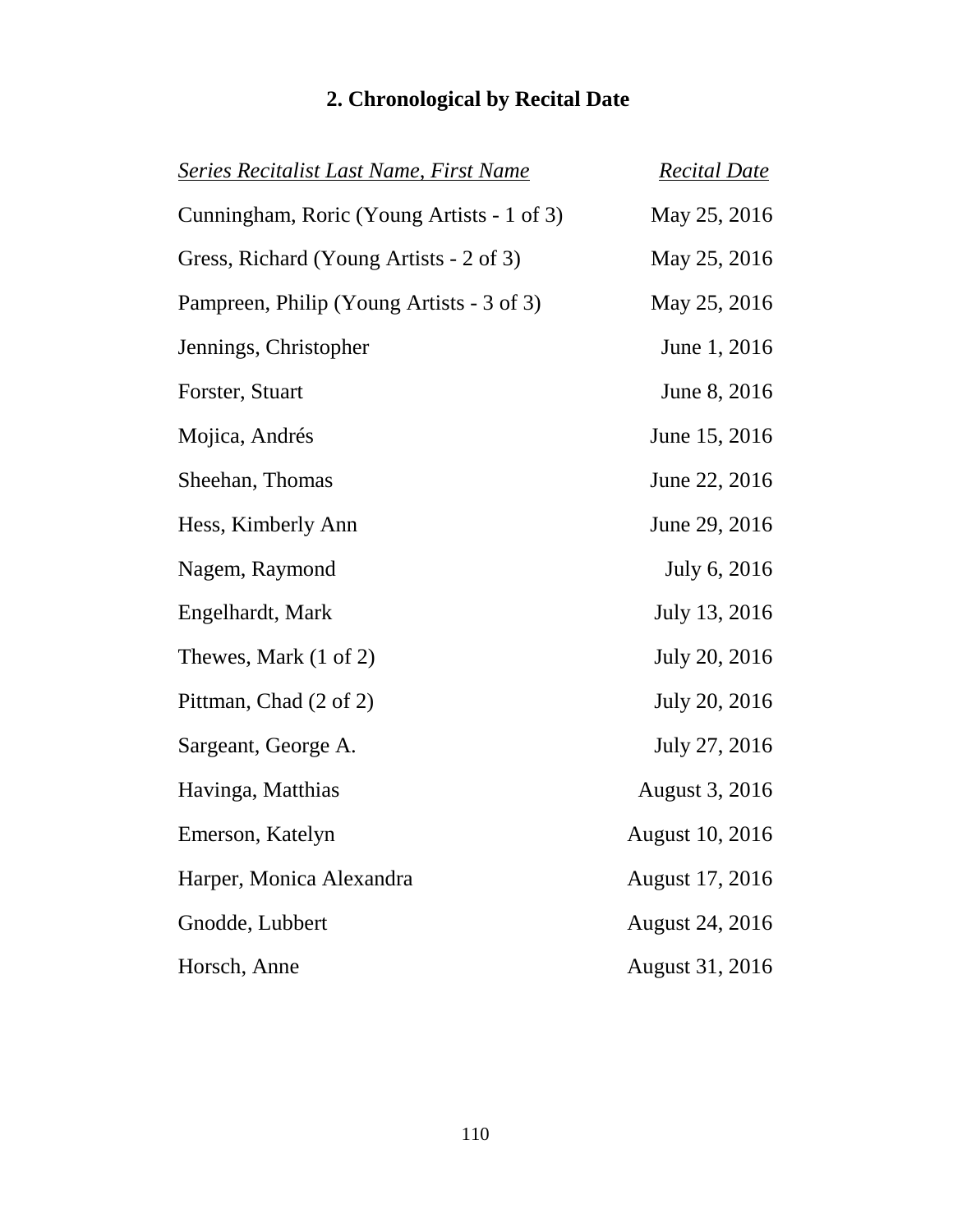## 2. Chronological by Recital Date

| *Series Recitalist Last Name, First Name* | *Recital Date* |
|---|---|
| Cunningham, Roric (Young Artists - 1 of 3) | May 25, 2016 |
| Gress, Richard (Young Artists - 2 of 3) | May 25, 2016 |
| Pampreen, Philip (Young Artists - 3 of 3) | May 25, 2016 |
| Jennings, Christopher | June 1, 2016 |
| Forster, Stuart | June 8, 2016 |
| Mojica, Andrés | June 15, 2016 |
| Sheehan, Thomas | June 22, 2016 |
| Hess, Kimberly Ann | June 29, 2016 |
| Nagem, Raymond | July 6, 2016 |
| Engelhardt, Mark | July 13, 2016 |
| Thewes, Mark (1 of 2) | July 20, 2016 |
| Pittman, Chad (2 of 2) | July 20, 2016 |
| Sargeant, George A. | July 27, 2016 |
| Havinga, Matthias | August 3, 2016 |
| Emerson, Katelyn | August 10, 2016 |
| Harper, Monica Alexandra | August 17, 2016 |
| Gnodde, Lubbert | August 24, 2016 |
| Horsch, Anne | August 31, 2016 |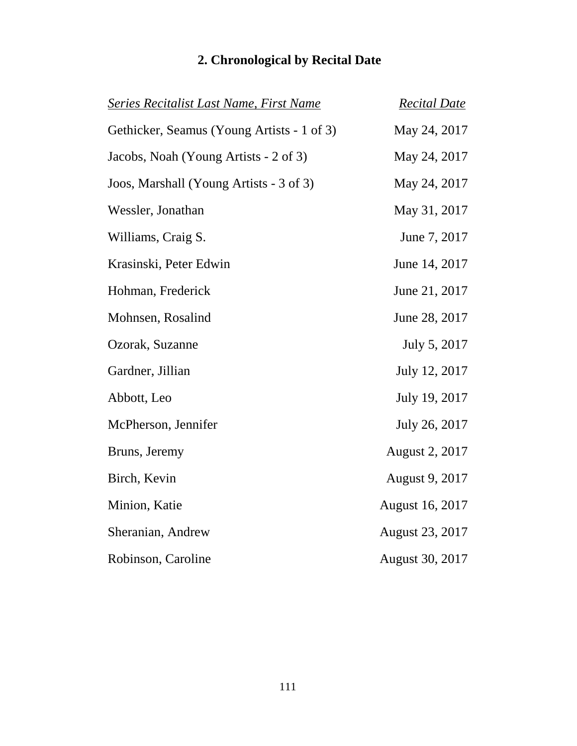## 2. Chronological by Recital Date

| *Series Recitalist Last Name, First Name* | *Recital Date* |
|---|---|
| Gethicker, Seamus (Young Artists - 1 of 3) | May 24, 2017 |
| Jacobs, Noah (Young Artists - 2 of 3) | May 24, 2017 |
| Joos, Marshall (Young Artists - 3 of 3) | May 24, 2017 |
| Wessler, Jonathan | May 31, 2017 |
| Williams, Craig S. | June 7, 2017 |
| Krasinski, Peter Edwin | June 14, 2017 |
| Hohman, Frederick | June 21, 2017 |
| Mohnsen, Rosalind | June 28, 2017 |
| Ozorak, Suzanne | July 5, 2017 |
| Gardner, Jillian | July 12, 2017 |
| Abbott, Leo | July 19, 2017 |
| McPherson, Jennifer | July 26, 2017 |
| Bruns, Jeremy | August 2, 2017 |
| Birch, Kevin | August 9, 2017 |
| Minion, Katie | August 16, 2017 |
| Sheranian, Andrew | August 23, 2017 |
| Robinson, Caroline | August 30, 2017 |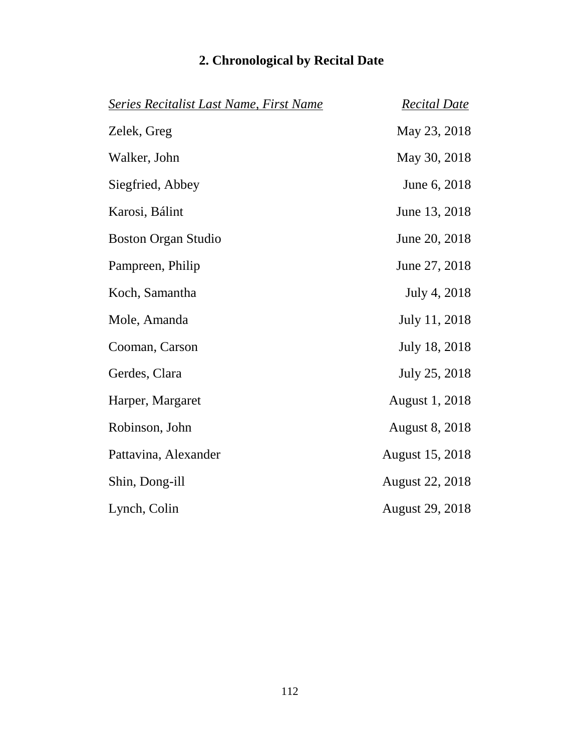## 2. Chronological by Recital Date

| *Series Recitalist Last Name, First Name* | *Recital Date* |
|---|---|
| Zelek, Greg | May 23, 2018 |
| Walker, John | May 30, 2018 |
| Siegfried, Abbey | June 6, 2018 |
| Karosi, Bálint | June 13, 2018 |
| Boston Organ Studio | June 20, 2018 |
| Pampreen, Philip | June 27, 2018 |
| Koch, Samantha | July 4, 2018 |
| Mole, Amanda | July 11, 2018 |
| Cooman, Carson | July 18, 2018 |
| Gerdes, Clara | July 25, 2018 |
| Harper, Margaret | August 1, 2018 |
| Robinson, John | August 8, 2018 |
| Pattavina, Alexander | August 15, 2018 |
| Shin, Dong-ill | August 22, 2018 |
| Lynch, Colin | August 29, 2018 |